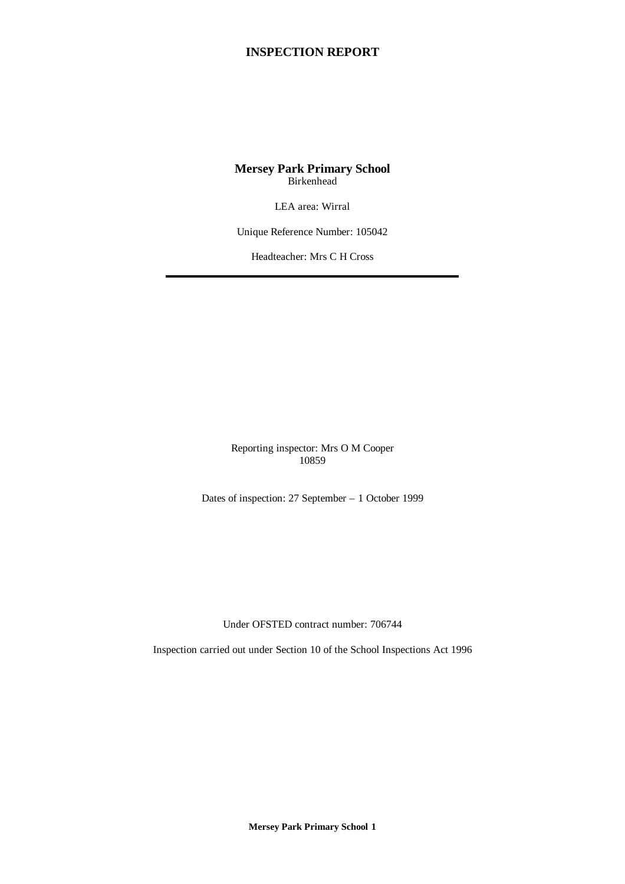# INSPECTION REPORT

**Mersey Park Primary School**
Birkenhead

LEA area: Wirral

Unique Reference Number: 105042

Headteacher: Mrs C H Cross

---

Reporting inspector: Mrs O M Cooper
10859

Dates of inspection: 27 September – 1 October 1999

Under OFSTED contract number: 706744

Inspection carried out under Section 10 of the School Inspections Act 1996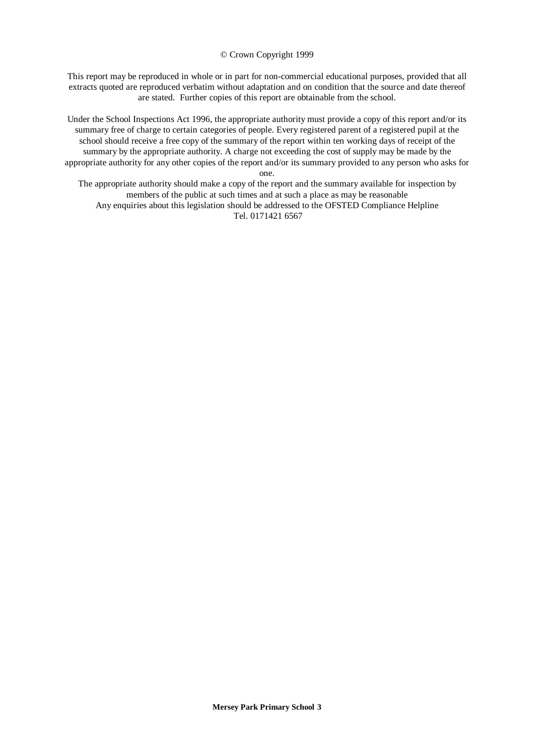© Crown Copyright 1999

This report may be reproduced in whole or in part for non-commercial educational purposes, provided that all extracts quoted are reproduced verbatim without adaptation and on condition that the source and date thereof are stated. Further copies of this report are obtainable from the school.

Under the School Inspections Act 1996, the appropriate authority must provide a copy of this report and/or its summary free of charge to certain categories of people. Every registered parent of a registered pupil at the school should receive a free copy of the summary of the report within ten working days of receipt of the summary by the appropriate authority. A charge not exceeding the cost of supply may be made by the appropriate authority for any other copies of the report and/or its summary provided to any person who asks for one.

The appropriate authority should make a copy of the report and the summary available for inspection by members of the public at such times and at such a place as may be reasonable

Any enquiries about this legislation should be addressed to the OFSTED Compliance Helpline
Tel. 0171421 6567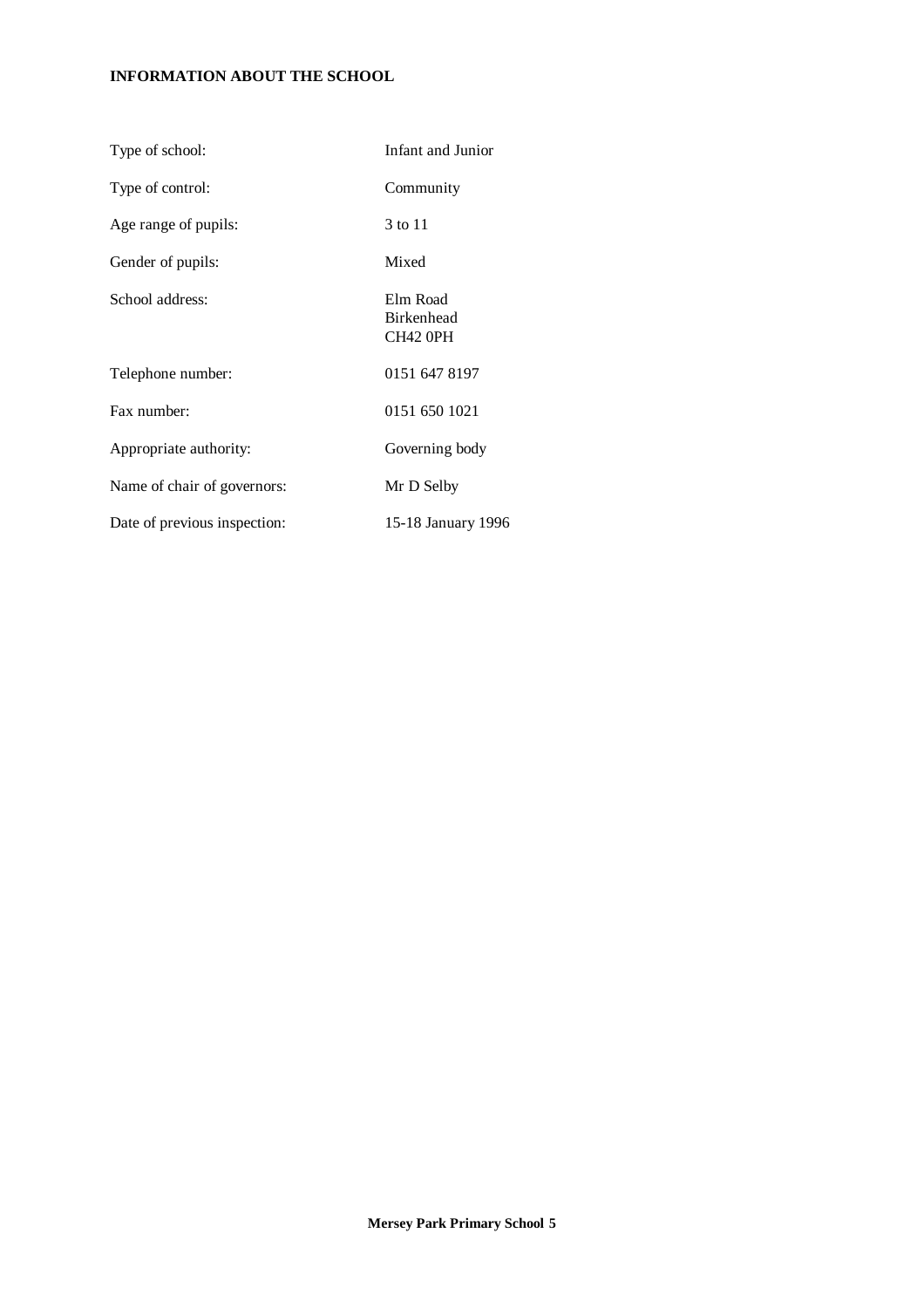**INFORMATION ABOUT THE SCHOOL**

| | |
|---|---|
| Type of school: | Infant and Junior |
| Type of control: | Community |
| Age range of pupils: | 3 to 11 |
| Gender of pupils: | Mixed |
| School address: | Elm Road<br>Birkenhead<br>CH42 0PH |
| Telephone number: | 0151 647 8197 |
| Fax number: | 0151 650 1021 |
| Appropriate authority: | Governing body |
| Name of chair of governors: | Mr D Selby |
| Date of previous inspection: | 15-18 January 1996 |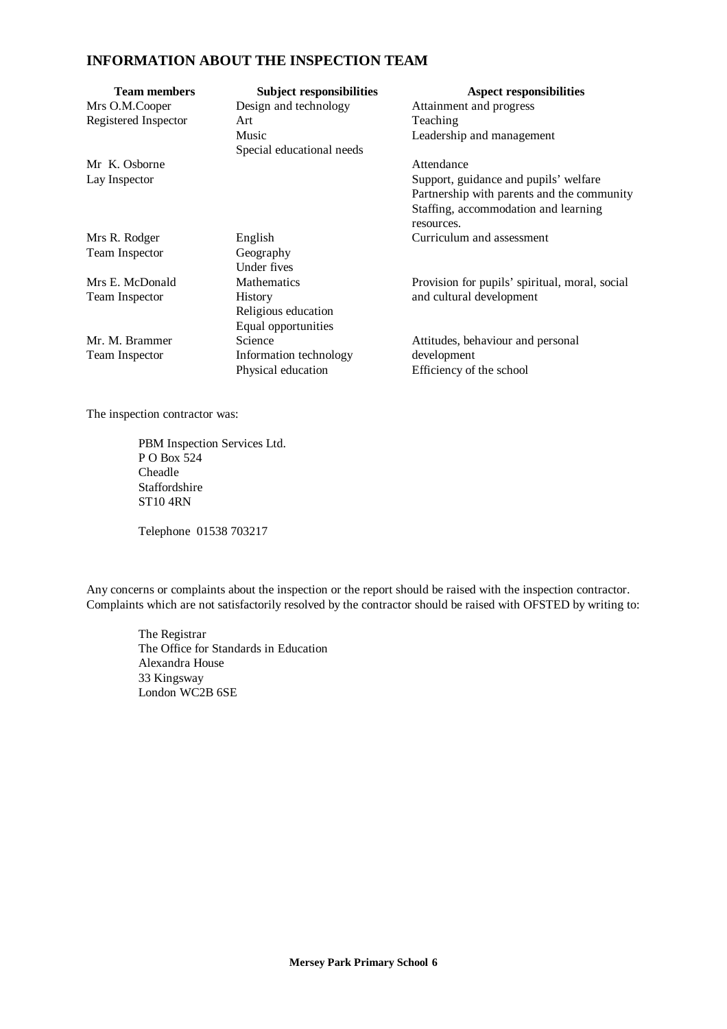## INFORMATION ABOUT THE INSPECTION TEAM

| Team members | Subject responsibilities | Aspect responsibilities |
|---|---|---|
| Mrs O.M.Cooper<br>Registered Inspector | Design and technology<br>Art<br>Music<br>Special educational needs | Attainment and progress<br>Teaching<br>Leadership and management |
| Mr K. Osborne<br>Lay Inspector | | Attendance<br>Support, guidance and pupils' welfare<br>Partnership with parents and the community<br>Staffing, accommodation and learning resources. |
| Mrs R. Rodger<br>Team Inspector | English<br>Geography<br>Under fives | Curriculum and assessment |
| Mrs E. McDonald<br>Team Inspector | Mathematics<br>History<br>Religious education<br>Equal opportunities | Provision for pupils' spiritual, moral, social and cultural development |
| Mr. M. Brammer<br>Team Inspector | Science<br>Information technology<br>Physical education | Attitudes, behaviour and personal development<br>Efficiency of the school |

The inspection contractor was:

PBM Inspection Services Ltd.
P O Box 524
Cheadle
Staffordshire
ST10 4RN

Telephone 01538 703217

Any concerns or complaints about the inspection or the report should be raised with the inspection contractor. Complaints which are not satisfactorily resolved by the contractor should be raised with OFSTED by writing to:

The Registrar
The Office for Standards in Education
Alexandra House
33 Kingsway
London WC2B 6SE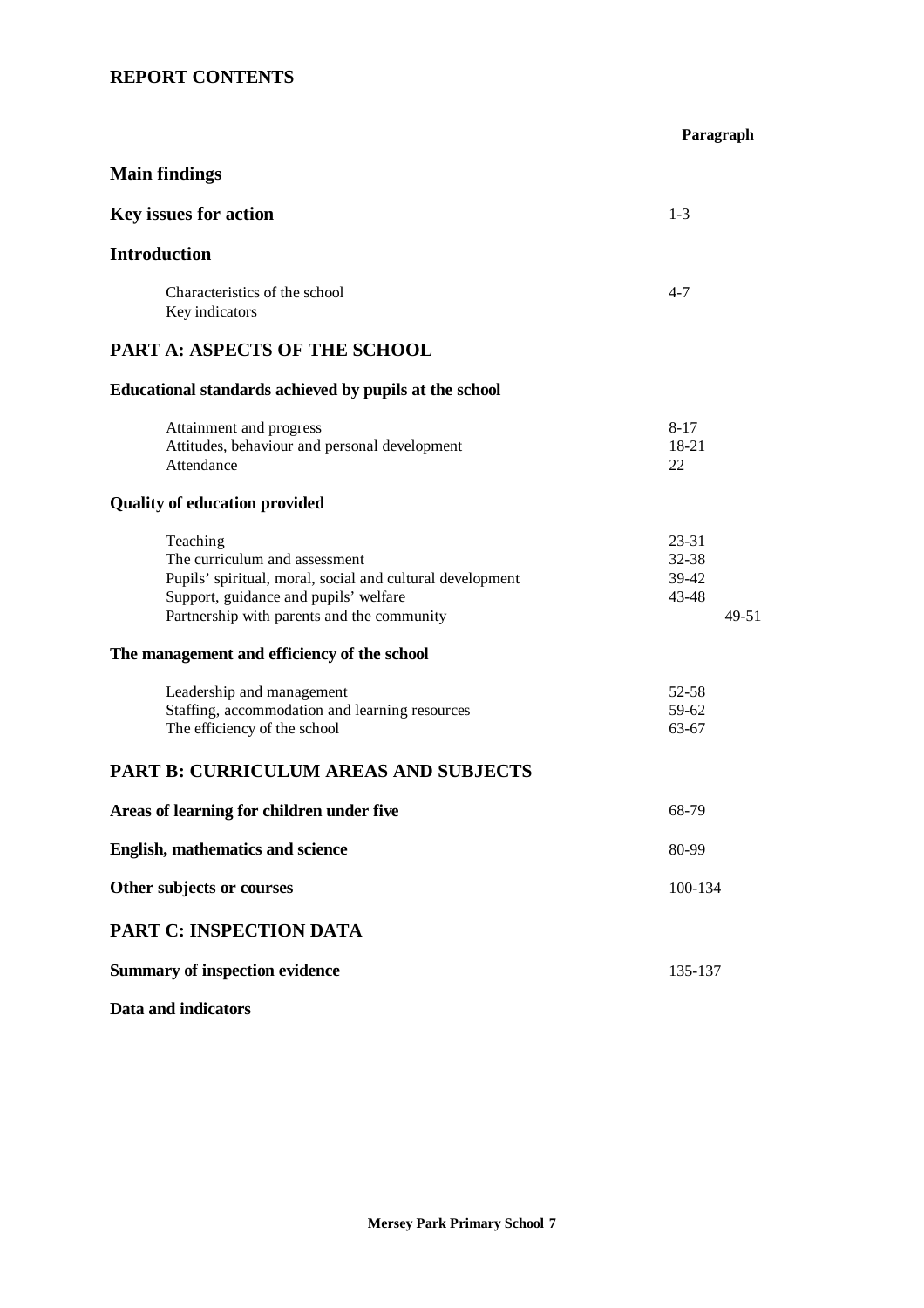# REPORT CONTENTS

| | Paragraph |
|---|---|
| **Main findings** | |
| **Key issues for action** | 1-3 |
| **Introduction** | |
| Characteristics of the school | 4-7 |
| Key indicators | |
| **PART A: ASPECTS OF THE SCHOOL** | |
| **Educational standards achieved by pupils at the school** | |
| Attainment and progress | 8-17 |
| Attitudes, behaviour and personal development | 18-21 |
| Attendance | 22 |
| **Quality of education provided** | |
| Teaching | 23-31 |
| The curriculum and assessment | 32-38 |
| Pupils' spiritual, moral, social and cultural development | 39-42 |
| Support, guidance and pupils' welfare | 43-48 |
| Partnership with parents and the community | 49-51 |
| **The management and efficiency of the school** | |
| Leadership and management | 52-58 |
| Staffing, accommodation and learning resources | 59-62 |
| The efficiency of the school | 63-67 |
| **PART B: CURRICULUM AREAS AND SUBJECTS** | |
| **Areas of learning for children under five** | 68-79 |
| **English, mathematics and science** | 80-99 |
| **Other subjects or courses** | 100-134 |
| **PART C: INSPECTION DATA** | |
| **Summary of inspection evidence** | 135-137 |
| **Data and indicators** | |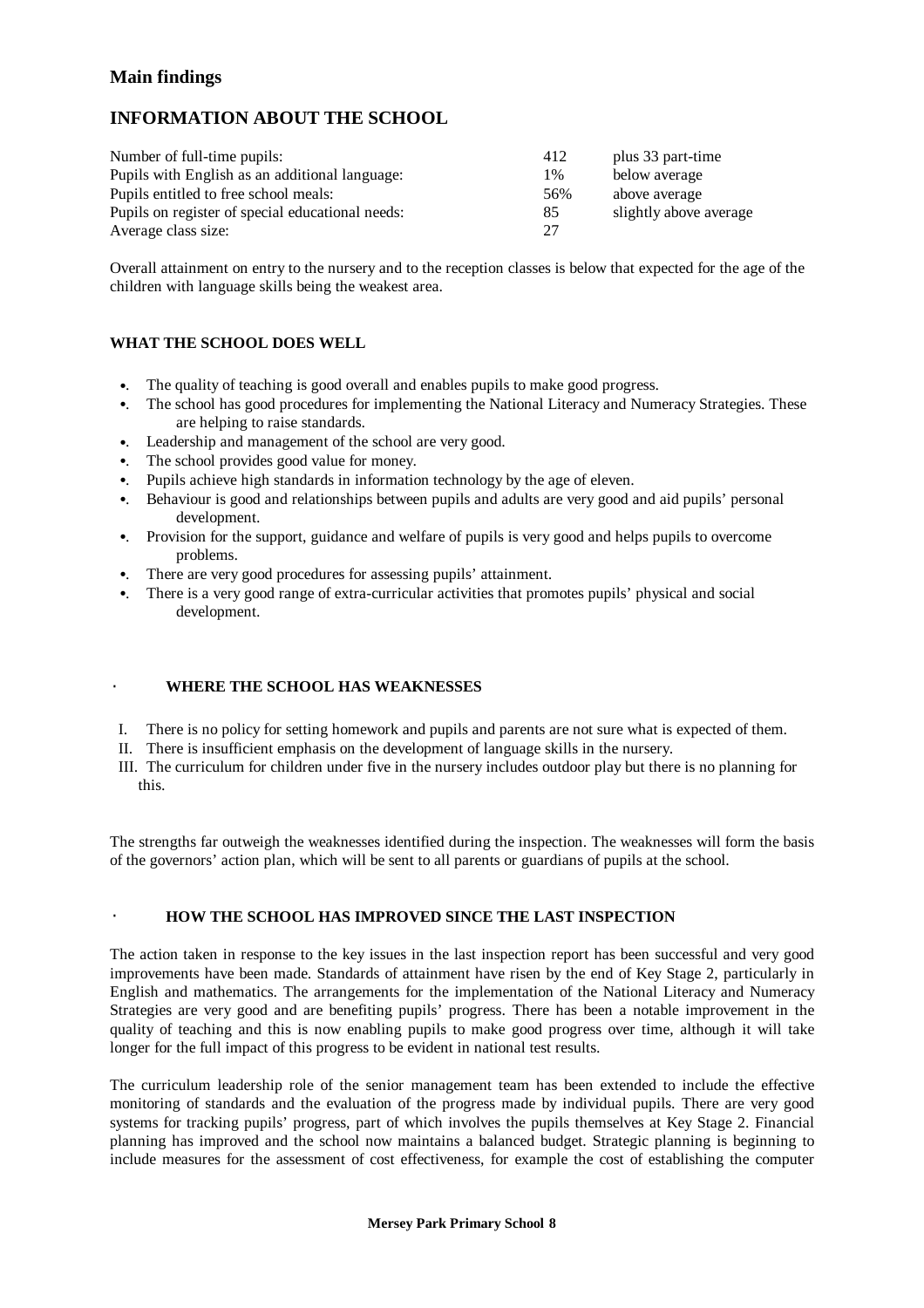## Main findings

## INFORMATION ABOUT THE SCHOOL

| | | |
|---|---|---|
| Number of full-time pupils: | 412 | plus 33 part-time |
| Pupils with English as an additional language: | 1% | below average |
| Pupils entitled to free school meals: | 56% | above average |
| Pupils on register of special educational needs: | 85 | slightly above average |
| Average class size: | 27 | |

Overall attainment on entry to the nursery and to the reception classes is below that expected for the age of the children with language skills being the weakest area.

### WHAT THE SCHOOL DOES WELL

- The quality of teaching is good overall and enables pupils to make good progress.
- The school has good procedures for implementing the National Literacy and Numeracy Strategies. These are helping to raise standards.
- Leadership and management of the school are very good.
- The school provides good value for money.
- Pupils achieve high standards in information technology by the age of eleven.
- Behaviour is good and relationships between pupils and adults are very good and aid pupils' personal development.
- Provision for the support, guidance and welfare of pupils is very good and helps pupils to overcome problems.
- There are very good procedures for assessing pupils' attainment.
- There is a very good range of extra-curricular activities that promotes pupils' physical and social development.

### WHERE THE SCHOOL HAS WEAKNESSES

I. There is no policy for setting homework and pupils and parents are not sure what is expected of them.
II. There is insufficient emphasis on the development of language skills in the nursery.
III. The curriculum for children under five in the nursery includes outdoor play but there is no planning for this.

The strengths far outweigh the weaknesses identified during the inspection. The weaknesses will form the basis of the governors' action plan, which will be sent to all parents or guardians of pupils at the school.

### HOW THE SCHOOL HAS IMPROVED SINCE THE LAST INSPECTION

The action taken in response to the key issues in the last inspection report has been successful and very good improvements have been made. Standards of attainment have risen by the end of Key Stage 2, particularly in English and mathematics. The arrangements for the implementation of the National Literacy and Numeracy Strategies are very good and are benefiting pupils' progress. There has been a notable improvement in the quality of teaching and this is now enabling pupils to make good progress over time, although it will take longer for the full impact of this progress to be evident in national test results.

The curriculum leadership role of the senior management team has been extended to include the effective monitoring of standards and the evaluation of the progress made by individual pupils. There are very good systems for tracking pupils' progress, part of which involves the pupils themselves at Key Stage 2. Financial planning has improved and the school now maintains a balanced budget. Strategic planning is beginning to include measures for the assessment of cost effectiveness, for example the cost of establishing the computer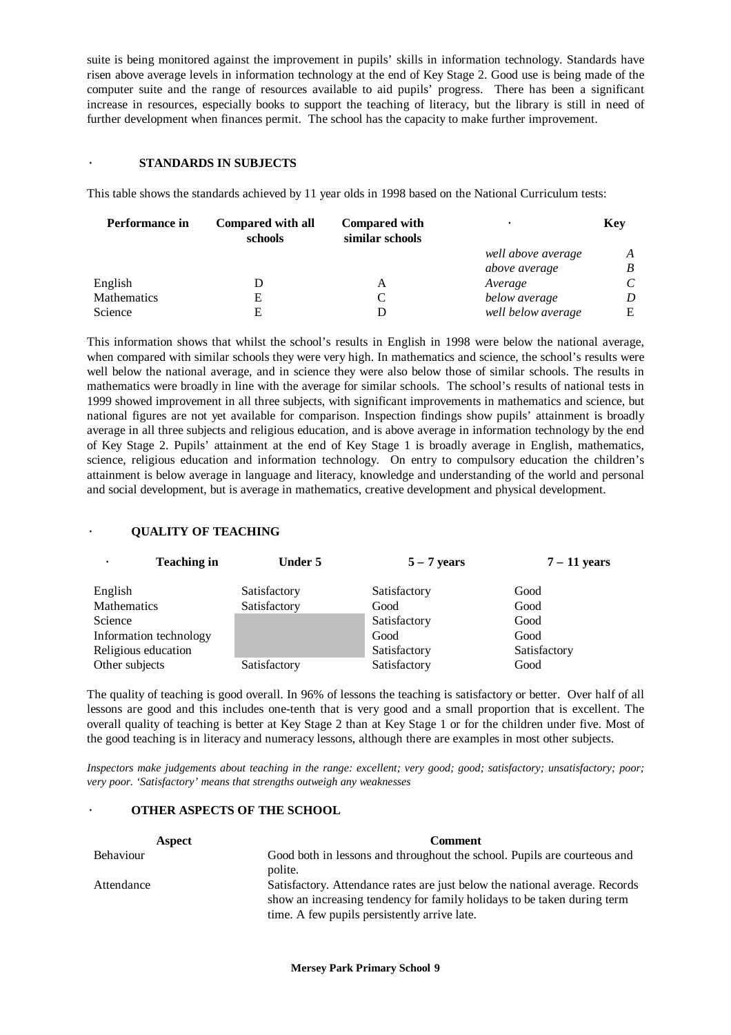suite is being monitored against the improvement in pupils' skills in information technology. Standards have risen above average levels in information technology at the end of Key Stage 2. Good use is being made of the computer suite and the range of resources available to aid pupils' progress. There has been a significant increase in resources, especially books to support the teaching of literacy, but the library is still in need of further development when finances permit. The school has the capacity to make further improvement.

## STANDARDS IN SUBJECTS

This table shows the standards achieved by 11 year olds in 1998 based on the National Curriculum tests:

| Performance in | Compared with all schools | Compared with similar schools | | Key |
|---|---|---|---|---|
| | | | *well above average* | *A* |
| | | | *above average* | *B* |
| English | D | A | *Average* | *C* |
| Mathematics | E | C | *below average* | *D* |
| Science | E | D | *well below average* | E |

This information shows that whilst the school's results in English in 1998 were below the national average, when compared with similar schools they were very high. In mathematics and science, the school's results were well below the national average, and in science they were also below those of similar schools. The results in mathematics were broadly in line with the average for similar schools. The school's results of national tests in 1999 showed improvement in all three subjects, with significant improvements in mathematics and science, but national figures are not yet available for comparison. Inspection findings show pupils' attainment is broadly average in all three subjects and religious education, and is above average in information technology by the end of Key Stage 2. Pupils' attainment at the end of Key Stage 1 is broadly average in English, mathematics, science, religious education and information technology. On entry to compulsory education the children's attainment is below average in language and literacy, knowledge and understanding of the world and personal and social development, but is average in mathematics, creative development and physical development.

## QUALITY OF TEACHING

| Teaching in | Under 5 | 5 – 7 years | 7 – 11 years |
|---|---|---|---|
| English | Satisfactory | Satisfactory | Good |
| Mathematics | Satisfactory | Good | Good |
| Science | | Satisfactory | Good |
| Information technology | | Good | Good |
| Religious education | | Satisfactory | Satisfactory |
| Other subjects | Satisfactory | Satisfactory | Good |

The quality of teaching is good overall. In 96% of lessons the teaching is satisfactory or better. Over half of all lessons are good and this includes one-tenth that is very good and a small proportion that is excellent. The overall quality of teaching is better at Key Stage 2 than at Key Stage 1 or for the children under five. Most of the good teaching is in literacy and numeracy lessons, although there are examples in most other subjects.

*Inspectors make judgements about teaching in the range: excellent; very good; good; satisfactory; unsatisfactory; poor; very poor. 'Satisfactory' means that strengths outweigh any weaknesses*

## OTHER ASPECTS OF THE SCHOOL

| Aspect | Comment |
|---|---|
| Behaviour | Good both in lessons and throughout the school. Pupils are courteous and polite. |
| Attendance | Satisfactory. Attendance rates are just below the national average. Records show an increasing tendency for family holidays to be taken during term time. A few pupils persistently arrive late. |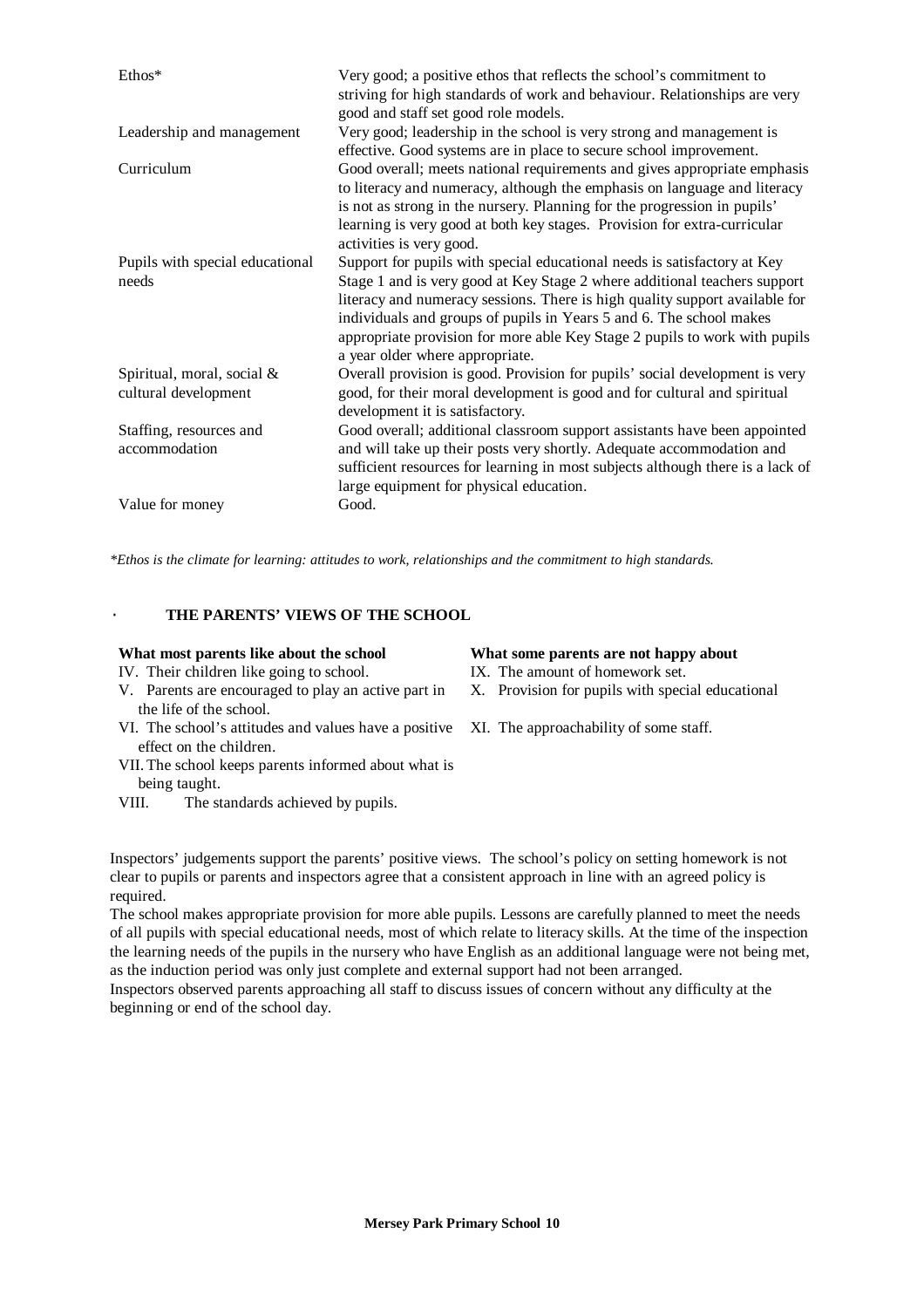| | |
|---|---|
| Ethos* | Very good; a positive ethos that reflects the school's commitment to striving for high standards of work and behaviour. Relationships are very good and staff set good role models. |
| Leadership and management | Very good; leadership in the school is very strong and management is effective. Good systems are in place to secure school improvement. |
| Curriculum | Good overall; meets national requirements and gives appropriate emphasis to literacy and numeracy, although the emphasis on language and literacy is not as strong in the nursery. Planning for the progression in pupils' learning is very good at both key stages. Provision for extra-curricular activities is very good. |
| Pupils with special educational needs | Support for pupils with special educational needs is satisfactory at Key Stage 1 and is very good at Key Stage 2 where additional teachers support literacy and numeracy sessions. There is high quality support available for individuals and groups of pupils in Years 5 and 6. The school makes appropriate provision for more able Key Stage 2 pupils to work with pupils a year older where appropriate. |
| Spiritual, moral, social & cultural development | Overall provision is good. Provision for pupils' social development is very good, for their moral development is good and for cultural and spiritual development it is satisfactory. |
| Staffing, resources and accommodation | Good overall; additional classroom support assistants have been appointed and will take up their posts very shortly. Adequate accommodation and sufficient resources for learning in most subjects although there is a lack of large equipment for physical education. |
| Value for money | Good. |

*\*Ethos is the climate for learning: attitudes to work, relationships and the commitment to high standards.*

## THE PARENTS' VIEWS OF THE SCHOOL

| What most parents like about the school | What some parents are not happy about |
|---|---|
| IV. Their children like going to school. | IX. The amount of homework set. |
| V. Parents are encouraged to play an active part in the life of the school. | X. Provision for pupils with special educational |
| VI. The school's attitudes and values have a positive effect on the children. | XI. The approachability of some staff. |
| VII. The school keeps parents informed about what is being taught. | |
| VIII. The standards achieved by pupils. | |

Inspectors' judgements support the parents' positive views. The school's policy on setting homework is not clear to pupils or parents and inspectors agree that a consistent approach in line with an agreed policy is required.

The school makes appropriate provision for more able pupils. Lessons are carefully planned to meet the needs of all pupils with special educational needs, most of which relate to literacy skills. At the time of the inspection the learning needs of the pupils in the nursery who have English as an additional language were not being met, as the induction period was only just complete and external support had not been arranged.

Inspectors observed parents approaching all staff to discuss issues of concern without any difficulty at the beginning or end of the school day.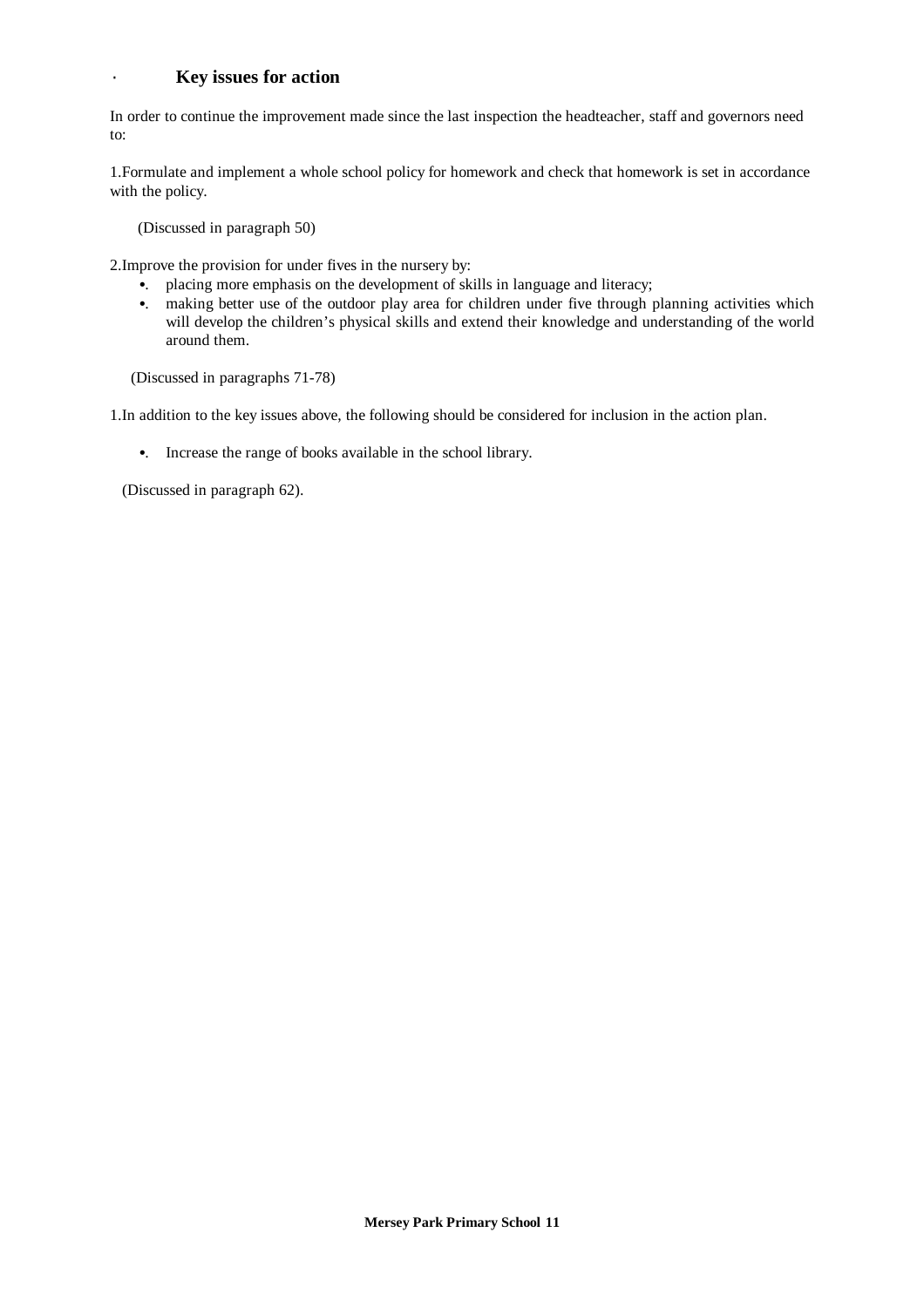## Key issues for action

In order to continue the improvement made since the last inspection the headteacher, staff and governors need to:

1.Formulate and implement a whole school policy for homework and check that homework is set in accordance with the policy.

(Discussed in paragraph 50)

2.Improve the provision for under fives in the nursery by:

- placing more emphasis on the development of skills in language and literacy;
- making better use of the outdoor play area for children under five through planning activities which will develop the children's physical skills and extend their knowledge and understanding of the world around them.

(Discussed in paragraphs 71-78)

1.In addition to the key issues above, the following should be considered for inclusion in the action plan.

- Increase the range of books available in the school library.

(Discussed in paragraph 62).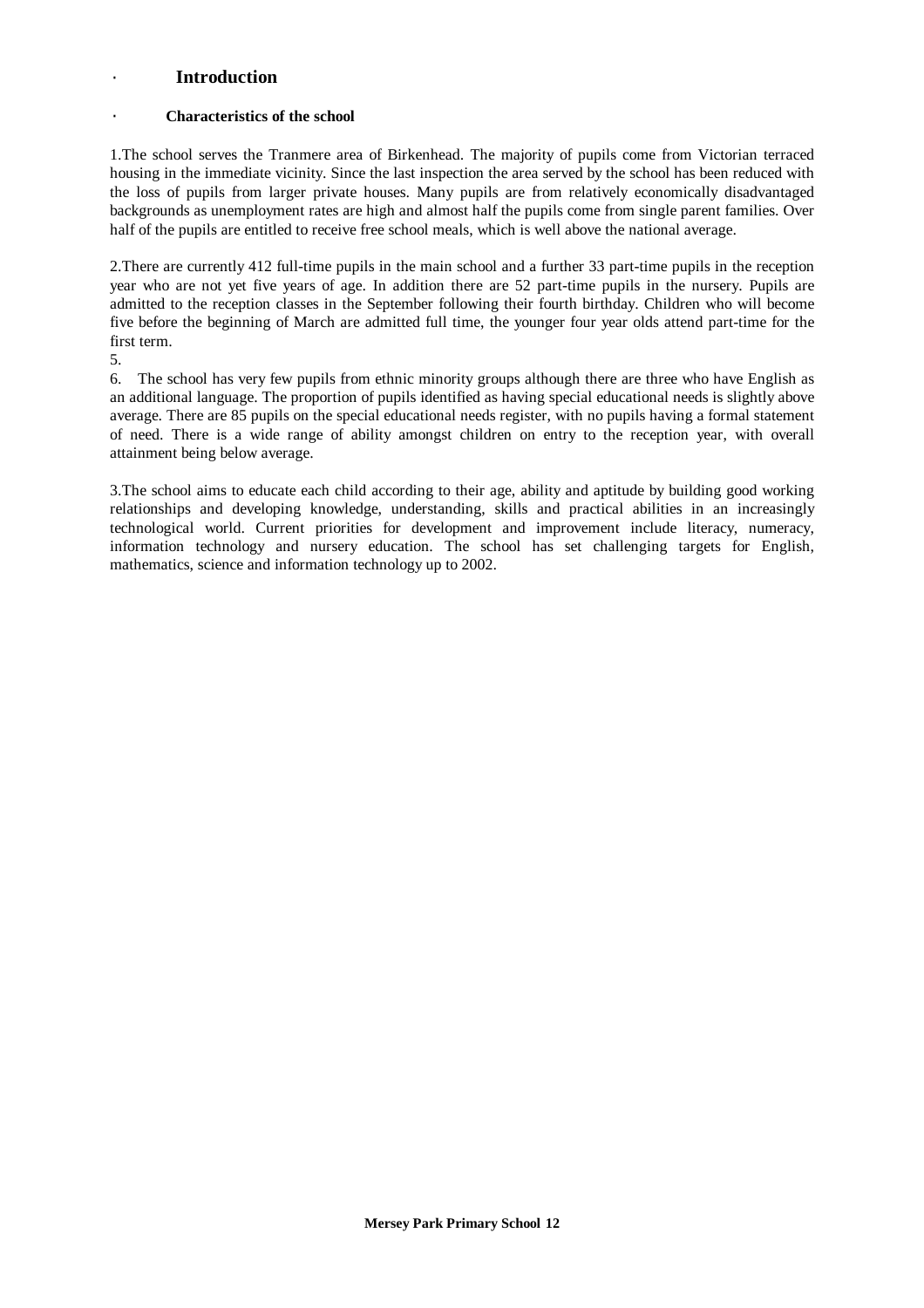## · Introduction

### · Characteristics of the school

1.The school serves the Tranmere area of Birkenhead. The majority of pupils come from Victorian terraced housing in the immediate vicinity. Since the last inspection the area served by the school has been reduced with the loss of pupils from larger private houses. Many pupils are from relatively economically disadvantaged backgrounds as unemployment rates are high and almost half the pupils come from single parent families. Over half of the pupils are entitled to receive free school meals, which is well above the national average.

2.There are currently 412 full-time pupils in the main school and a further 33 part-time pupils in the reception year who are not yet five years of age. In addition there are 52 part-time pupils in the nursery. Pupils are admitted to the reception classes in the September following their fourth birthday. Children who will become five before the beginning of March are admitted full time, the younger four year olds attend part-time for the first term.

5.

6. The school has very few pupils from ethnic minority groups although there are three who have English as an additional language. The proportion of pupils identified as having special educational needs is slightly above average. There are 85 pupils on the special educational needs register, with no pupils having a formal statement of need. There is a wide range of ability amongst children on entry to the reception year, with overall attainment being below average.

3.The school aims to educate each child according to their age, ability and aptitude by building good working relationships and developing knowledge, understanding, skills and practical abilities in an increasingly technological world. Current priorities for development and improvement include literacy, numeracy, information technology and nursery education. The school has set challenging targets for English, mathematics, science and information technology up to 2002.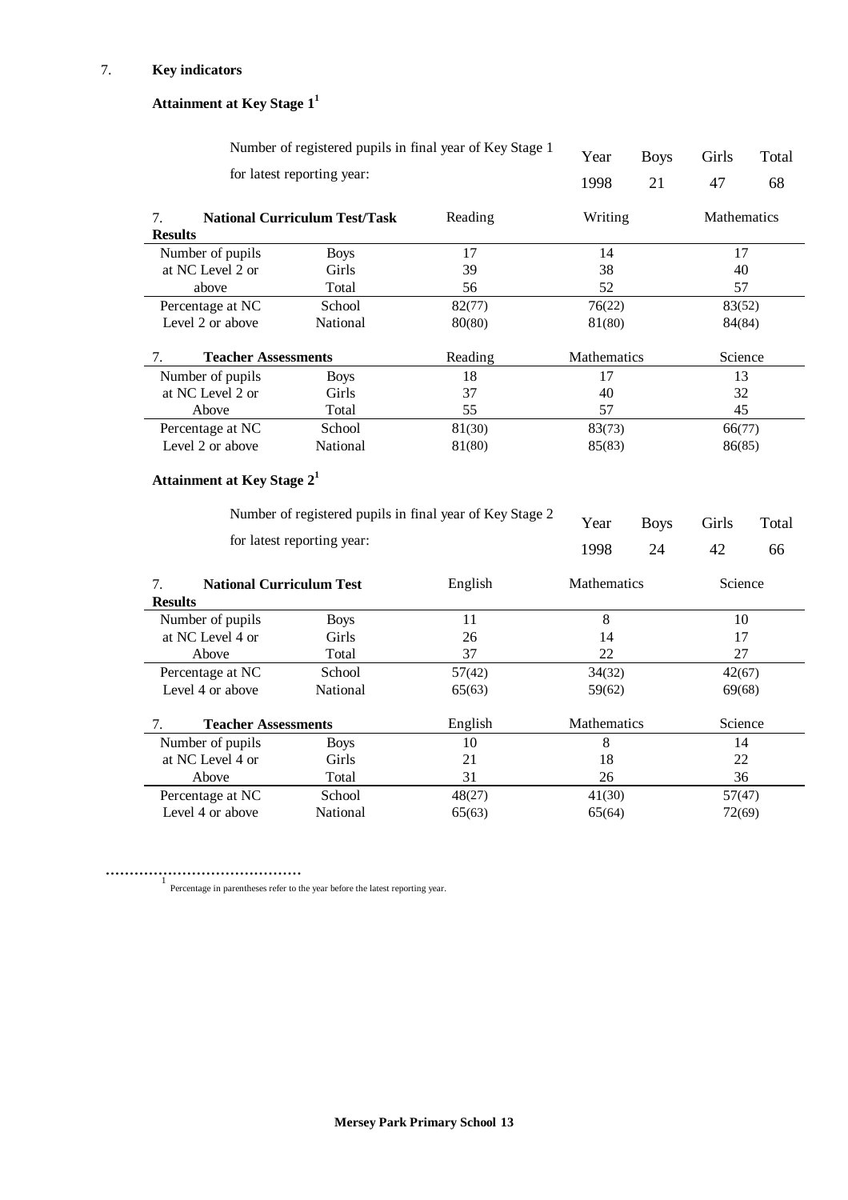7. **Key indicators**

### Attainment at Key Stage 1[1]

Number of registered pupils in final year of Key Stage 1 for latest reporting year:

| Year | Boys | Girls | Total |
|---|---|---|---|
| 1998 | 21 | 47 | 68 |

| 7. National Curriculum Test/Task Results | | Reading | Writing | Mathematics |
|---|---|---|---|---|
| Number of pupils at NC Level 2 or above | Boys | 17 | 14 | 17 |
| | Girls | 39 | 38 | 40 |
| | Total | 56 | 52 | 57 |
| Percentage at NC Level 2 or above | School | 82(77) | 76(22) | 83(52) |
| | National | 80(80) | 81(80) | 84(84) |

| 7. Teacher Assessments | | Reading | Mathematics | Science |
|---|---|---|---|---|
| Number of pupils at NC Level 2 or Above | Boys | 18 | 17 | 13 |
| | Girls | 37 | 40 | 32 |
| | Total | 55 | 57 | 45 |
| Percentage at NC Level 2 or above | School | 81(30) | 83(73) | 66(77) |
| | National | 81(80) | 85(83) | 86(85) |

### Attainment at Key Stage 2[1]

Number of registered pupils in final year of Key Stage 2 for latest reporting year:

| Year | Boys | Girls | Total |
|---|---|---|---|
| 1998 | 24 | 42 | 66 |

| 7. National Curriculum Test Results | | English | Mathematics | Science |
|---|---|---|---|---|
| Number of pupils at NC Level 4 or Above | Boys | 11 | 8 | 10 |
| | Girls | 26 | 14 | 17 |
| | Total | 37 | 22 | 27 |
| Percentage at NC Level 4 or above | School | 57(42) | 34(32) | 42(67) |
| | National | 65(63) | 59(62) | 69(68) |

| 7. Teacher Assessments | | English | Mathematics | Science |
|---|---|---|---|---|
| Number of pupils at NC Level 4 or Above | Boys | 10 | 8 | 14 |
| | Girls | 21 | 18 | 22 |
| | Total | 31 | 26 | 36 |
| Percentage at NC Level 4 or above | School | 48(27) | 41(30) | 57(47) |
| | National | 65(63) | 65(64) | 72(69) |

[1] Percentage in parentheses refer to the year before the latest reporting year.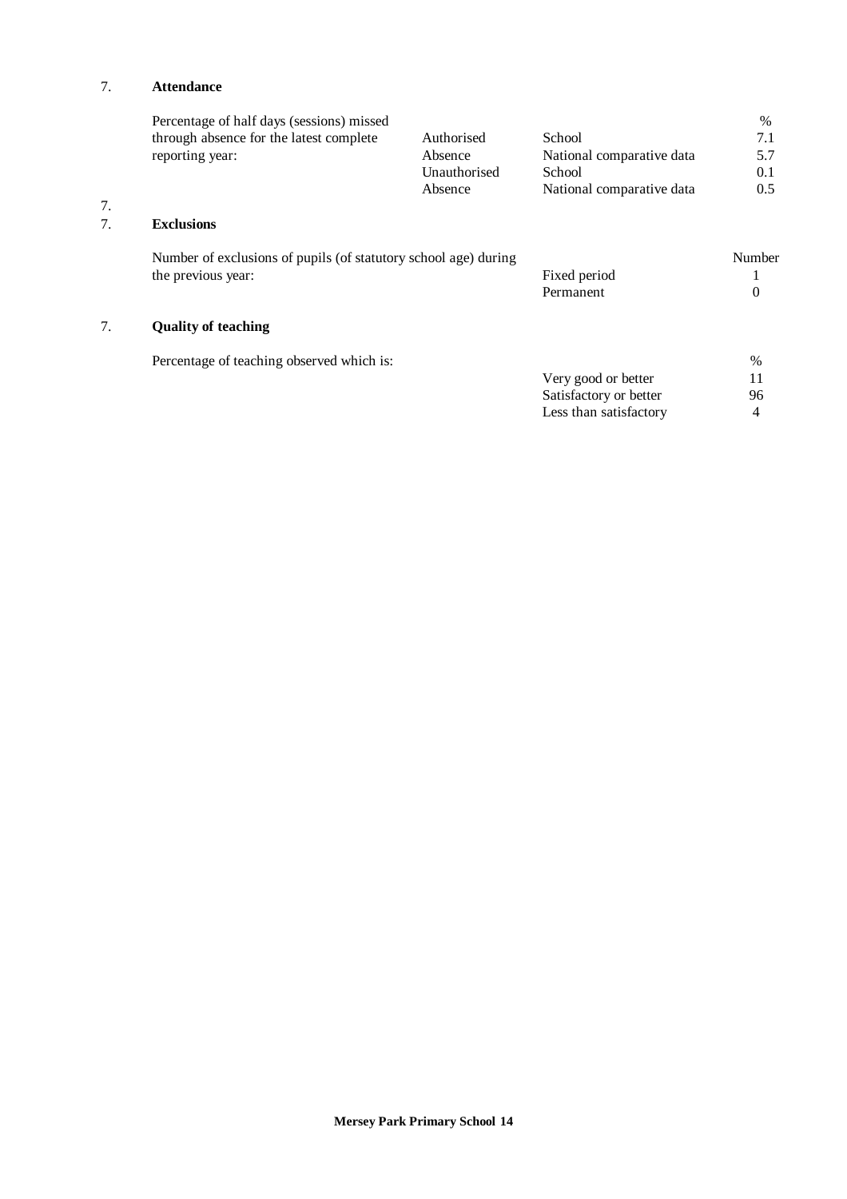## 7. Attendance

Percentage of half days (sessions) missed through absence for the latest complete reporting year:

| | | % |
|---|---|---|
| Authorised Absence | School | 7.1 |
| | National comparative data | 5.7 |
| Unauthorised Absence | School | 0.1 |
| | National comparative data | 0.5 |

7.

## 7. Exclusions

Number of exclusions of pupils (of statutory school age) during the previous year:

| | Number |
|---|---|
| Fixed period | 1 |
| Permanent | 0 |

## 7. Quality of teaching

Percentage of teaching observed which is:

| | % |
|---|---|
| Very good or better | 11 |
| Satisfactory or better | 96 |
| Less than satisfactory | 4 |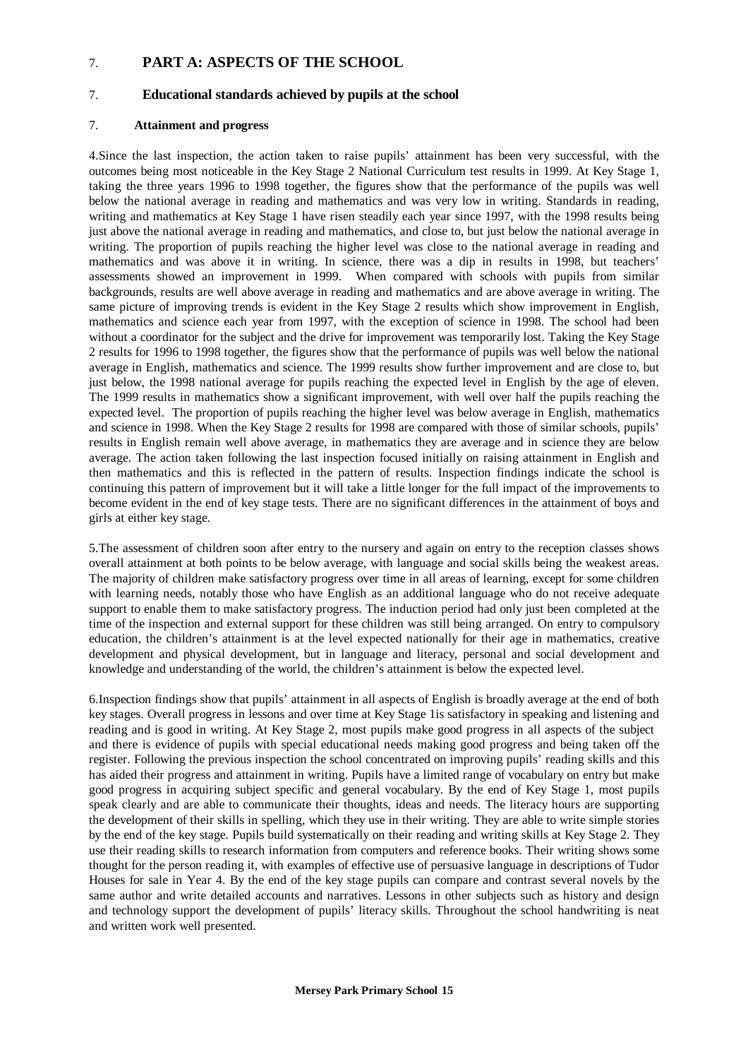## 7. PART A: ASPECTS OF THE SCHOOL

### 7. Educational standards achieved by pupils at the school

#### 7. Attainment and progress

4.Since the last inspection, the action taken to raise pupils' attainment has been very successful, with the outcomes being most noticeable in the Key Stage 2 National Curriculum test results in 1999. At Key Stage 1, taking the three years 1996 to 1998 together, the figures show that the performance of the pupils was well below the national average in reading and mathematics and was very low in writing. Standards in reading, writing and mathematics at Key Stage 1 have risen steadily each year since 1997, with the 1998 results being just above the national average in reading and mathematics, and close to, but just below the national average in writing. The proportion of pupils reaching the higher level was close to the national average in reading and mathematics and was above it in writing. In science, there was a dip in results in 1998, but teachers' assessments showed an improvement in 1999. When compared with schools with pupils from similar backgrounds, results are well above average in reading and mathematics and are above average in writing. The same picture of improving trends is evident in the Key Stage 2 results which show improvement in English, mathematics and science each year from 1997, with the exception of science in 1998. The school had been without a coordinator for the subject and the drive for improvement was temporarily lost. Taking the Key Stage 2 results for 1996 to 1998 together, the figures show that the performance of pupils was well below the national average in English, mathematics and science. The 1999 results show further improvement and are close to, but just below, the 1998 national average for pupils reaching the expected level in English by the age of eleven. The 1999 results in mathematics show a significant improvement, with well over half the pupils reaching the expected level. The proportion of pupils reaching the higher level was below average in English, mathematics and science in 1998. When the Key Stage 2 results for 1998 are compared with those of similar schools, pupils' results in English remain well above average, in mathematics they are average and in science they are below average. The action taken following the last inspection focused initially on raising attainment in English and then mathematics and this is reflected in the pattern of results. Inspection findings indicate the school is continuing this pattern of improvement but it will take a little longer for the full impact of the improvements to become evident in the end of key stage tests. There are no significant differences in the attainment of boys and girls at either key stage.

5.The assessment of children soon after entry to the nursery and again on entry to the reception classes shows overall attainment at both points to be below average, with language and social skills being the weakest areas. The majority of children make satisfactory progress over time in all areas of learning, except for some children with learning needs, notably those who have English as an additional language who do not receive adequate support to enable them to make satisfactory progress. The induction period had only just been completed at the time of the inspection and external support for these children was still being arranged. On entry to compulsory education, the children's attainment is at the level expected nationally for their age in mathematics, creative development and physical development, but in language and literacy, personal and social development and knowledge and understanding of the world, the children's attainment is below the expected level.

6.Inspection findings show that pupils' attainment in all aspects of English is broadly average at the end of both key stages. Overall progress in lessons and over time at Key Stage 1is satisfactory in speaking and listening and reading and is good in writing. At Key Stage 2, most pupils make good progress in all aspects of the subject and there is evidence of pupils with special educational needs making good progress and being taken off the register. Following the previous inspection the school concentrated on improving pupils' reading skills and this has aided their progress and attainment in writing. Pupils have a limited range of vocabulary on entry but make good progress in acquiring subject specific and general vocabulary. By the end of Key Stage 1, most pupils speak clearly and are able to communicate their thoughts, ideas and needs. The literacy hours are supporting the development of their skills in spelling, which they use in their writing. They are able to write simple stories by the end of the key stage. Pupils build systematically on their reading and writing skills at Key Stage 2. They use their reading skills to research information from computers and reference books. Their writing shows some thought for the person reading it, with examples of effective use of persuasive language in descriptions of Tudor Houses for sale in Year 4. By the end of the key stage pupils can compare and contrast several novels by the same author and write detailed accounts and narratives. Lessons in other subjects such as history and design and technology support the development of pupils' literacy skills. Throughout the school handwriting is neat and written work well presented.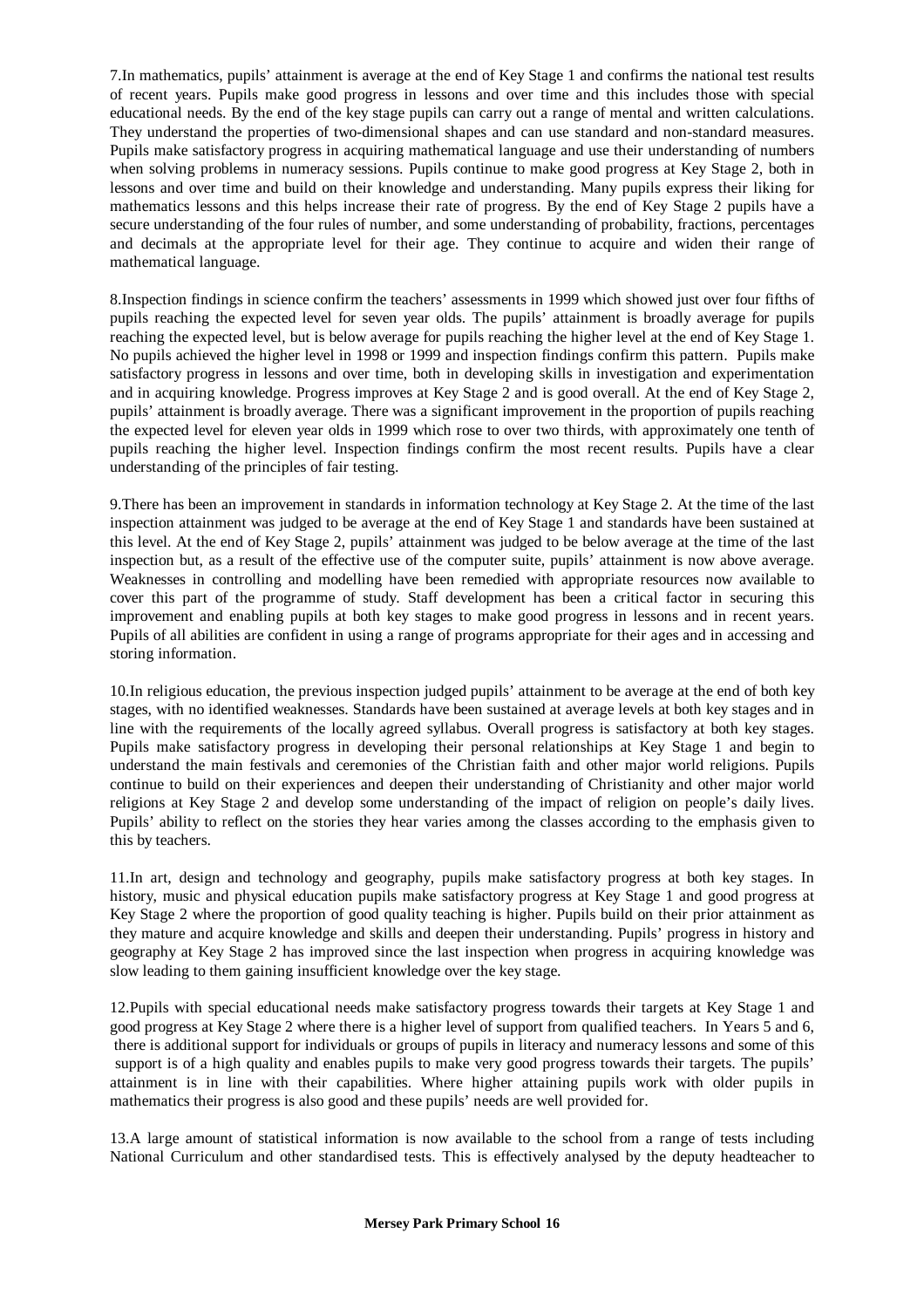7.In mathematics, pupils' attainment is average at the end of Key Stage 1 and confirms the national test results of recent years. Pupils make good progress in lessons and over time and this includes those with special educational needs. By the end of the key stage pupils can carry out a range of mental and written calculations. They understand the properties of two-dimensional shapes and can use standard and non-standard measures. Pupils make satisfactory progress in acquiring mathematical language and use their understanding of numbers when solving problems in numeracy sessions. Pupils continue to make good progress at Key Stage 2, both in lessons and over time and build on their knowledge and understanding. Many pupils express their liking for mathematics lessons and this helps increase their rate of progress. By the end of Key Stage 2 pupils have a secure understanding of the four rules of number, and some understanding of probability, fractions, percentages and decimals at the appropriate level for their age. They continue to acquire and widen their range of mathematical language.

8.Inspection findings in science confirm the teachers' assessments in 1999 which showed just over four fifths of pupils reaching the expected level for seven year olds. The pupils' attainment is broadly average for pupils reaching the expected level, but is below average for pupils reaching the higher level at the end of Key Stage 1. No pupils achieved the higher level in 1998 or 1999 and inspection findings confirm this pattern. Pupils make satisfactory progress in lessons and over time, both in developing skills in investigation and experimentation and in acquiring knowledge. Progress improves at Key Stage 2 and is good overall. At the end of Key Stage 2, pupils' attainment is broadly average. There was a significant improvement in the proportion of pupils reaching the expected level for eleven year olds in 1999 which rose to over two thirds, with approximately one tenth of pupils reaching the higher level. Inspection findings confirm the most recent results. Pupils have a clear understanding of the principles of fair testing.

9.There has been an improvement in standards in information technology at Key Stage 2. At the time of the last inspection attainment was judged to be average at the end of Key Stage 1 and standards have been sustained at this level. At the end of Key Stage 2, pupils' attainment was judged to be below average at the time of the last inspection but, as a result of the effective use of the computer suite, pupils' attainment is now above average. Weaknesses in controlling and modelling have been remedied with appropriate resources now available to cover this part of the programme of study. Staff development has been a critical factor in securing this improvement and enabling pupils at both key stages to make good progress in lessons and in recent years. Pupils of all abilities are confident in using a range of programs appropriate for their ages and in accessing and storing information.

10.In religious education, the previous inspection judged pupils' attainment to be average at the end of both key stages, with no identified weaknesses. Standards have been sustained at average levels at both key stages and in line with the requirements of the locally agreed syllabus. Overall progress is satisfactory at both key stages. Pupils make satisfactory progress in developing their personal relationships at Key Stage 1 and begin to understand the main festivals and ceremonies of the Christian faith and other major world religions. Pupils continue to build on their experiences and deepen their understanding of Christianity and other major world religions at Key Stage 2 and develop some understanding of the impact of religion on people's daily lives. Pupils' ability to reflect on the stories they hear varies among the classes according to the emphasis given to this by teachers.

11.In art, design and technology and geography, pupils make satisfactory progress at both key stages. In history, music and physical education pupils make satisfactory progress at Key Stage 1 and good progress at Key Stage 2 where the proportion of good quality teaching is higher. Pupils build on their prior attainment as they mature and acquire knowledge and skills and deepen their understanding. Pupils' progress in history and geography at Key Stage 2 has improved since the last inspection when progress in acquiring knowledge was slow leading to them gaining insufficient knowledge over the key stage.

12.Pupils with special educational needs make satisfactory progress towards their targets at Key Stage 1 and good progress at Key Stage 2 where there is a higher level of support from qualified teachers. In Years 5 and 6, there is additional support for individuals or groups of pupils in literacy and numeracy lessons and some of this support is of a high quality and enables pupils to make very good progress towards their targets. The pupils' attainment is in line with their capabilities. Where higher attaining pupils work with older pupils in mathematics their progress is also good and these pupils' needs are well provided for.

13.A large amount of statistical information is now available to the school from a range of tests including National Curriculum and other standardised tests. This is effectively analysed by the deputy headteacher to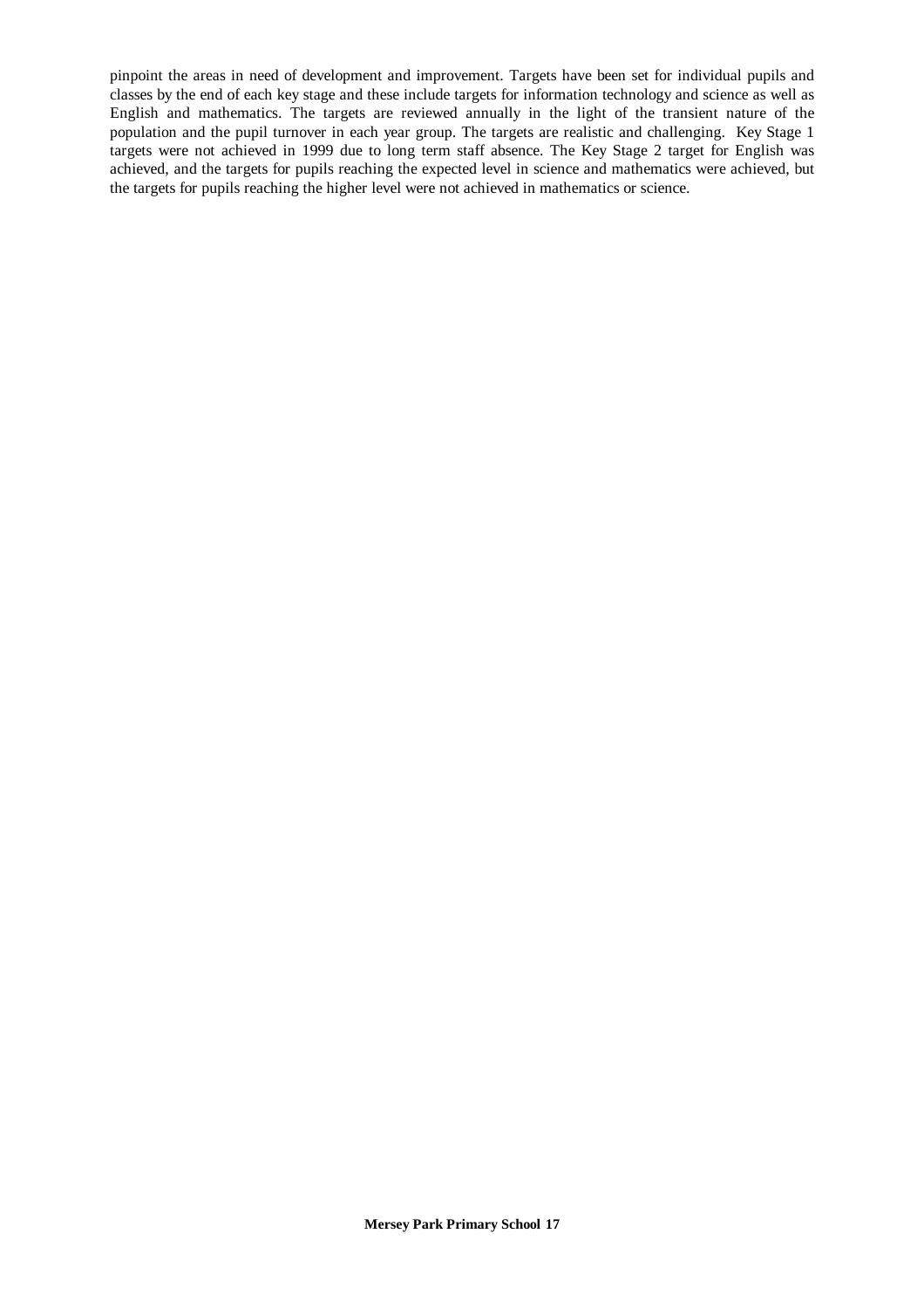pinpoint the areas in need of development and improvement. Targets have been set for individual pupils and classes by the end of each key stage and these include targets for information technology and science as well as English and mathematics. The targets are reviewed annually in the light of the transient nature of the population and the pupil turnover in each year group. The targets are realistic and challenging. Key Stage 1 targets were not achieved in 1999 due to long term staff absence. The Key Stage 2 target for English was achieved, and the targets for pupils reaching the expected level in science and mathematics were achieved, but the targets for pupils reaching the higher level were not achieved in mathematics or science.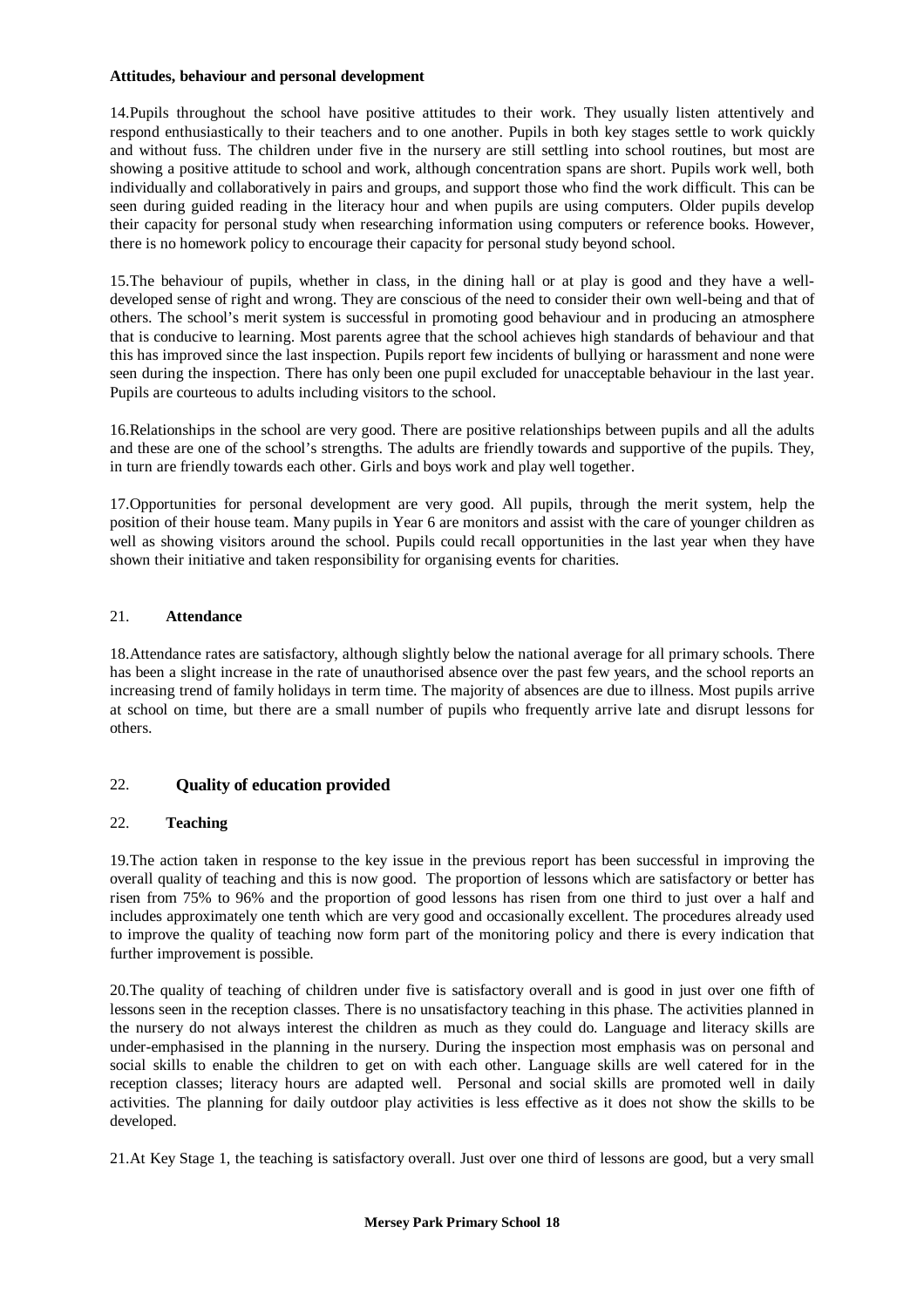**Attitudes, behaviour and personal development**

14.Pupils throughout the school have positive attitudes to their work. They usually listen attentively and respond enthusiastically to their teachers and to one another. Pupils in both key stages settle to work quickly and without fuss. The children under five in the nursery are still settling into school routines, but most are showing a positive attitude to school and work, although concentration spans are short. Pupils work well, both individually and collaboratively in pairs and groups, and support those who find the work difficult. This can be seen during guided reading in the literacy hour and when pupils are using computers. Older pupils develop their capacity for personal study when researching information using computers or reference books. However, there is no homework policy to encourage their capacity for personal study beyond school.

15.The behaviour of pupils, whether in class, in the dining hall or at play is good and they have a well-developed sense of right and wrong. They are conscious of the need to consider their own well-being and that of others. The school's merit system is successful in promoting good behaviour and in producing an atmosphere that is conducive to learning. Most parents agree that the school achieves high standards of behaviour and that this has improved since the last inspection. Pupils report few incidents of bullying or harassment and none were seen during the inspection. There has only been one pupil excluded for unacceptable behaviour in the last year. Pupils are courteous to adults including visitors to the school.

16.Relationships in the school are very good. There are positive relationships between pupils and all the adults and these are one of the school's strengths. The adults are friendly towards and supportive of the pupils. They, in turn are friendly towards each other. Girls and boys work and play well together.

17.Opportunities for personal development are very good. All pupils, through the merit system, help the position of their house team. Many pupils in Year 6 are monitors and assist with the care of younger children as well as showing visitors around the school. Pupils could recall opportunities in the last year when they have shown their initiative and taken responsibility for organising events for charities.

21. **Attendance**

18.Attendance rates are satisfactory, although slightly below the national average for all primary schools. There has been a slight increase in the rate of unauthorised absence over the past few years, and the school reports an increasing trend of family holidays in term time. The majority of absences are due to illness. Most pupils arrive at school on time, but there are a small number of pupils who frequently arrive late and disrupt lessons for others.

## 22. **Quality of education provided**

22. **Teaching**

19.The action taken in response to the key issue in the previous report has been successful in improving the overall quality of teaching and this is now good. The proportion of lessons which are satisfactory or better has risen from 75% to 96% and the proportion of good lessons has risen from one third to just over a half and includes approximately one tenth which are very good and occasionally excellent. The procedures already used to improve the quality of teaching now form part of the monitoring policy and there is every indication that further improvement is possible.

20.The quality of teaching of children under five is satisfactory overall and is good in just over one fifth of lessons seen in the reception classes. There is no unsatisfactory teaching in this phase. The activities planned in the nursery do not always interest the children as much as they could do. Language and literacy skills are under-emphasised in the planning in the nursery. During the inspection most emphasis was on personal and social skills to enable the children to get on with each other. Language skills are well catered for in the reception classes; literacy hours are adapted well. Personal and social skills are promoted well in daily activities. The planning for daily outdoor play activities is less effective as it does not show the skills to be developed.

21.At Key Stage 1, the teaching is satisfactory overall. Just over one third of lessons are good, but a very small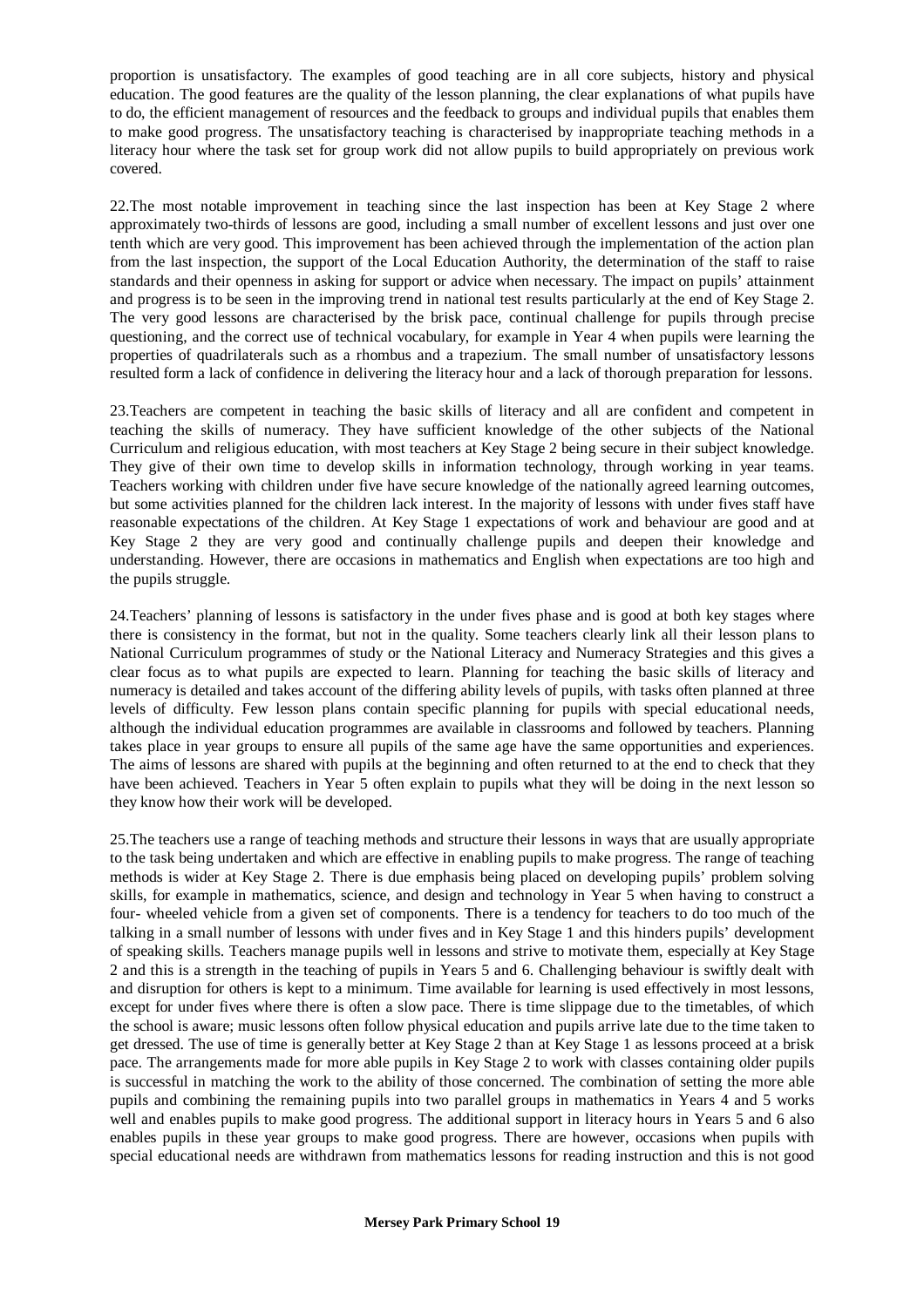proportion is unsatisfactory. The examples of good teaching are in all core subjects, history and physical education. The good features are the quality of the lesson planning, the clear explanations of what pupils have to do, the efficient management of resources and the feedback to groups and individual pupils that enables them to make good progress. The unsatisfactory teaching is characterised by inappropriate teaching methods in a literacy hour where the task set for group work did not allow pupils to build appropriately on previous work covered.

22.The most notable improvement in teaching since the last inspection has been at Key Stage 2 where approximately two-thirds of lessons are good, including a small number of excellent lessons and just over one tenth which are very good. This improvement has been achieved through the implementation of the action plan from the last inspection, the support of the Local Education Authority, the determination of the staff to raise standards and their openness in asking for support or advice when necessary. The impact on pupils' attainment and progress is to be seen in the improving trend in national test results particularly at the end of Key Stage 2. The very good lessons are characterised by the brisk pace, continual challenge for pupils through precise questioning, and the correct use of technical vocabulary, for example in Year 4 when pupils were learning the properties of quadrilaterals such as a rhombus and a trapezium. The small number of unsatisfactory lessons resulted form a lack of confidence in delivering the literacy hour and a lack of thorough preparation for lessons.

23.Teachers are competent in teaching the basic skills of literacy and all are confident and competent in teaching the skills of numeracy. They have sufficient knowledge of the other subjects of the National Curriculum and religious education, with most teachers at Key Stage 2 being secure in their subject knowledge. They give of their own time to develop skills in information technology, through working in year teams. Teachers working with children under five have secure knowledge of the nationally agreed learning outcomes, but some activities planned for the children lack interest. In the majority of lessons with under fives staff have reasonable expectations of the children. At Key Stage 1 expectations of work and behaviour are good and at Key Stage 2 they are very good and continually challenge pupils and deepen their knowledge and understanding. However, there are occasions in mathematics and English when expectations are too high and the pupils struggle.

24.Teachers' planning of lessons is satisfactory in the under fives phase and is good at both key stages where there is consistency in the format, but not in the quality. Some teachers clearly link all their lesson plans to National Curriculum programmes of study or the National Literacy and Numeracy Strategies and this gives a clear focus as to what pupils are expected to learn. Planning for teaching the basic skills of literacy and numeracy is detailed and takes account of the differing ability levels of pupils, with tasks often planned at three levels of difficulty. Few lesson plans contain specific planning for pupils with special educational needs, although the individual education programmes are available in classrooms and followed by teachers. Planning takes place in year groups to ensure all pupils of the same age have the same opportunities and experiences. The aims of lessons are shared with pupils at the beginning and often returned to at the end to check that they have been achieved. Teachers in Year 5 often explain to pupils what they will be doing in the next lesson so they know how their work will be developed.

25.The teachers use a range of teaching methods and structure their lessons in ways that are usually appropriate to the task being undertaken and which are effective in enabling pupils to make progress. The range of teaching methods is wider at Key Stage 2. There is due emphasis being placed on developing pupils' problem solving skills, for example in mathematics, science, and design and technology in Year 5 when having to construct a four- wheeled vehicle from a given set of components. There is a tendency for teachers to do too much of the talking in a small number of lessons with under fives and in Key Stage 1 and this hinders pupils' development of speaking skills. Teachers manage pupils well in lessons and strive to motivate them, especially at Key Stage 2 and this is a strength in the teaching of pupils in Years 5 and 6. Challenging behaviour is swiftly dealt with and disruption for others is kept to a minimum. Time available for learning is used effectively in most lessons, except for under fives where there is often a slow pace. There is time slippage due to the timetables, of which the school is aware; music lessons often follow physical education and pupils arrive late due to the time taken to get dressed. The use of time is generally better at Key Stage 2 than at Key Stage 1 as lessons proceed at a brisk pace. The arrangements made for more able pupils in Key Stage 2 to work with classes containing older pupils is successful in matching the work to the ability of those concerned. The combination of setting the more able pupils and combining the remaining pupils into two parallel groups in mathematics in Years 4 and 5 works well and enables pupils to make good progress. The additional support in literacy hours in Years 5 and 6 also enables pupils in these year groups to make good progress. There are however, occasions when pupils with special educational needs are withdrawn from mathematics lessons for reading instruction and this is not good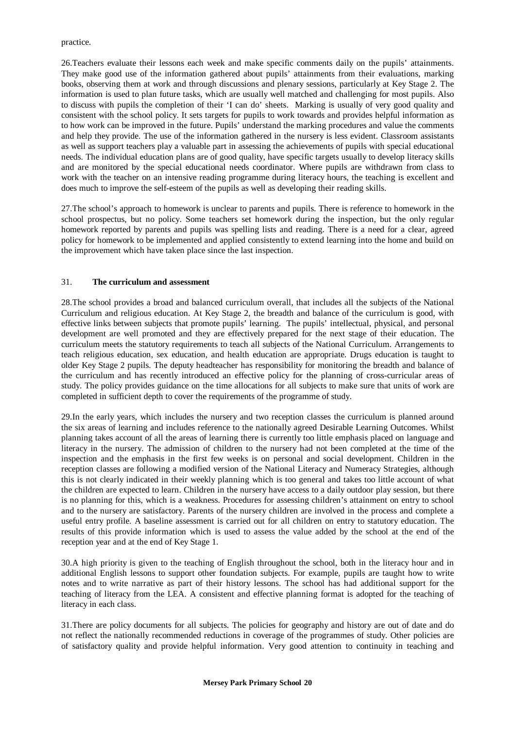practice.

26.Teachers evaluate their lessons each week and make specific comments daily on the pupils' attainments. They make good use of the information gathered about pupils' attainments from their evaluations, marking books, observing them at work and through discussions and plenary sessions, particularly at Key Stage 2. The information is used to plan future tasks, which are usually well matched and challenging for most pupils. Also to discuss with pupils the completion of their 'I can do' sheets. Marking is usually of very good quality and consistent with the school policy. It sets targets for pupils to work towards and provides helpful information as to how work can be improved in the future. Pupils' understand the marking procedures and value the comments and help they provide. The use of the information gathered in the nursery is less evident. Classroom assistants as well as support teachers play a valuable part in assessing the achievements of pupils with special educational needs. The individual education plans are of good quality, have specific targets usually to develop literacy skills and are monitored by the special educational needs coordinator. Where pupils are withdrawn from class to work with the teacher on an intensive reading programme during literacy hours, the teaching is excellent and does much to improve the self-esteem of the pupils as well as developing their reading skills.

27.The school's approach to homework is unclear to parents and pupils. There is reference to homework in the school prospectus, but no policy. Some teachers set homework during the inspection, but the only regular homework reported by parents and pupils was spelling lists and reading. There is a need for a clear, agreed policy for homework to be implemented and applied consistently to extend learning into the home and build on the improvement which have taken place since the last inspection.

### 31. **The curriculum and assessment**

28.The school provides a broad and balanced curriculum overall, that includes all the subjects of the National Curriculum and religious education. At Key Stage 2, the breadth and balance of the curriculum is good, with effective links between subjects that promote pupils' learning. The pupils' intellectual, physical, and personal development are well promoted and they are effectively prepared for the next stage of their education. The curriculum meets the statutory requirements to teach all subjects of the National Curriculum. Arrangements to teach religious education, sex education, and health education are appropriate. Drugs education is taught to older Key Stage 2 pupils. The deputy headteacher has responsibility for monitoring the breadth and balance of the curriculum and has recently introduced an effective policy for the planning of cross-curricular areas of study. The policy provides guidance on the time allocations for all subjects to make sure that units of work are completed in sufficient depth to cover the requirements of the programme of study.

29.In the early years, which includes the nursery and two reception classes the curriculum is planned around the six areas of learning and includes reference to the nationally agreed Desirable Learning Outcomes. Whilst planning takes account of all the areas of learning there is currently too little emphasis placed on language and literacy in the nursery. The admission of children to the nursery had not been completed at the time of the inspection and the emphasis in the first few weeks is on personal and social development. Children in the reception classes are following a modified version of the National Literacy and Numeracy Strategies, although this is not clearly indicated in their weekly planning which is too general and takes too little account of what the children are expected to learn. Children in the nursery have access to a daily outdoor play session, but there is no planning for this, which is a weakness. Procedures for assessing children's attainment on entry to school and to the nursery are satisfactory. Parents of the nursery children are involved in the process and complete a useful entry profile. A baseline assessment is carried out for all children on entry to statutory education. The results of this provide information which is used to assess the value added by the school at the end of the reception year and at the end of Key Stage 1.

30.A high priority is given to the teaching of English throughout the school, both in the literacy hour and in additional English lessons to support other foundation subjects. For example, pupils are taught how to write notes and to write narrative as part of their history lessons. The school has had additional support for the teaching of literacy from the LEA. A consistent and effective planning format is adopted for the teaching of literacy in each class.

31.There are policy documents for all subjects. The policies for geography and history are out of date and do not reflect the nationally recommended reductions in coverage of the programmes of study. Other policies are of satisfactory quality and provide helpful information. Very good attention to continuity in teaching and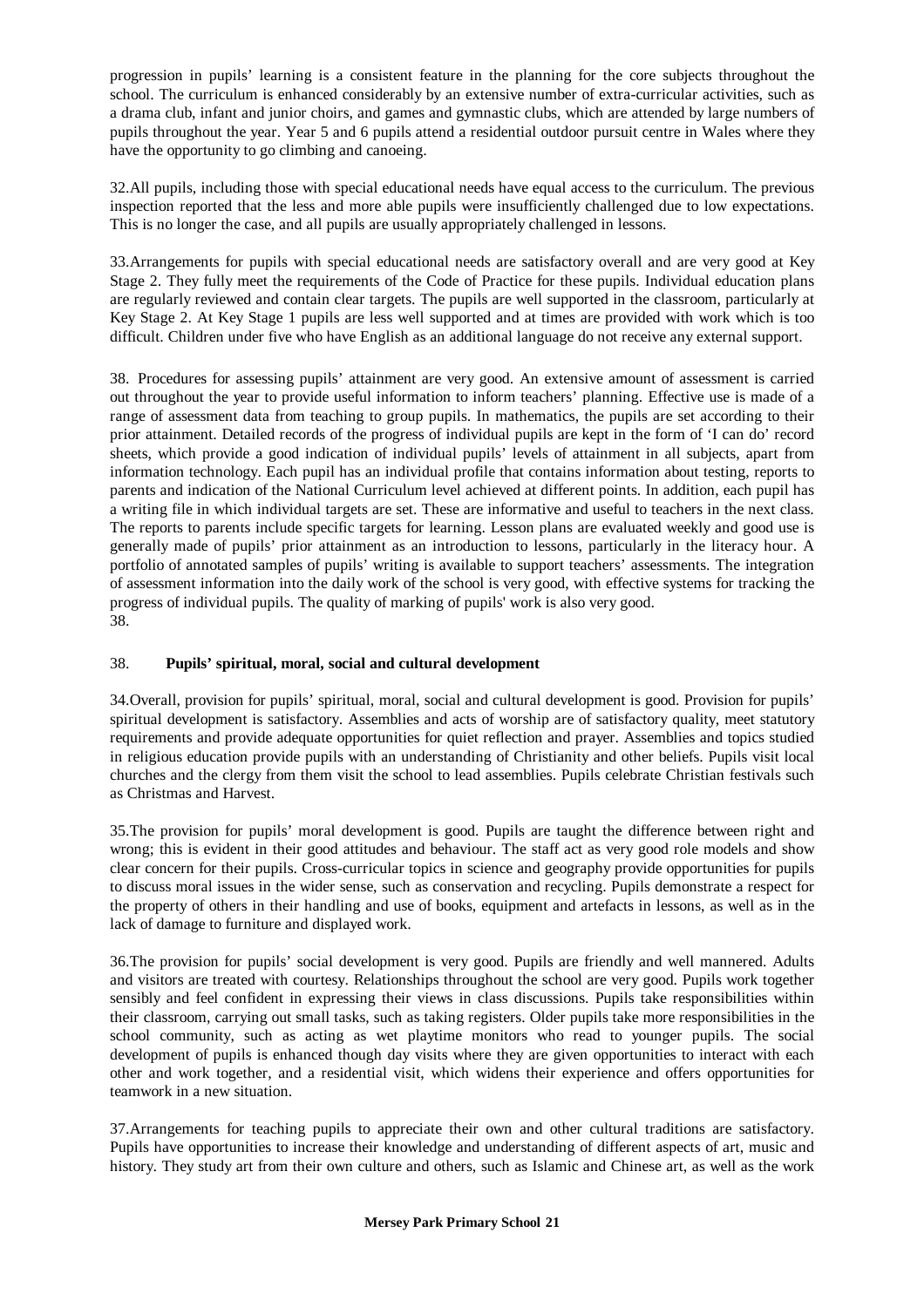progression in pupils' learning is a consistent feature in the planning for the core subjects throughout the school. The curriculum is enhanced considerably by an extensive number of extra-curricular activities, such as a drama club, infant and junior choirs, and games and gymnastic clubs, which are attended by large numbers of pupils throughout the year. Year 5 and 6 pupils attend a residential outdoor pursuit centre in Wales where they have the opportunity to go climbing and canoeing.

32.All pupils, including those with special educational needs have equal access to the curriculum. The previous inspection reported that the less and more able pupils were insufficiently challenged due to low expectations. This is no longer the case, and all pupils are usually appropriately challenged in lessons.

33.Arrangements for pupils with special educational needs are satisfactory overall and are very good at Key Stage 2. They fully meet the requirements of the Code of Practice for these pupils. Individual education plans are regularly reviewed and contain clear targets. The pupils are well supported in the classroom, particularly at Key Stage 2. At Key Stage 1 pupils are less well supported and at times are provided with work which is too difficult. Children under five who have English as an additional language do not receive any external support.

38. Procedures for assessing pupils' attainment are very good. An extensive amount of assessment is carried out throughout the year to provide useful information to inform teachers' planning. Effective use is made of a range of assessment data from teaching to group pupils. In mathematics, the pupils are set according to their prior attainment. Detailed records of the progress of individual pupils are kept in the form of 'I can do' record sheets, which provide a good indication of individual pupils' levels of attainment in all subjects, apart from information technology. Each pupil has an individual profile that contains information about testing, reports to parents and indication of the National Curriculum level achieved at different points. In addition, each pupil has a writing file in which individual targets are set. These are informative and useful to teachers in the next class. The reports to parents include specific targets for learning. Lesson plans are evaluated weekly and good use is generally made of pupils' prior attainment as an introduction to lessons, particularly in the literacy hour. A portfolio of annotated samples of pupils' writing is available to support teachers' assessments. The integration of assessment information into the daily work of the school is very good, with effective systems for tracking the progress of individual pupils. The quality of marking of pupils' work is also very good.
38.

### 38. **Pupils' spiritual, moral, social and cultural development**

34.Overall, provision for pupils' spiritual, moral, social and cultural development is good. Provision for pupils' spiritual development is satisfactory. Assemblies and acts of worship are of satisfactory quality, meet statutory requirements and provide adequate opportunities for quiet reflection and prayer. Assemblies and topics studied in religious education provide pupils with an understanding of Christianity and other beliefs. Pupils visit local churches and the clergy from them visit the school to lead assemblies. Pupils celebrate Christian festivals such as Christmas and Harvest.

35.The provision for pupils' moral development is good. Pupils are taught the difference between right and wrong; this is evident in their good attitudes and behaviour. The staff act as very good role models and show clear concern for their pupils. Cross-curricular topics in science and geography provide opportunities for pupils to discuss moral issues in the wider sense, such as conservation and recycling. Pupils demonstrate a respect for the property of others in their handling and use of books, equipment and artefacts in lessons, as well as in the lack of damage to furniture and displayed work.

36.The provision for pupils' social development is very good. Pupils are friendly and well mannered. Adults and visitors are treated with courtesy. Relationships throughout the school are very good. Pupils work together sensibly and feel confident in expressing their views in class discussions. Pupils take responsibilities within their classroom, carrying out small tasks, such as taking registers. Older pupils take more responsibilities in the school community, such as acting as wet playtime monitors who read to younger pupils. The social development of pupils is enhanced though day visits where they are given opportunities to interact with each other and work together, and a residential visit, which widens their experience and offers opportunities for teamwork in a new situation.

37.Arrangements for teaching pupils to appreciate their own and other cultural traditions are satisfactory. Pupils have opportunities to increase their knowledge and understanding of different aspects of art, music and history. They study art from their own culture and others, such as Islamic and Chinese art, as well as the work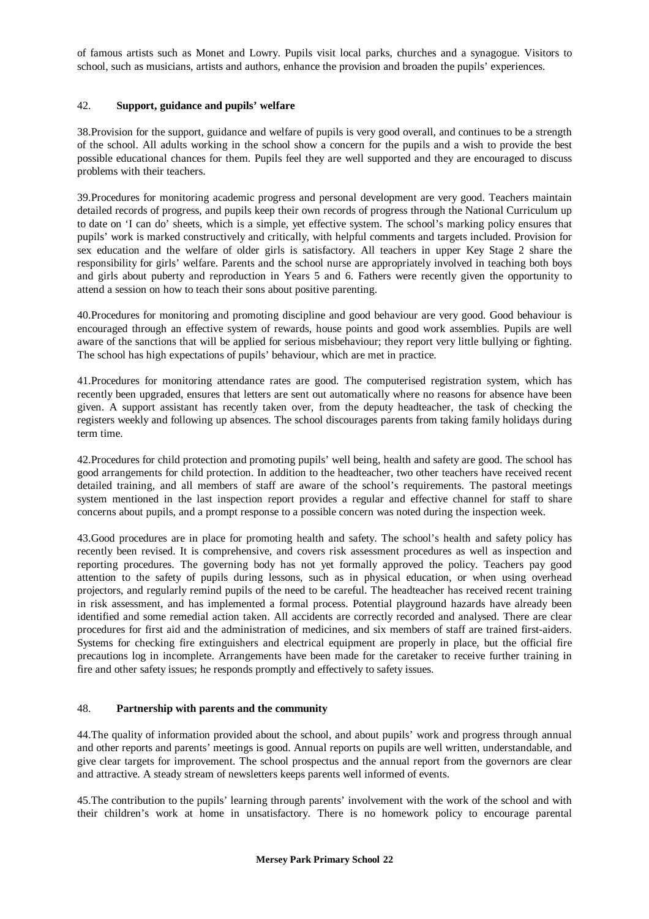of famous artists such as Monet and Lowry. Pupils visit local parks, churches and a synagogue. Visitors to school, such as musicians, artists and authors, enhance the provision and broaden the pupils' experiences.

42. **Support, guidance and pupils' welfare**

38.Provision for the support, guidance and welfare of pupils is very good overall, and continues to be a strength of the school. All adults working in the school show a concern for the pupils and a wish to provide the best possible educational chances for them. Pupils feel they are well supported and they are encouraged to discuss problems with their teachers.

39.Procedures for monitoring academic progress and personal development are very good. Teachers maintain detailed records of progress, and pupils keep their own records of progress through the National Curriculum up to date on 'I can do' sheets, which is a simple, yet effective system. The school's marking policy ensures that pupils' work is marked constructively and critically, with helpful comments and targets included. Provision for sex education and the welfare of older girls is satisfactory. All teachers in upper Key Stage 2 share the responsibility for girls' welfare. Parents and the school nurse are appropriately involved in teaching both boys and girls about puberty and reproduction in Years 5 and 6. Fathers were recently given the opportunity to attend a session on how to teach their sons about positive parenting.

40.Procedures for monitoring and promoting discipline and good behaviour are very good. Good behaviour is encouraged through an effective system of rewards, house points and good work assemblies. Pupils are well aware of the sanctions that will be applied for serious misbehaviour; they report very little bullying or fighting. The school has high expectations of pupils' behaviour, which are met in practice.

41.Procedures for monitoring attendance rates are good. The computerised registration system, which has recently been upgraded, ensures that letters are sent out automatically where no reasons for absence have been given. A support assistant has recently taken over, from the deputy headteacher, the task of checking the registers weekly and following up absences. The school discourages parents from taking family holidays during term time.

42.Procedures for child protection and promoting pupils' well being, health and safety are good. The school has good arrangements for child protection. In addition to the headteacher, two other teachers have received recent detailed training, and all members of staff are aware of the school's requirements. The pastoral meetings system mentioned in the last inspection report provides a regular and effective channel for staff to share concerns about pupils, and a prompt response to a possible concern was noted during the inspection week.

43.Good procedures are in place for promoting health and safety. The school's health and safety policy has recently been revised. It is comprehensive, and covers risk assessment procedures as well as inspection and reporting procedures. The governing body has not yet formally approved the policy. Teachers pay good attention to the safety of pupils during lessons, such as in physical education, or when using overhead projectors, and regularly remind pupils of the need to be careful. The headteacher has received recent training in risk assessment, and has implemented a formal process. Potential playground hazards have already been identified and some remedial action taken. All accidents are correctly recorded and analysed. There are clear procedures for first aid and the administration of medicines, and six members of staff are trained first-aiders. Systems for checking fire extinguishers and electrical equipment are properly in place, but the official fire precautions log in incomplete. Arrangements have been made for the caretaker to receive further training in fire and other safety issues; he responds promptly and effectively to safety issues.

48. **Partnership with parents and the community**

44.The quality of information provided about the school, and about pupils' work and progress through annual and other reports and parents' meetings is good. Annual reports on pupils are well written, understandable, and give clear targets for improvement. The school prospectus and the annual report from the governors are clear and attractive. A steady stream of newsletters keeps parents well informed of events.

45.The contribution to the pupils' learning through parents' involvement with the work of the school and with their children's work at home in unsatisfactory. There is no homework policy to encourage parental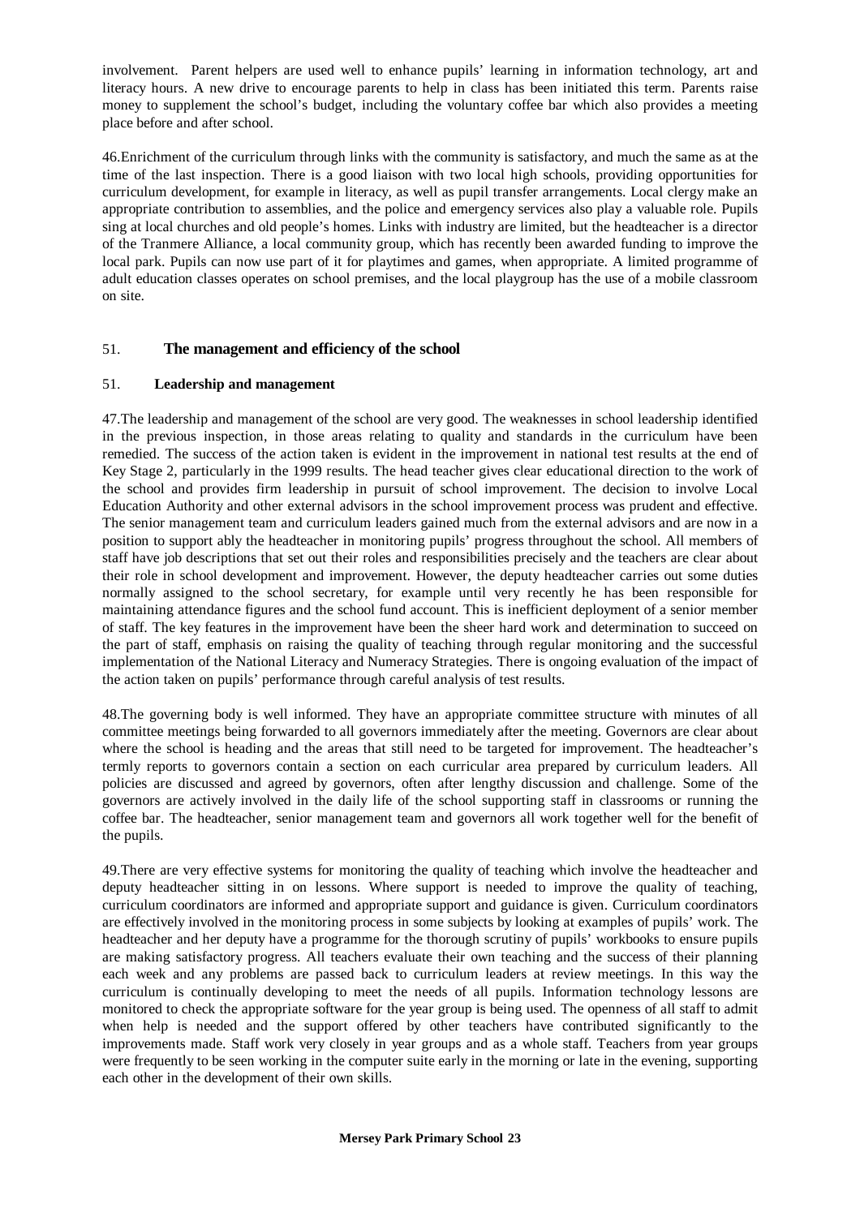involvement. Parent helpers are used well to enhance pupils' learning in information technology, art and literacy hours. A new drive to encourage parents to help in class has been initiated this term. Parents raise money to supplement the school's budget, including the voluntary coffee bar which also provides a meeting place before and after school.

46.Enrichment of the curriculum through links with the community is satisfactory, and much the same as at the time of the last inspection. There is a good liaison with two local high schools, providing opportunities for curriculum development, for example in literacy, as well as pupil transfer arrangements. Local clergy make an appropriate contribution to assemblies, and the police and emergency services also play a valuable role. Pupils sing at local churches and old people's homes. Links with industry are limited, but the headteacher is a director of the Tranmere Alliance, a local community group, which has recently been awarded funding to improve the local park. Pupils can now use part of it for playtimes and games, when appropriate. A limited programme of adult education classes operates on school premises, and the local playgroup has the use of a mobile classroom on site.

## 51. **The management and efficiency of the school**

### 51. **Leadership and management**

47.The leadership and management of the school are very good. The weaknesses in school leadership identified in the previous inspection, in those areas relating to quality and standards in the curriculum have been remedied. The success of the action taken is evident in the improvement in national test results at the end of Key Stage 2, particularly in the 1999 results. The head teacher gives clear educational direction to the work of the school and provides firm leadership in pursuit of school improvement. The decision to involve Local Education Authority and other external advisors in the school improvement process was prudent and effective. The senior management team and curriculum leaders gained much from the external advisors and are now in a position to support ably the headteacher in monitoring pupils' progress throughout the school. All members of staff have job descriptions that set out their roles and responsibilities precisely and the teachers are clear about their role in school development and improvement. However, the deputy headteacher carries out some duties normally assigned to the school secretary, for example until very recently he has been responsible for maintaining attendance figures and the school fund account. This is inefficient deployment of a senior member of staff. The key features in the improvement have been the sheer hard work and determination to succeed on the part of staff, emphasis on raising the quality of teaching through regular monitoring and the successful implementation of the National Literacy and Numeracy Strategies. There is ongoing evaluation of the impact of the action taken on pupils' performance through careful analysis of test results.

48.The governing body is well informed. They have an appropriate committee structure with minutes of all committee meetings being forwarded to all governors immediately after the meeting. Governors are clear about where the school is heading and the areas that still need to be targeted for improvement. The headteacher's termly reports to governors contain a section on each curricular area prepared by curriculum leaders. All policies are discussed and agreed by governors, often after lengthy discussion and challenge. Some of the governors are actively involved in the daily life of the school supporting staff in classrooms or running the coffee bar. The headteacher, senior management team and governors all work together well for the benefit of the pupils.

49.There are very effective systems for monitoring the quality of teaching which involve the headteacher and deputy headteacher sitting in on lessons. Where support is needed to improve the quality of teaching, curriculum coordinators are informed and appropriate support and guidance is given. Curriculum coordinators are effectively involved in the monitoring process in some subjects by looking at examples of pupils' work. The headteacher and her deputy have a programme for the thorough scrutiny of pupils' workbooks to ensure pupils are making satisfactory progress. All teachers evaluate their own teaching and the success of their planning each week and any problems are passed back to curriculum leaders at review meetings. In this way the curriculum is continually developing to meet the needs of all pupils. Information technology lessons are monitored to check the appropriate software for the year group is being used. The openness of all staff to admit when help is needed and the support offered by other teachers have contributed significantly to the improvements made. Staff work very closely in year groups and as a whole staff. Teachers from year groups were frequently to be seen working in the computer suite early in the morning or late in the evening, supporting each other in the development of their own skills.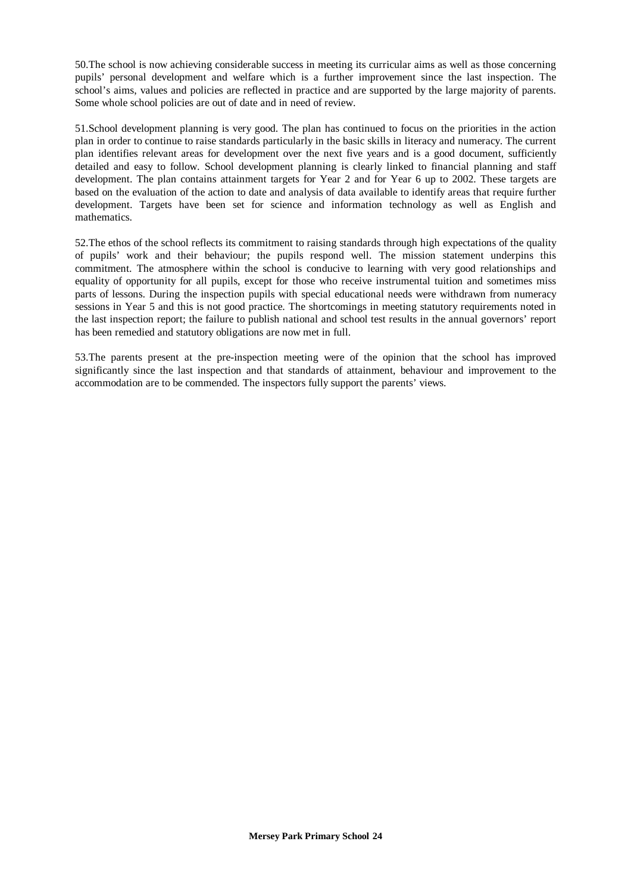50.The school is now achieving considerable success in meeting its curricular aims as well as those concerning pupils' personal development and welfare which is a further improvement since the last inspection. The school's aims, values and policies are reflected in practice and are supported by the large majority of parents. Some whole school policies are out of date and in need of review.

51.School development planning is very good. The plan has continued to focus on the priorities in the action plan in order to continue to raise standards particularly in the basic skills in literacy and numeracy. The current plan identifies relevant areas for development over the next five years and is a good document, sufficiently detailed and easy to follow. School development planning is clearly linked to financial planning and staff development. The plan contains attainment targets for Year 2 and for Year 6 up to 2002. These targets are based on the evaluation of the action to date and analysis of data available to identify areas that require further development. Targets have been set for science and information technology as well as English and mathematics.

52.The ethos of the school reflects its commitment to raising standards through high expectations of the quality of pupils' work and their behaviour; the pupils respond well. The mission statement underpins this commitment. The atmosphere within the school is conducive to learning with very good relationships and equality of opportunity for all pupils, except for those who receive instrumental tuition and sometimes miss parts of lessons. During the inspection pupils with special educational needs were withdrawn from numeracy sessions in Year 5 and this is not good practice. The shortcomings in meeting statutory requirements noted in the last inspection report; the failure to publish national and school test results in the annual governors' report has been remedied and statutory obligations are now met in full.

53.The parents present at the pre-inspection meeting were of the opinion that the school has improved significantly since the last inspection and that standards of attainment, behaviour and improvement to the accommodation are to be commended. The inspectors fully support the parents' views.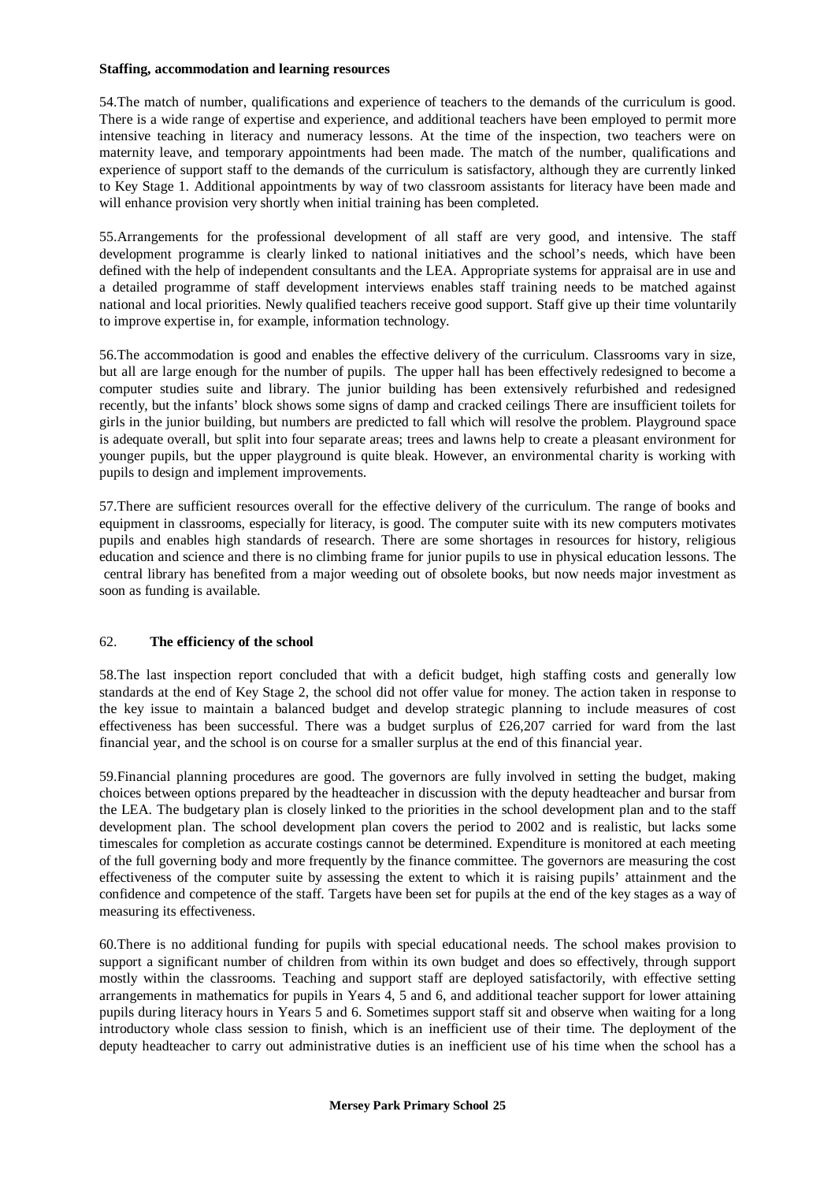**Staffing, accommodation and learning resources**

54.The match of number, qualifications and experience of teachers to the demands of the curriculum is good. There is a wide range of expertise and experience, and additional teachers have been employed to permit more intensive teaching in literacy and numeracy lessons. At the time of the inspection, two teachers were on maternity leave, and temporary appointments had been made. The match of the number, qualifications and experience of support staff to the demands of the curriculum is satisfactory, although they are currently linked to Key Stage 1. Additional appointments by way of two classroom assistants for literacy have been made and will enhance provision very shortly when initial training has been completed.

55.Arrangements for the professional development of all staff are very good, and intensive. The staff development programme is clearly linked to national initiatives and the school's needs, which have been defined with the help of independent consultants and the LEA. Appropriate systems for appraisal are in use and a detailed programme of staff development interviews enables staff training needs to be matched against national and local priorities. Newly qualified teachers receive good support. Staff give up their time voluntarily to improve expertise in, for example, information technology.

56.The accommodation is good and enables the effective delivery of the curriculum. Classrooms vary in size, but all are large enough for the number of pupils. The upper hall has been effectively redesigned to become a computer studies suite and library. The junior building has been extensively refurbished and redesigned recently, but the infants' block shows some signs of damp and cracked ceilings There are insufficient toilets for girls in the junior building, but numbers are predicted to fall which will resolve the problem. Playground space is adequate overall, but split into four separate areas; trees and lawns help to create a pleasant environment for younger pupils, but the upper playground is quite bleak. However, an environmental charity is working with pupils to design and implement improvements.

57.There are sufficient resources overall for the effective delivery of the curriculum. The range of books and equipment in classrooms, especially for literacy, is good. The computer suite with its new computers motivates pupils and enables high standards of research. There are some shortages in resources for history, religious education and science and there is no climbing frame for junior pupils to use in physical education lessons. The central library has benefited from a major weeding out of obsolete books, but now needs major investment as soon as funding is available.

62. **The efficiency of the school**

58.The last inspection report concluded that with a deficit budget, high staffing costs and generally low standards at the end of Key Stage 2, the school did not offer value for money. The action taken in response to the key issue to maintain a balanced budget and develop strategic planning to include measures of cost effectiveness has been successful. There was a budget surplus of £26,207 carried for ward from the last financial year, and the school is on course for a smaller surplus at the end of this financial year.

59.Financial planning procedures are good. The governors are fully involved in setting the budget, making choices between options prepared by the headteacher in discussion with the deputy headteacher and bursar from the LEA. The budgetary plan is closely linked to the priorities in the school development plan and to the staff development plan. The school development plan covers the period to 2002 and is realistic, but lacks some timescales for completion as accurate costings cannot be determined. Expenditure is monitored at each meeting of the full governing body and more frequently by the finance committee. The governors are measuring the cost effectiveness of the computer suite by assessing the extent to which it is raising pupils' attainment and the confidence and competence of the staff. Targets have been set for pupils at the end of the key stages as a way of measuring its effectiveness.

60.There is no additional funding for pupils with special educational needs. The school makes provision to support a significant number of children from within its own budget and does so effectively, through support mostly within the classrooms. Teaching and support staff are deployed satisfactorily, with effective setting arrangements in mathematics for pupils in Years 4, 5 and 6, and additional teacher support for lower attaining pupils during literacy hours in Years 5 and 6. Sometimes support staff sit and observe when waiting for a long introductory whole class session to finish, which is an inefficient use of their time. The deployment of the deputy headteacher to carry out administrative duties is an inefficient use of his time when the school has a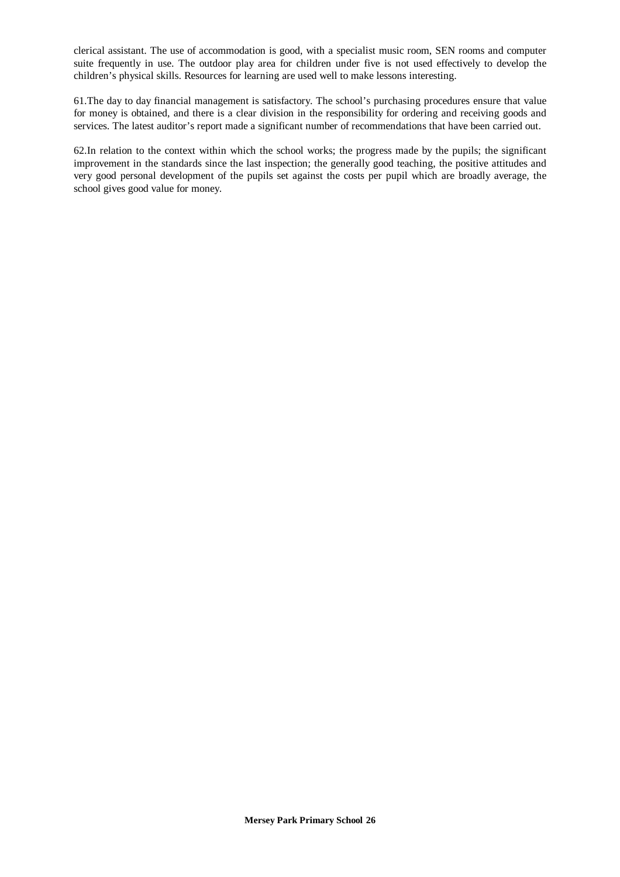clerical assistant. The use of accommodation is good, with a specialist music room, SEN rooms and computer suite frequently in use. The outdoor play area for children under five is not used effectively to develop the children's physical skills. Resources for learning are used well to make lessons interesting.

61.The day to day financial management is satisfactory. The school's purchasing procedures ensure that value for money is obtained, and there is a clear division in the responsibility for ordering and receiving goods and services. The latest auditor's report made a significant number of recommendations that have been carried out.

62.In relation to the context within which the school works; the progress made by the pupils; the significant improvement in the standards since the last inspection; the generally good teaching, the positive attitudes and very good personal development of the pupils set against the costs per pupil which are broadly average, the school gives good value for money.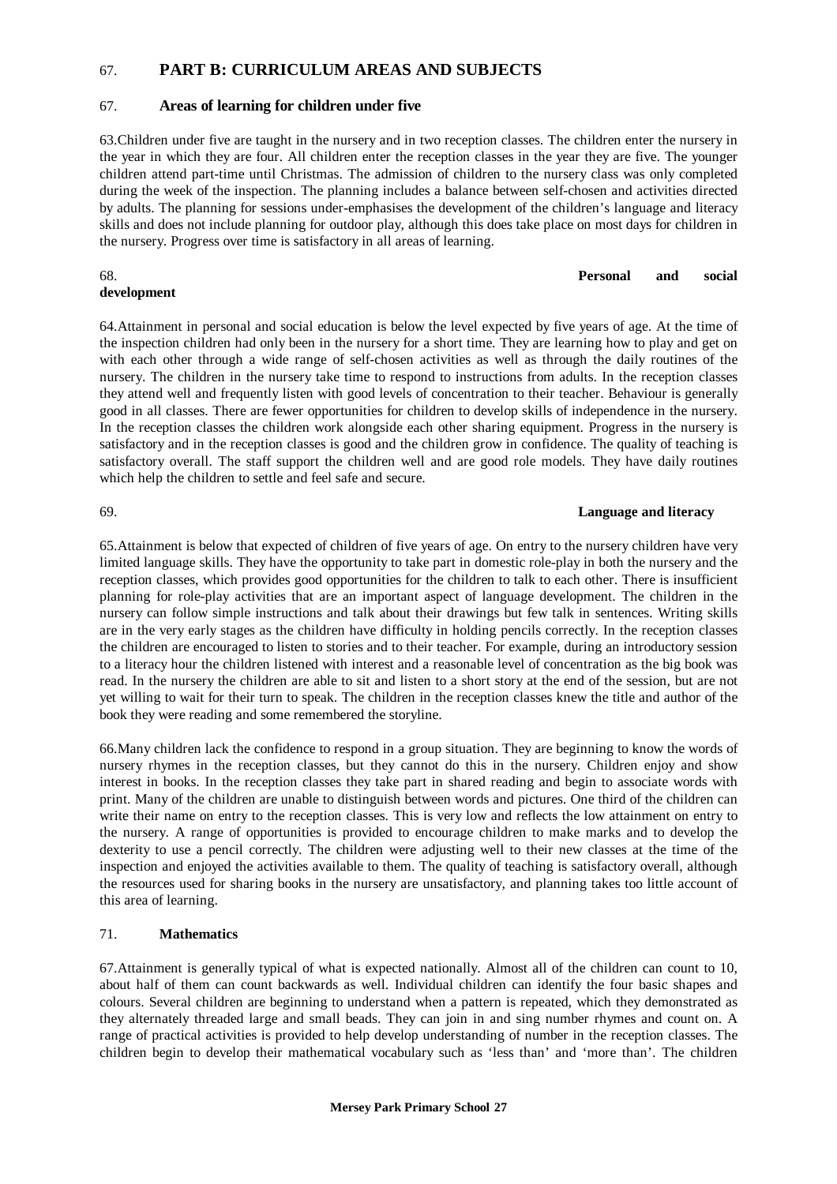## 67. PART B: CURRICULUM AREAS AND SUBJECTS

### 67. Areas of learning for children under five

63.Children under five are taught in the nursery and in two reception classes. The children enter the nursery in the year in which they are four. All children enter the reception classes in the year they are five. The younger children attend part-time until Christmas. The admission of children to the nursery class was only completed during the week of the inspection. The planning includes a balance between self-chosen and activities directed by adults. The planning for sessions under-emphasises the development of the children's language and literacy skills and does not include planning for outdoor play, although this does take place on most days for children in the nursery. Progress over time is satisfactory in all areas of learning.

### 68. Personal and social development

64.Attainment in personal and social education is below the level expected by five years of age. At the time of the inspection children had only been in the nursery for a short time. They are learning how to play and get on with each other through a wide range of self-chosen activities as well as through the daily routines of the nursery. The children in the nursery take time to respond to instructions from adults. In the reception classes they attend well and frequently listen with good levels of concentration to their teacher. Behaviour is generally good in all classes. There are fewer opportunities for children to develop skills of independence in the nursery. In the reception classes the children work alongside each other sharing equipment. Progress in the nursery is satisfactory and in the reception classes is good and the children grow in confidence. The quality of teaching is satisfactory overall. The staff support the children well and are good role models. They have daily routines which help the children to settle and feel safe and secure.

### 69. Language and literacy

65.Attainment is below that expected of children of five years of age. On entry to the nursery children have very limited language skills. They have the opportunity to take part in domestic role-play in both the nursery and the reception classes, which provides good opportunities for the children to talk to each other. There is insufficient planning for role-play activities that are an important aspect of language development. The children in the nursery can follow simple instructions and talk about their drawings but few talk in sentences. Writing skills are in the very early stages as the children have difficulty in holding pencils correctly. In the reception classes the children are encouraged to listen to stories and to their teacher. For example, during an introductory session to a literacy hour the children listened with interest and a reasonable level of concentration as the big book was read. In the nursery the children are able to sit and listen to a short story at the end of the session, but are not yet willing to wait for their turn to speak. The children in the reception classes knew the title and author of the book they were reading and some remembered the storyline.

66.Many children lack the confidence to respond in a group situation. They are beginning to know the words of nursery rhymes in the reception classes, but they cannot do this in the nursery. Children enjoy and show interest in books. In the reception classes they take part in shared reading and begin to associate words with print. Many of the children are unable to distinguish between words and pictures. One third of the children can write their name on entry to the reception classes. This is very low and reflects the low attainment on entry to the nursery. A range of opportunities is provided to encourage children to make marks and to develop the dexterity to use a pencil correctly. The children were adjusting well to their new classes at the time of the inspection and enjoyed the activities available to them. The quality of teaching is satisfactory overall, although the resources used for sharing books in the nursery are unsatisfactory, and planning takes too little account of this area of learning.

### 71. Mathematics

67.Attainment is generally typical of what is expected nationally. Almost all of the children can count to 10, about half of them can count backwards as well. Individual children can identify the four basic shapes and colours. Several children are beginning to understand when a pattern is repeated, which they demonstrated as they alternately threaded large and small beads. They can join in and sing number rhymes and count on. A range of practical activities is provided to help develop understanding of number in the reception classes. The children begin to develop their mathematical vocabulary such as 'less than' and 'more than'. The children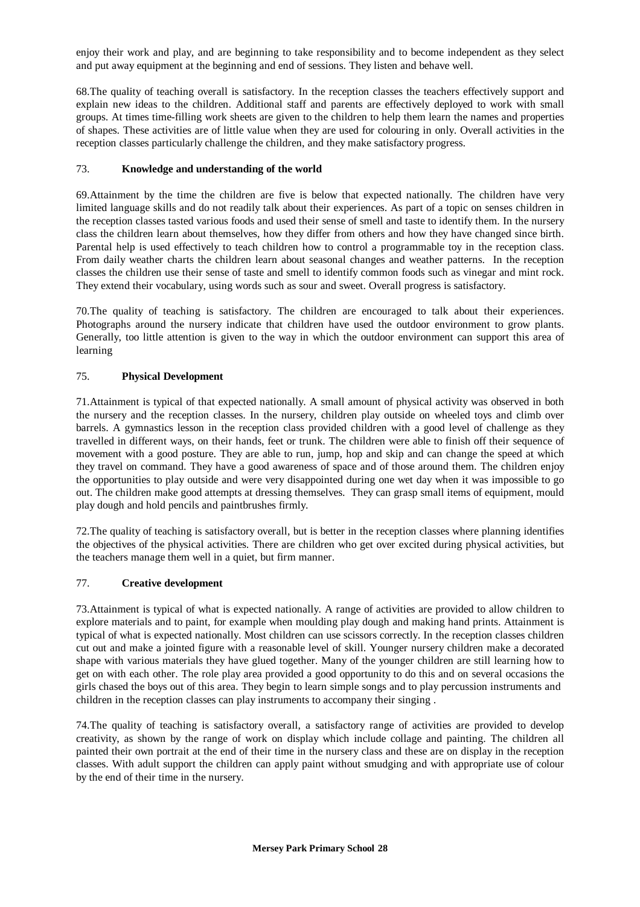enjoy their work and play, and are beginning to take responsibility and to become independent as they select and put away equipment at the beginning and end of sessions. They listen and behave well.

68.The quality of teaching overall is satisfactory. In the reception classes the teachers effectively support and explain new ideas to the children. Additional staff and parents are effectively deployed to work with small groups. At times time-filling work sheets are given to the children to help them learn the names and properties of shapes. These activities are of little value when they are used for colouring in only. Overall activities in the reception classes particularly challenge the children, and they make satisfactory progress.

### 73. **Knowledge and understanding of the world**

69.Attainment by the time the children are five is below that expected nationally. The children have very limited language skills and do not readily talk about their experiences. As part of a topic on senses children in the reception classes tasted various foods and used their sense of smell and taste to identify them. In the nursery class the children learn about themselves, how they differ from others and how they have changed since birth. Parental help is used effectively to teach children how to control a programmable toy in the reception class. From daily weather charts the children learn about seasonal changes and weather patterns. In the reception classes the children use their sense of taste and smell to identify common foods such as vinegar and mint rock. They extend their vocabulary, using words such as sour and sweet. Overall progress is satisfactory.

70.The quality of teaching is satisfactory. The children are encouraged to talk about their experiences. Photographs around the nursery indicate that children have used the outdoor environment to grow plants. Generally, too little attention is given to the way in which the outdoor environment can support this area of learning

### 75. **Physical Development**

71.Attainment is typical of that expected nationally. A small amount of physical activity was observed in both the nursery and the reception classes. In the nursery, children play outside on wheeled toys and climb over barrels. A gymnastics lesson in the reception class provided children with a good level of challenge as they travelled in different ways, on their hands, feet or trunk. The children were able to finish off their sequence of movement with a good posture. They are able to run, jump, hop and skip and can change the speed at which they travel on command. They have a good awareness of space and of those around them. The children enjoy the opportunities to play outside and were very disappointed during one wet day when it was impossible to go out. The children make good attempts at dressing themselves. They can grasp small items of equipment, mould play dough and hold pencils and paintbrushes firmly.

72.The quality of teaching is satisfactory overall, but is better in the reception classes where planning identifies the objectives of the physical activities. There are children who get over excited during physical activities, but the teachers manage them well in a quiet, but firm manner.

### 77. **Creative development**

73.Attainment is typical of what is expected nationally. A range of activities are provided to allow children to explore materials and to paint, for example when moulding play dough and making hand prints. Attainment is typical of what is expected nationally. Most children can use scissors correctly. In the reception classes children cut out and make a jointed figure with a reasonable level of skill. Younger nursery children make a decorated shape with various materials they have glued together. Many of the younger children are still learning how to get on with each other. The role play area provided a good opportunity to do this and on several occasions the girls chased the boys out of this area. They begin to learn simple songs and to play percussion instruments and children in the reception classes can play instruments to accompany their singing .

74.The quality of teaching is satisfactory overall, a satisfactory range of activities are provided to develop creativity, as shown by the range of work on display which include collage and painting. The children all painted their own portrait at the end of their time in the nursery class and these are on display in the reception classes. With adult support the children can apply paint without smudging and with appropriate use of colour by the end of their time in the nursery.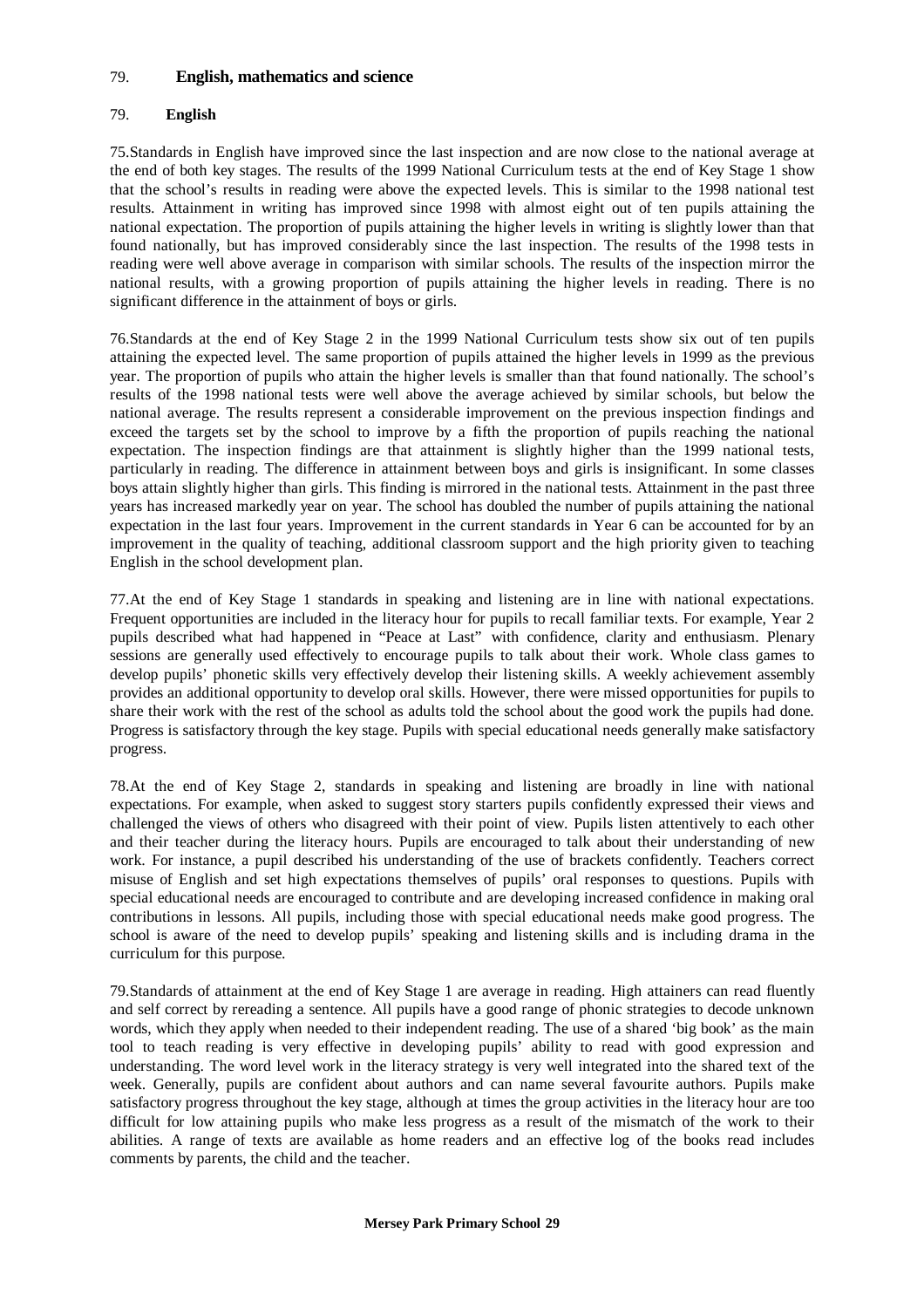## 79. English, mathematics and science

### 79. English

75.Standards in English have improved since the last inspection and are now close to the national average at the end of both key stages. The results of the 1999 National Curriculum tests at the end of Key Stage 1 show that the school's results in reading were above the expected levels. This is similar to the 1998 national test results. Attainment in writing has improved since 1998 with almost eight out of ten pupils attaining the national expectation. The proportion of pupils attaining the higher levels in writing is slightly lower than that found nationally, but has improved considerably since the last inspection. The results of the 1998 tests in reading were well above average in comparison with similar schools. The results of the inspection mirror the national results, with a growing proportion of pupils attaining the higher levels in reading. There is no significant difference in the attainment of boys or girls.

76.Standards at the end of Key Stage 2 in the 1999 National Curriculum tests show six out of ten pupils attaining the expected level. The same proportion of pupils attained the higher levels in 1999 as the previous year. The proportion of pupils who attain the higher levels is smaller than that found nationally. The school's results of the 1998 national tests were well above the average achieved by similar schools, but below the national average. The results represent a considerable improvement on the previous inspection findings and exceed the targets set by the school to improve by a fifth the proportion of pupils reaching the national expectation. The inspection findings are that attainment is slightly higher than the 1999 national tests, particularly in reading. The difference in attainment between boys and girls is insignificant. In some classes boys attain slightly higher than girls. This finding is mirrored in the national tests. Attainment in the past three years has increased markedly year on year. The school has doubled the number of pupils attaining the national expectation in the last four years. Improvement in the current standards in Year 6 can be accounted for by an improvement in the quality of teaching, additional classroom support and the high priority given to teaching English in the school development plan.

77.At the end of Key Stage 1 standards in speaking and listening are in line with national expectations. Frequent opportunities are included in the literacy hour for pupils to recall familiar texts. For example, Year 2 pupils described what had happened in "Peace at Last" with confidence, clarity and enthusiasm. Plenary sessions are generally used effectively to encourage pupils to talk about their work. Whole class games to develop pupils' phonetic skills very effectively develop their listening skills. A weekly achievement assembly provides an additional opportunity to develop oral skills. However, there were missed opportunities for pupils to share their work with the rest of the school as adults told the school about the good work the pupils had done. Progress is satisfactory through the key stage. Pupils with special educational needs generally make satisfactory progress.

78.At the end of Key Stage 2, standards in speaking and listening are broadly in line with national expectations. For example, when asked to suggest story starters pupils confidently expressed their views and challenged the views of others who disagreed with their point of view. Pupils listen attentively to each other and their teacher during the literacy hours. Pupils are encouraged to talk about their understanding of new work. For instance, a pupil described his understanding of the use of brackets confidently. Teachers correct misuse of English and set high expectations themselves of pupils' oral responses to questions. Pupils with special educational needs are encouraged to contribute and are developing increased confidence in making oral contributions in lessons. All pupils, including those with special educational needs make good progress. The school is aware of the need to develop pupils' speaking and listening skills and is including drama in the curriculum for this purpose.

79.Standards of attainment at the end of Key Stage 1 are average in reading. High attainers can read fluently and self correct by rereading a sentence. All pupils have a good range of phonic strategies to decode unknown words, which they apply when needed to their independent reading. The use of a shared 'big book' as the main tool to teach reading is very effective in developing pupils' ability to read with good expression and understanding. The word level work in the literacy strategy is very well integrated into the shared text of the week. Generally, pupils are confident about authors and can name several favourite authors. Pupils make satisfactory progress throughout the key stage, although at times the group activities in the literacy hour are too difficult for low attaining pupils who make less progress as a result of the mismatch of the work to their abilities. A range of texts are available as home readers and an effective log of the books read includes comments by parents, the child and the teacher.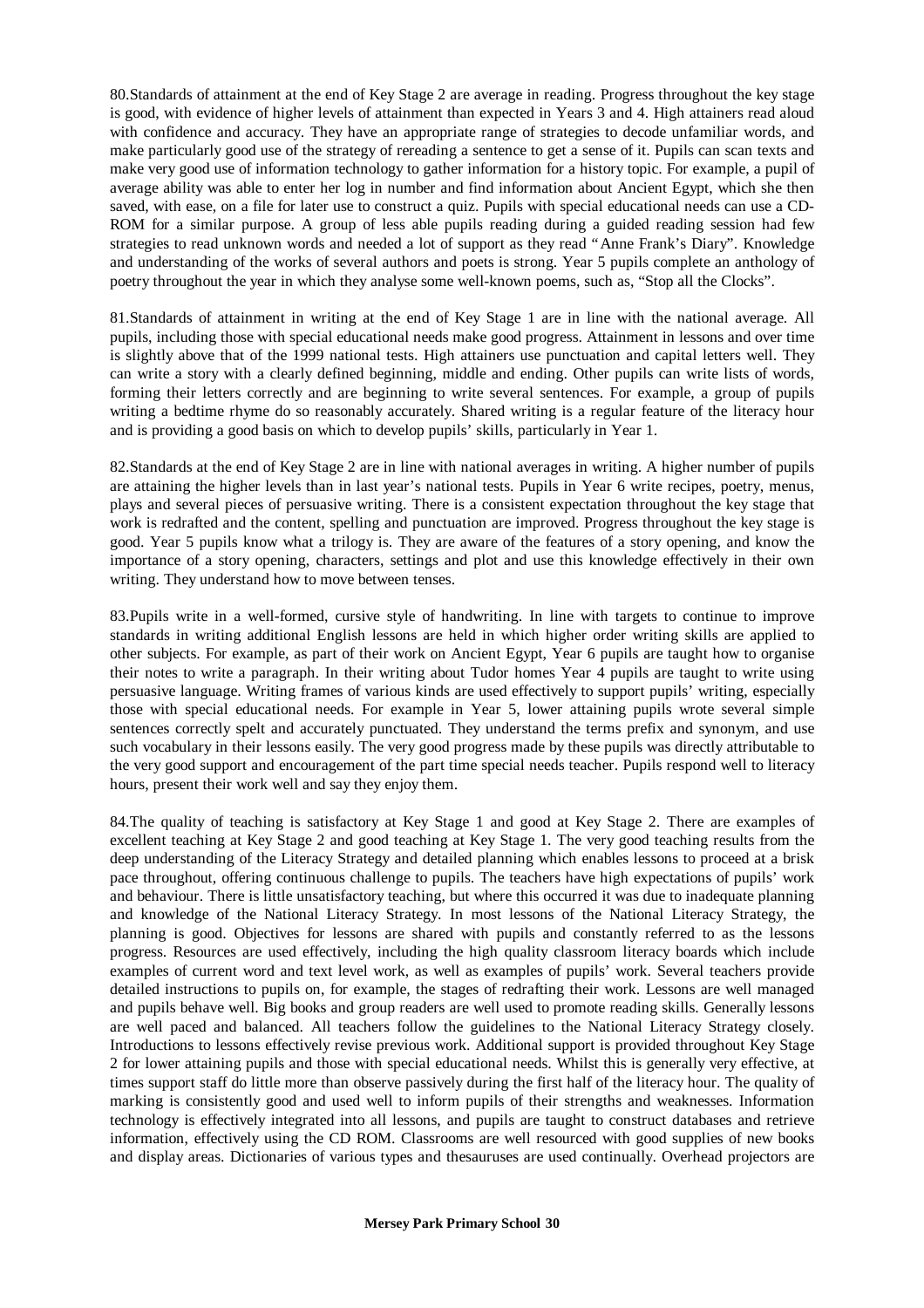80.Standards of attainment at the end of Key Stage 2 are average in reading. Progress throughout the key stage is good, with evidence of higher levels of attainment than expected in Years 3 and 4. High attainers read aloud with confidence and accuracy. They have an appropriate range of strategies to decode unfamiliar words, and make particularly good use of the strategy of rereading a sentence to get a sense of it. Pupils can scan texts and make very good use of information technology to gather information for a history topic. For example, a pupil of average ability was able to enter her log in number and find information about Ancient Egypt, which she then saved, with ease, on a file for later use to construct a quiz. Pupils with special educational needs can use a CD-ROM for a similar purpose. A group of less able pupils reading during a guided reading session had few strategies to read unknown words and needed a lot of support as they read "Anne Frank's Diary". Knowledge and understanding of the works of several authors and poets is strong. Year 5 pupils complete an anthology of poetry throughout the year in which they analyse some well-known poems, such as, "Stop all the Clocks".

81.Standards of attainment in writing at the end of Key Stage 1 are in line with the national average. All pupils, including those with special educational needs make good progress. Attainment in lessons and over time is slightly above that of the 1999 national tests. High attainers use punctuation and capital letters well. They can write a story with a clearly defined beginning, middle and ending. Other pupils can write lists of words, forming their letters correctly and are beginning to write several sentences. For example, a group of pupils writing a bedtime rhyme do so reasonably accurately. Shared writing is a regular feature of the literacy hour and is providing a good basis on which to develop pupils' skills, particularly in Year 1.

82.Standards at the end of Key Stage 2 are in line with national averages in writing. A higher number of pupils are attaining the higher levels than in last year's national tests. Pupils in Year 6 write recipes, poetry, menus, plays and several pieces of persuasive writing. There is a consistent expectation throughout the key stage that work is redrafted and the content, spelling and punctuation are improved. Progress throughout the key stage is good. Year 5 pupils know what a trilogy is. They are aware of the features of a story opening, and know the importance of a story opening, characters, settings and plot and use this knowledge effectively in their own writing. They understand how to move between tenses.

83.Pupils write in a well-formed, cursive style of handwriting. In line with targets to continue to improve standards in writing additional English lessons are held in which higher order writing skills are applied to other subjects. For example, as part of their work on Ancient Egypt, Year 6 pupils are taught how to organise their notes to write a paragraph. In their writing about Tudor homes Year 4 pupils are taught to write using persuasive language. Writing frames of various kinds are used effectively to support pupils' writing, especially those with special educational needs. For example in Year 5, lower attaining pupils wrote several simple sentences correctly spelt and accurately punctuated. They understand the terms prefix and synonym, and use such vocabulary in their lessons easily. The very good progress made by these pupils was directly attributable to the very good support and encouragement of the part time special needs teacher. Pupils respond well to literacy hours, present their work well and say they enjoy them.

84.The quality of teaching is satisfactory at Key Stage 1 and good at Key Stage 2. There are examples of excellent teaching at Key Stage 2 and good teaching at Key Stage 1. The very good teaching results from the deep understanding of the Literacy Strategy and detailed planning which enables lessons to proceed at a brisk pace throughout, offering continuous challenge to pupils. The teachers have high expectations of pupils' work and behaviour. There is little unsatisfactory teaching, but where this occurred it was due to inadequate planning and knowledge of the National Literacy Strategy. In most lessons of the National Literacy Strategy, the planning is good. Objectives for lessons are shared with pupils and constantly referred to as the lessons progress. Resources are used effectively, including the high quality classroom literacy boards which include examples of current word and text level work, as well as examples of pupils' work. Several teachers provide detailed instructions to pupils on, for example, the stages of redrafting their work. Lessons are well managed and pupils behave well. Big books and group readers are well used to promote reading skills. Generally lessons are well paced and balanced. All teachers follow the guidelines to the National Literacy Strategy closely. Introductions to lessons effectively revise previous work. Additional support is provided throughout Key Stage 2 for lower attaining pupils and those with special educational needs. Whilst this is generally very effective, at times support staff do little more than observe passively during the first half of the literacy hour. The quality of marking is consistently good and used well to inform pupils of their strengths and weaknesses. Information technology is effectively integrated into all lessons, and pupils are taught to construct databases and retrieve information, effectively using the CD ROM. Classrooms are well resourced with good supplies of new books and display areas. Dictionaries of various types and thesauruses are used continually. Overhead projectors are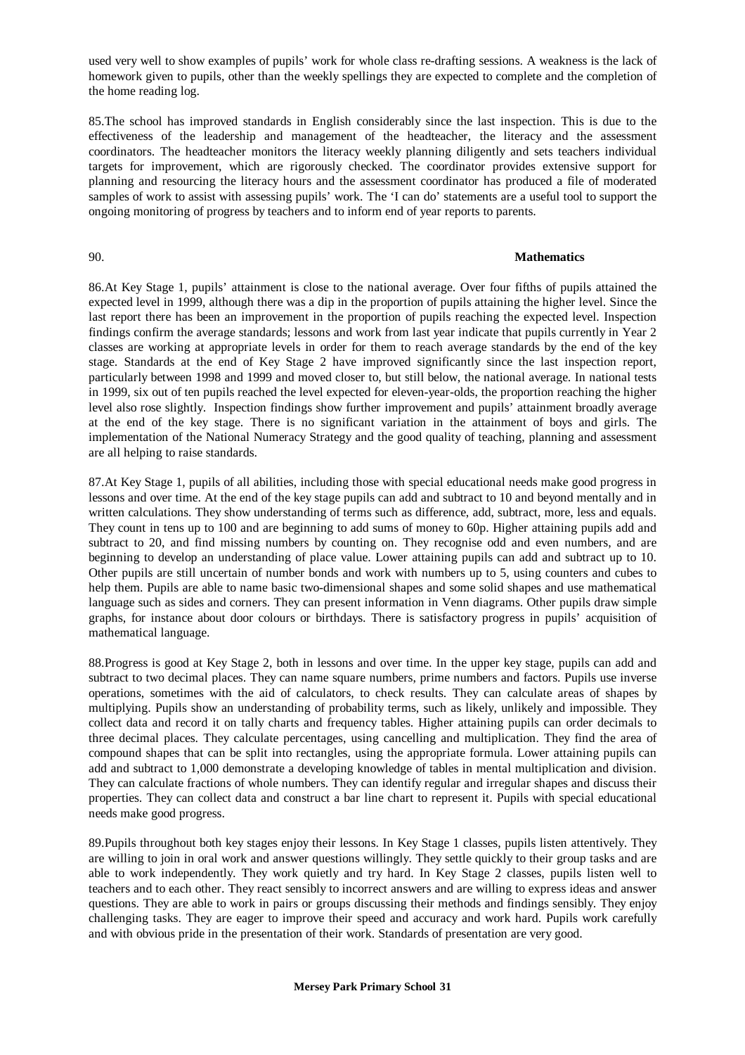used very well to show examples of pupils' work for whole class re-drafting sessions. A weakness is the lack of homework given to pupils, other than the weekly spellings they are expected to complete and the completion of the home reading log.

85.The school has improved standards in English considerably since the last inspection. This is due to the effectiveness of the leadership and management of the headteacher, the literacy and the assessment coordinators. The headteacher monitors the literacy weekly planning diligently and sets teachers individual targets for improvement, which are rigorously checked. The coordinator provides extensive support for planning and resourcing the literacy hours and the assessment coordinator has produced a file of moderated samples of work to assist with assessing pupils' work. The 'I can do' statements are a useful tool to support the ongoing monitoring of progress by teachers and to inform end of year reports to parents.

90. **Mathematics**

86.At Key Stage 1, pupils' attainment is close to the national average. Over four fifths of pupils attained the expected level in 1999, although there was a dip in the proportion of pupils attaining the higher level. Since the last report there has been an improvement in the proportion of pupils reaching the expected level. Inspection findings confirm the average standards; lessons and work from last year indicate that pupils currently in Year 2 classes are working at appropriate levels in order for them to reach average standards by the end of the key stage. Standards at the end of Key Stage 2 have improved significantly since the last inspection report, particularly between 1998 and 1999 and moved closer to, but still below, the national average. In national tests in 1999, six out of ten pupils reached the level expected for eleven-year-olds, the proportion reaching the higher level also rose slightly. Inspection findings show further improvement and pupils' attainment broadly average at the end of the key stage. There is no significant variation in the attainment of boys and girls. The implementation of the National Numeracy Strategy and the good quality of teaching, planning and assessment are all helping to raise standards.

87.At Key Stage 1, pupils of all abilities, including those with special educational needs make good progress in lessons and over time. At the end of the key stage pupils can add and subtract to 10 and beyond mentally and in written calculations. They show understanding of terms such as difference, add, subtract, more, less and equals. They count in tens up to 100 and are beginning to add sums of money to 60p. Higher attaining pupils add and subtract to 20, and find missing numbers by counting on. They recognise odd and even numbers, and are beginning to develop an understanding of place value. Lower attaining pupils can add and subtract up to 10. Other pupils are still uncertain of number bonds and work with numbers up to 5, using counters and cubes to help them. Pupils are able to name basic two-dimensional shapes and some solid shapes and use mathematical language such as sides and corners. They can present information in Venn diagrams. Other pupils draw simple graphs, for instance about door colours or birthdays. There is satisfactory progress in pupils' acquisition of mathematical language.

88.Progress is good at Key Stage 2, both in lessons and over time. In the upper key stage, pupils can add and subtract to two decimal places. They can name square numbers, prime numbers and factors. Pupils use inverse operations, sometimes with the aid of calculators, to check results. They can calculate areas of shapes by multiplying. Pupils show an understanding of probability terms, such as likely, unlikely and impossible. They collect data and record it on tally charts and frequency tables. Higher attaining pupils can order decimals to three decimal places. They calculate percentages, using cancelling and multiplication. They find the area of compound shapes that can be split into rectangles, using the appropriate formula. Lower attaining pupils can add and subtract to 1,000 demonstrate a developing knowledge of tables in mental multiplication and division. They can calculate fractions of whole numbers. They can identify regular and irregular shapes and discuss their properties. They can collect data and construct a bar line chart to represent it. Pupils with special educational needs make good progress.

89.Pupils throughout both key stages enjoy their lessons. In Key Stage 1 classes, pupils listen attentively. They are willing to join in oral work and answer questions willingly. They settle quickly to their group tasks and are able to work independently. They work quietly and try hard. In Key Stage 2 classes, pupils listen well to teachers and to each other. They react sensibly to incorrect answers and are willing to express ideas and answer questions. They are able to work in pairs or groups discussing their methods and findings sensibly. They enjoy challenging tasks. They are eager to improve their speed and accuracy and work hard. Pupils work carefully and with obvious pride in the presentation of their work. Standards of presentation are very good.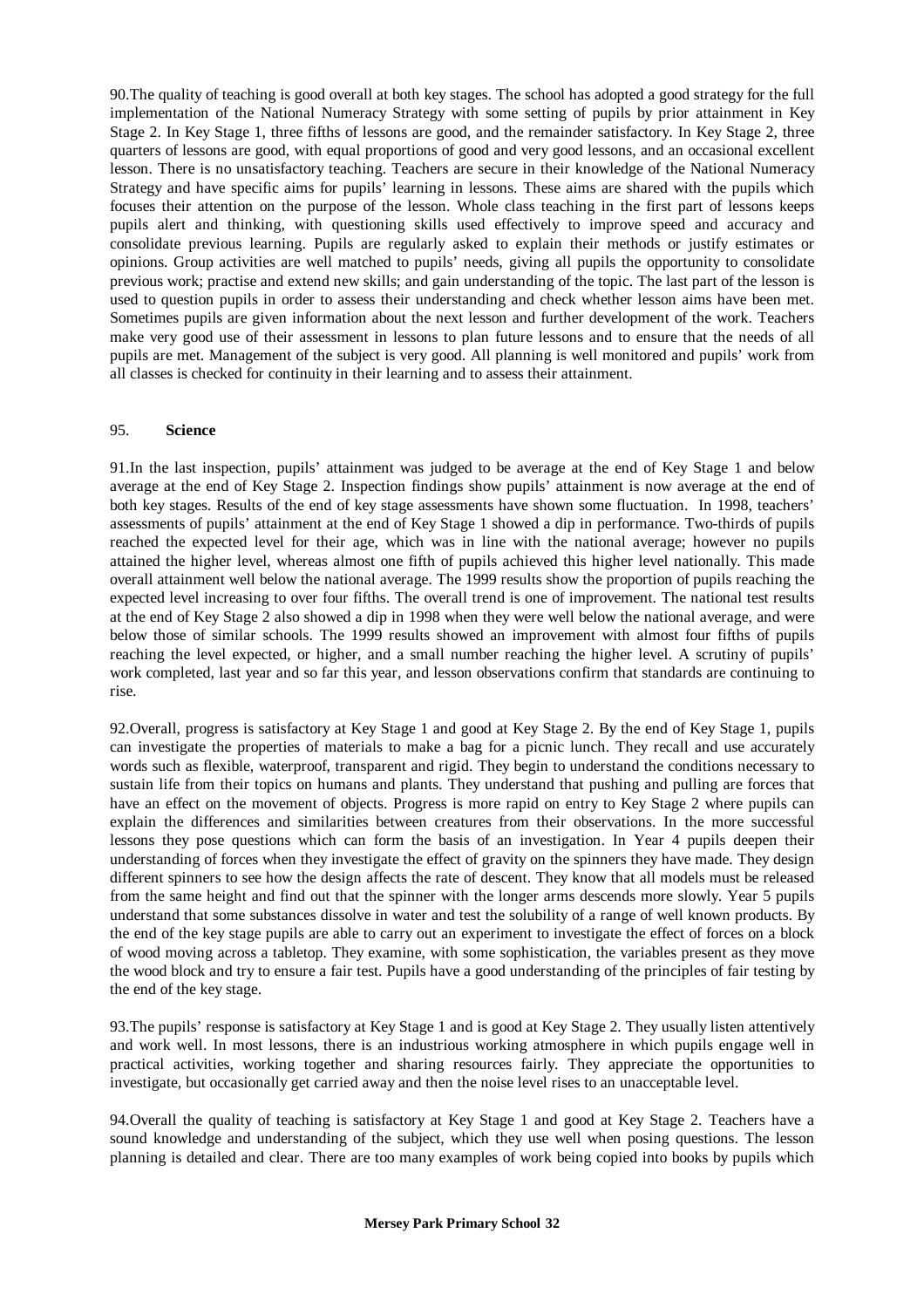90.The quality of teaching is good overall at both key stages. The school has adopted a good strategy for the full implementation of the National Numeracy Strategy with some setting of pupils by prior attainment in Key Stage 2. In Key Stage 1, three fifths of lessons are good, and the remainder satisfactory. In Key Stage 2, three quarters of lessons are good, with equal proportions of good and very good lessons, and an occasional excellent lesson. There is no unsatisfactory teaching. Teachers are secure in their knowledge of the National Numeracy Strategy and have specific aims for pupils' learning in lessons. These aims are shared with the pupils which focuses their attention on the purpose of the lesson. Whole class teaching in the first part of lessons keeps pupils alert and thinking, with questioning skills used effectively to improve speed and accuracy and consolidate previous learning. Pupils are regularly asked to explain their methods or justify estimates or opinions. Group activities are well matched to pupils' needs, giving all pupils the opportunity to consolidate previous work; practise and extend new skills; and gain understanding of the topic. The last part of the lesson is used to question pupils in order to assess their understanding and check whether lesson aims have been met. Sometimes pupils are given information about the next lesson and further development of the work. Teachers make very good use of their assessment in lessons to plan future lessons and to ensure that the needs of all pupils are met. Management of the subject is very good. All planning is well monitored and pupils' work from all classes is checked for continuity in their learning and to assess their attainment.

95. **Science**

91.In the last inspection, pupils' attainment was judged to be average at the end of Key Stage 1 and below average at the end of Key Stage 2. Inspection findings show pupils' attainment is now average at the end of both key stages. Results of the end of key stage assessments have shown some fluctuation. In 1998, teachers' assessments of pupils' attainment at the end of Key Stage 1 showed a dip in performance. Two-thirds of pupils reached the expected level for their age, which was in line with the national average; however no pupils attained the higher level, whereas almost one fifth of pupils achieved this higher level nationally. This made overall attainment well below the national average. The 1999 results show the proportion of pupils reaching the expected level increasing to over four fifths. The overall trend is one of improvement. The national test results at the end of Key Stage 2 also showed a dip in 1998 when they were well below the national average, and were below those of similar schools. The 1999 results showed an improvement with almost four fifths of pupils reaching the level expected, or higher, and a small number reaching the higher level. A scrutiny of pupils' work completed, last year and so far this year, and lesson observations confirm that standards are continuing to rise.

92.Overall, progress is satisfactory at Key Stage 1 and good at Key Stage 2. By the end of Key Stage 1, pupils can investigate the properties of materials to make a bag for a picnic lunch. They recall and use accurately words such as flexible, waterproof, transparent and rigid. They begin to understand the conditions necessary to sustain life from their topics on humans and plants. They understand that pushing and pulling are forces that have an effect on the movement of objects. Progress is more rapid on entry to Key Stage 2 where pupils can explain the differences and similarities between creatures from their observations. In the more successful lessons they pose questions which can form the basis of an investigation. In Year 4 pupils deepen their understanding of forces when they investigate the effect of gravity on the spinners they have made. They design different spinners to see how the design affects the rate of descent. They know that all models must be released from the same height and find out that the spinner with the longer arms descends more slowly. Year 5 pupils understand that some substances dissolve in water and test the solubility of a range of well known products. By the end of the key stage pupils are able to carry out an experiment to investigate the effect of forces on a block of wood moving across a tabletop. They examine, with some sophistication, the variables present as they move the wood block and try to ensure a fair test. Pupils have a good understanding of the principles of fair testing by the end of the key stage.

93.The pupils' response is satisfactory at Key Stage 1 and is good at Key Stage 2. They usually listen attentively and work well. In most lessons, there is an industrious working atmosphere in which pupils engage well in practical activities, working together and sharing resources fairly. They appreciate the opportunities to investigate, but occasionally get carried away and then the noise level rises to an unacceptable level.

94.Overall the quality of teaching is satisfactory at Key Stage 1 and good at Key Stage 2. Teachers have a sound knowledge and understanding of the subject, which they use well when posing questions. The lesson planning is detailed and clear. There are too many examples of work being copied into books by pupils which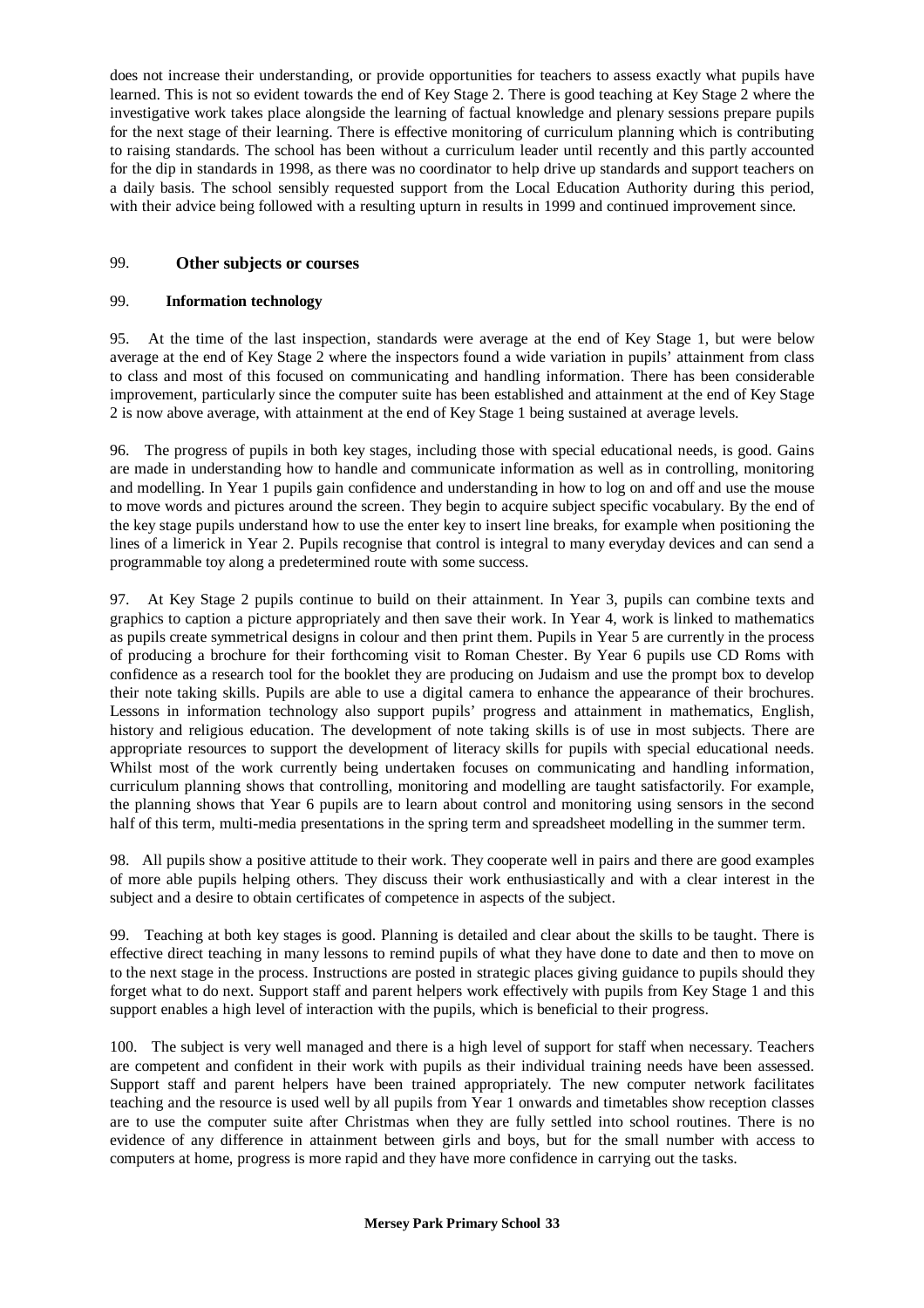does not increase their understanding, or provide opportunities for teachers to assess exactly what pupils have learned. This is not so evident towards the end of Key Stage 2. There is good teaching at Key Stage 2 where the investigative work takes place alongside the learning of factual knowledge and plenary sessions prepare pupils for the next stage of their learning. There is effective monitoring of curriculum planning which is contributing to raising standards. The school has been without a curriculum leader until recently and this partly accounted for the dip in standards in 1998, as there was no coordinator to help drive up standards and support teachers on a daily basis. The school sensibly requested support from the Local Education Authority during this period, with their advice being followed with a resulting upturn in results in 1999 and continued improvement since.

## 99. **Other subjects or courses**

### 99. **Information technology**

95. At the time of the last inspection, standards were average at the end of Key Stage 1, but were below average at the end of Key Stage 2 where the inspectors found a wide variation in pupils' attainment from class to class and most of this focused on communicating and handling information. There has been considerable improvement, particularly since the computer suite has been established and attainment at the end of Key Stage 2 is now above average, with attainment at the end of Key Stage 1 being sustained at average levels.

96. The progress of pupils in both key stages, including those with special educational needs, is good. Gains are made in understanding how to handle and communicate information as well as in controlling, monitoring and modelling. In Year 1 pupils gain confidence and understanding in how to log on and off and use the mouse to move words and pictures around the screen. They begin to acquire subject specific vocabulary. By the end of the key stage pupils understand how to use the enter key to insert line breaks, for example when positioning the lines of a limerick in Year 2. Pupils recognise that control is integral to many everyday devices and can send a programmable toy along a predetermined route with some success.

97. At Key Stage 2 pupils continue to build on their attainment. In Year 3, pupils can combine texts and graphics to caption a picture appropriately and then save their work. In Year 4, work is linked to mathematics as pupils create symmetrical designs in colour and then print them. Pupils in Year 5 are currently in the process of producing a brochure for their forthcoming visit to Roman Chester. By Year 6 pupils use CD Roms with confidence as a research tool for the booklet they are producing on Judaism and use the prompt box to develop their note taking skills. Pupils are able to use a digital camera to enhance the appearance of their brochures. Lessons in information technology also support pupils' progress and attainment in mathematics, English, history and religious education. The development of note taking skills is of use in most subjects. There are appropriate resources to support the development of literacy skills for pupils with special educational needs. Whilst most of the work currently being undertaken focuses on communicating and handling information, curriculum planning shows that controlling, monitoring and modelling are taught satisfactorily. For example, the planning shows that Year 6 pupils are to learn about control and monitoring using sensors in the second half of this term, multi-media presentations in the spring term and spreadsheet modelling in the summer term.

98. All pupils show a positive attitude to their work. They cooperate well in pairs and there are good examples of more able pupils helping others. They discuss their work enthusiastically and with a clear interest in the subject and a desire to obtain certificates of competence in aspects of the subject.

99. Teaching at both key stages is good. Planning is detailed and clear about the skills to be taught. There is effective direct teaching in many lessons to remind pupils of what they have done to date and then to move on to the next stage in the process. Instructions are posted in strategic places giving guidance to pupils should they forget what to do next. Support staff and parent helpers work effectively with pupils from Key Stage 1 and this support enables a high level of interaction with the pupils, which is beneficial to their progress.

100. The subject is very well managed and there is a high level of support for staff when necessary. Teachers are competent and confident in their work with pupils as their individual training needs have been assessed. Support staff and parent helpers have been trained appropriately. The new computer network facilitates teaching and the resource is used well by all pupils from Year 1 onwards and timetables show reception classes are to use the computer suite after Christmas when they are fully settled into school routines. There is no evidence of any difference in attainment between girls and boys, but for the small number with access to computers at home, progress is more rapid and they have more confidence in carrying out the tasks.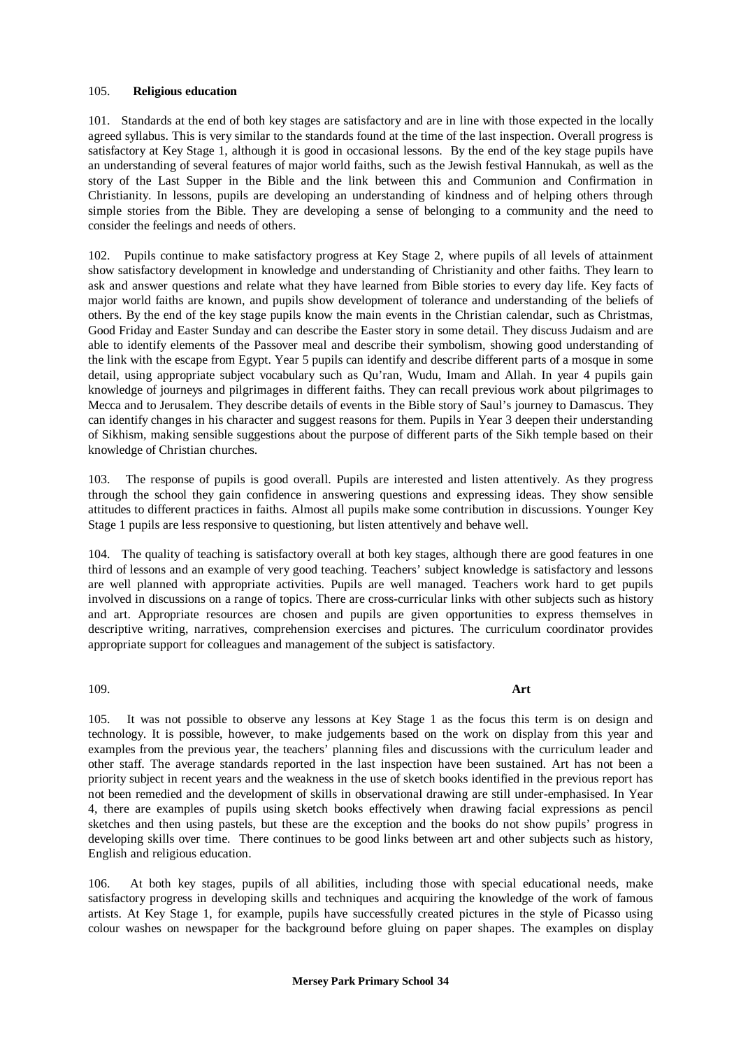105. **Religious education**

101. Standards at the end of both key stages are satisfactory and are in line with those expected in the locally agreed syllabus. This is very similar to the standards found at the time of the last inspection. Overall progress is satisfactory at Key Stage 1, although it is good in occasional lessons. By the end of the key stage pupils have an understanding of several features of major world faiths, such as the Jewish festival Hannukah, as well as the story of the Last Supper in the Bible and the link between this and Communion and Confirmation in Christianity. In lessons, pupils are developing an understanding of kindness and of helping others through simple stories from the Bible. They are developing a sense of belonging to a community and the need to consider the feelings and needs of others.

102. Pupils continue to make satisfactory progress at Key Stage 2, where pupils of all levels of attainment show satisfactory development in knowledge and understanding of Christianity and other faiths. They learn to ask and answer questions and relate what they have learned from Bible stories to every day life. Key facts of major world faiths are known, and pupils show development of tolerance and understanding of the beliefs of others. By the end of the key stage pupils know the main events in the Christian calendar, such as Christmas, Good Friday and Easter Sunday and can describe the Easter story in some detail. They discuss Judaism and are able to identify elements of the Passover meal and describe their symbolism, showing good understanding of the link with the escape from Egypt. Year 5 pupils can identify and describe different parts of a mosque in some detail, using appropriate subject vocabulary such as Qu'ran, Wudu, Imam and Allah. In year 4 pupils gain knowledge of journeys and pilgrimages in different faiths. They can recall previous work about pilgrimages to Mecca and to Jerusalem. They describe details of events in the Bible story of Saul's journey to Damascus. They can identify changes in his character and suggest reasons for them. Pupils in Year 3 deepen their understanding of Sikhism, making sensible suggestions about the purpose of different parts of the Sikh temple based on their knowledge of Christian churches.

103. The response of pupils is good overall. Pupils are interested and listen attentively. As they progress through the school they gain confidence in answering questions and expressing ideas. They show sensible attitudes to different practices in faiths. Almost all pupils make some contribution in discussions. Younger Key Stage 1 pupils are less responsive to questioning, but listen attentively and behave well.

104. The quality of teaching is satisfactory overall at both key stages, although there are good features in one third of lessons and an example of very good teaching. Teachers' subject knowledge is satisfactory and lessons are well planned with appropriate activities. Pupils are well managed. Teachers work hard to get pupils involved in discussions on a range of topics. There are cross-curricular links with other subjects such as history and art. Appropriate resources are chosen and pupils are given opportunities to express themselves in descriptive writing, narratives, comprehension exercises and pictures. The curriculum coordinator provides appropriate support for colleagues and management of the subject is satisfactory.

109. **Art**

105. It was not possible to observe any lessons at Key Stage 1 as the focus this term is on design and technology. It is possible, however, to make judgements based on the work on display from this year and examples from the previous year, the teachers' planning files and discussions with the curriculum leader and other staff. The average standards reported in the last inspection have been sustained. Art has not been a priority subject in recent years and the weakness in the use of sketch books identified in the previous report has not been remedied and the development of skills in observational drawing are still under-emphasised. In Year 4, there are examples of pupils using sketch books effectively when drawing facial expressions as pencil sketches and then using pastels, but these are the exception and the books do not show pupils' progress in developing skills over time. There continues to be good links between art and other subjects such as history, English and religious education.

106. At both key stages, pupils of all abilities, including those with special educational needs, make satisfactory progress in developing skills and techniques and acquiring the knowledge of the work of famous artists. At Key Stage 1, for example, pupils have successfully created pictures in the style of Picasso using colour washes on newspaper for the background before gluing on paper shapes. The examples on display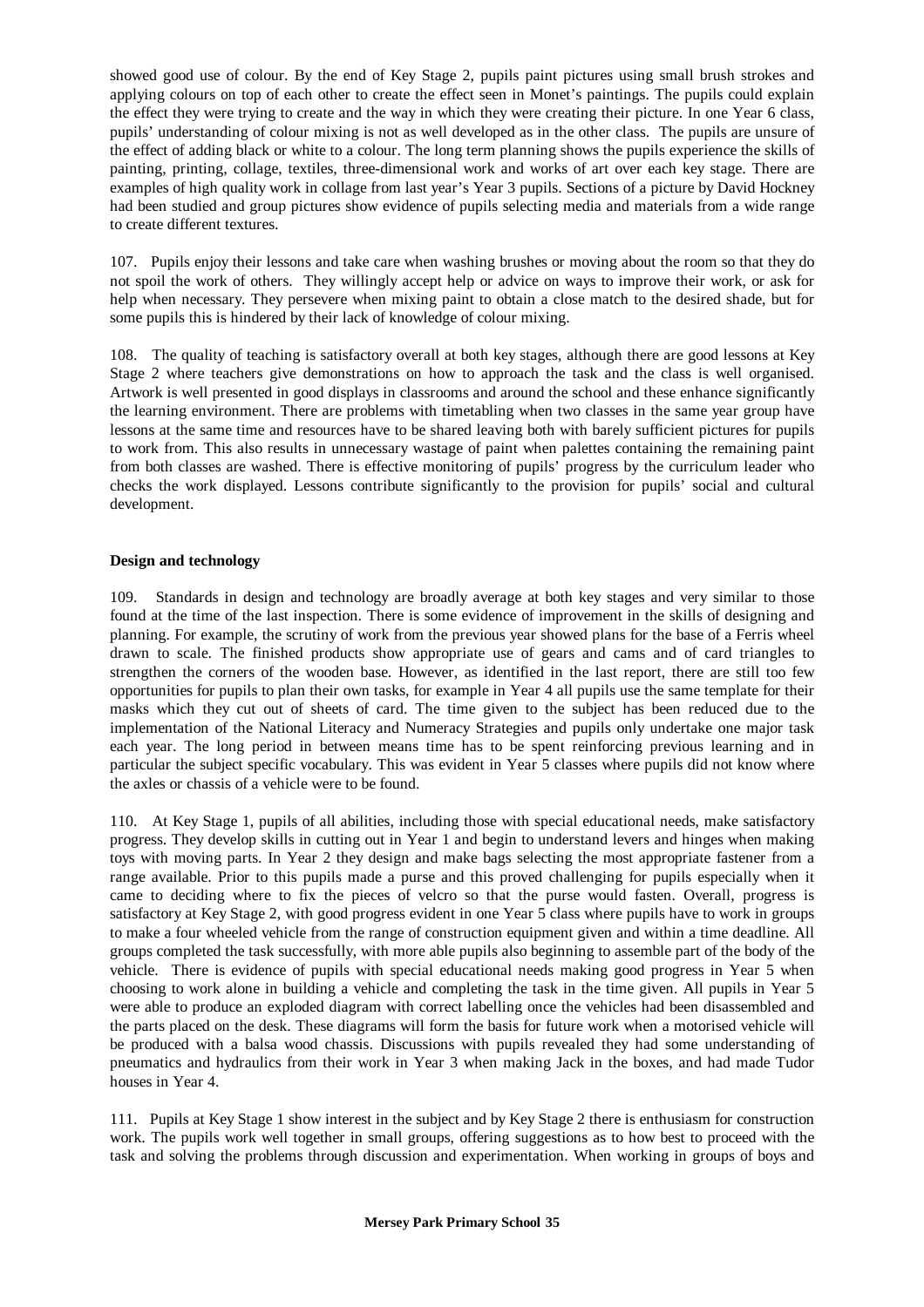showed good use of colour. By the end of Key Stage 2, pupils paint pictures using small brush strokes and applying colours on top of each other to create the effect seen in Monet's paintings. The pupils could explain the effect they were trying to create and the way in which they were creating their picture. In one Year 6 class, pupils' understanding of colour mixing is not as well developed as in the other class. The pupils are unsure of the effect of adding black or white to a colour. The long term planning shows the pupils experience the skills of painting, printing, collage, textiles, three-dimensional work and works of art over each key stage. There are examples of high quality work in collage from last year's Year 3 pupils. Sections of a picture by David Hockney had been studied and group pictures show evidence of pupils selecting media and materials from a wide range to create different textures.

107. Pupils enjoy their lessons and take care when washing brushes or moving about the room so that they do not spoil the work of others. They willingly accept help or advice on ways to improve their work, or ask for help when necessary. They persevere when mixing paint to obtain a close match to the desired shade, but for some pupils this is hindered by their lack of knowledge of colour mixing.

108. The quality of teaching is satisfactory overall at both key stages, although there are good lessons at Key Stage 2 where teachers give demonstrations on how to approach the task and the class is well organised. Artwork is well presented in good displays in classrooms and around the school and these enhance significantly the learning environment. There are problems with timetabling when two classes in the same year group have lessons at the same time and resources have to be shared leaving both with barely sufficient pictures for pupils to work from. This also results in unnecessary wastage of paint when palettes containing the remaining paint from both classes are washed. There is effective monitoring of pupils' progress by the curriculum leader who checks the work displayed. Lessons contribute significantly to the provision for pupils' social and cultural development.

**Design and technology**

109. Standards in design and technology are broadly average at both key stages and very similar to those found at the time of the last inspection. There is some evidence of improvement in the skills of designing and planning. For example, the scrutiny of work from the previous year showed plans for the base of a Ferris wheel drawn to scale. The finished products show appropriate use of gears and cams and of card triangles to strengthen the corners of the wooden base. However, as identified in the last report, there are still too few opportunities for pupils to plan their own tasks, for example in Year 4 all pupils use the same template for their masks which they cut out of sheets of card. The time given to the subject has been reduced due to the implementation of the National Literacy and Numeracy Strategies and pupils only undertake one major task each year. The long period in between means time has to be spent reinforcing previous learning and in particular the subject specific vocabulary. This was evident in Year 5 classes where pupils did not know where the axles or chassis of a vehicle were to be found.

110. At Key Stage 1, pupils of all abilities, including those with special educational needs, make satisfactory progress. They develop skills in cutting out in Year 1 and begin to understand levers and hinges when making toys with moving parts. In Year 2 they design and make bags selecting the most appropriate fastener from a range available. Prior to this pupils made a purse and this proved challenging for pupils especially when it came to deciding where to fix the pieces of velcro so that the purse would fasten. Overall, progress is satisfactory at Key Stage 2, with good progress evident in one Year 5 class where pupils have to work in groups to make a four wheeled vehicle from the range of construction equipment given and within a time deadline. All groups completed the task successfully, with more able pupils also beginning to assemble part of the body of the vehicle. There is evidence of pupils with special educational needs making good progress in Year 5 when choosing to work alone in building a vehicle and completing the task in the time given. All pupils in Year 5 were able to produce an exploded diagram with correct labelling once the vehicles had been disassembled and the parts placed on the desk. These diagrams will form the basis for future work when a motorised vehicle will be produced with a balsa wood chassis. Discussions with pupils revealed they had some understanding of pneumatics and hydraulics from their work in Year 3 when making Jack in the boxes, and had made Tudor houses in Year 4.

111. Pupils at Key Stage 1 show interest in the subject and by Key Stage 2 there is enthusiasm for construction work. The pupils work well together in small groups, offering suggestions as to how best to proceed with the task and solving the problems through discussion and experimentation. When working in groups of boys and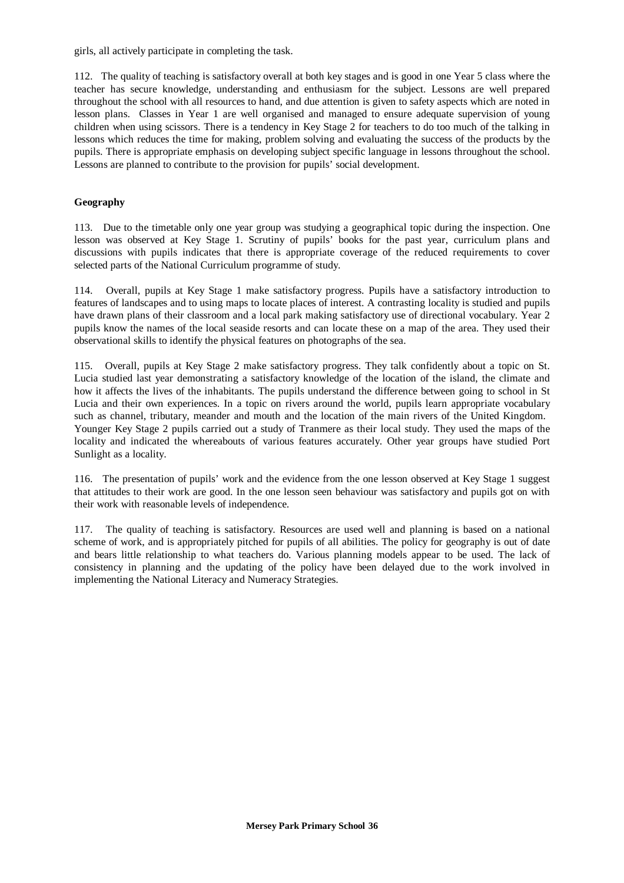girls, all actively participate in completing the task.

112. The quality of teaching is satisfactory overall at both key stages and is good in one Year 5 class where the teacher has secure knowledge, understanding and enthusiasm for the subject. Lessons are well prepared throughout the school with all resources to hand, and due attention is given to safety aspects which are noted in lesson plans. Classes in Year 1 are well organised and managed to ensure adequate supervision of young children when using scissors. There is a tendency in Key Stage 2 for teachers to do too much of the talking in lessons which reduces the time for making, problem solving and evaluating the success of the products by the pupils. There is appropriate emphasis on developing subject specific language in lessons throughout the school. Lessons are planned to contribute to the provision for pupils' social development.

**Geography**

113. Due to the timetable only one year group was studying a geographical topic during the inspection. One lesson was observed at Key Stage 1. Scrutiny of pupils' books for the past year, curriculum plans and discussions with pupils indicates that there is appropriate coverage of the reduced requirements to cover selected parts of the National Curriculum programme of study.

114. Overall, pupils at Key Stage 1 make satisfactory progress. Pupils have a satisfactory introduction to features of landscapes and to using maps to locate places of interest. A contrasting locality is studied and pupils have drawn plans of their classroom and a local park making satisfactory use of directional vocabulary. Year 2 pupils know the names of the local seaside resorts and can locate these on a map of the area. They used their observational skills to identify the physical features on photographs of the sea.

115. Overall, pupils at Key Stage 2 make satisfactory progress. They talk confidently about a topic on St. Lucia studied last year demonstrating a satisfactory knowledge of the location of the island, the climate and how it affects the lives of the inhabitants. The pupils understand the difference between going to school in St Lucia and their own experiences. In a topic on rivers around the world, pupils learn appropriate vocabulary such as channel, tributary, meander and mouth and the location of the main rivers of the United Kingdom. Younger Key Stage 2 pupils carried out a study of Tranmere as their local study. They used the maps of the locality and indicated the whereabouts of various features accurately. Other year groups have studied Port Sunlight as a locality.

116. The presentation of pupils' work and the evidence from the one lesson observed at Key Stage 1 suggest that attitudes to their work are good. In the one lesson seen behaviour was satisfactory and pupils got on with their work with reasonable levels of independence.

117. The quality of teaching is satisfactory. Resources are used well and planning is based on a national scheme of work, and is appropriately pitched for pupils of all abilities. The policy for geography is out of date and bears little relationship to what teachers do. Various planning models appear to be used. The lack of consistency in planning and the updating of the policy have been delayed due to the work involved in implementing the National Literacy and Numeracy Strategies.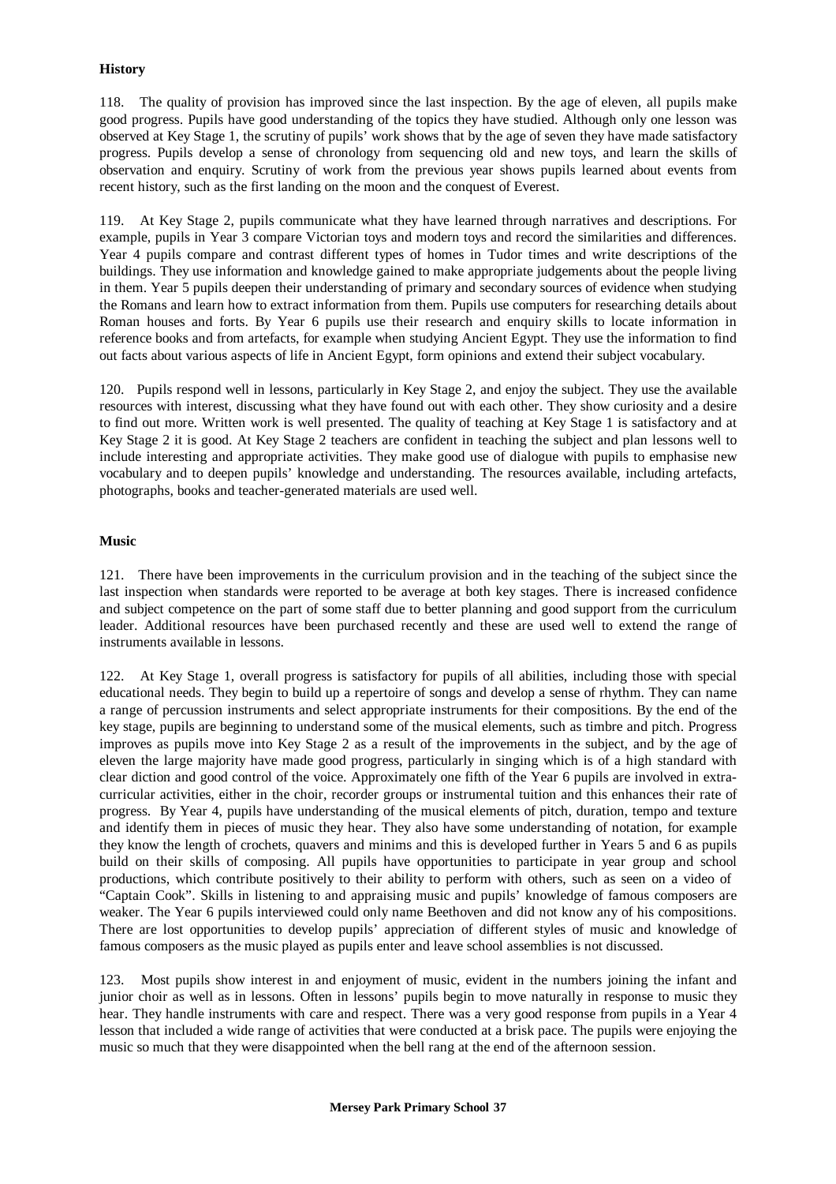### History

118. The quality of provision has improved since the last inspection. By the age of eleven, all pupils make good progress. Pupils have good understanding of the topics they have studied. Although only one lesson was observed at Key Stage 1, the scrutiny of pupils' work shows that by the age of seven they have made satisfactory progress. Pupils develop a sense of chronology from sequencing old and new toys, and learn the skills of observation and enquiry. Scrutiny of work from the previous year shows pupils learned about events from recent history, such as the first landing on the moon and the conquest of Everest.

119. At Key Stage 2, pupils communicate what they have learned through narratives and descriptions. For example, pupils in Year 3 compare Victorian toys and modern toys and record the similarities and differences. Year 4 pupils compare and contrast different types of homes in Tudor times and write descriptions of the buildings. They use information and knowledge gained to make appropriate judgements about the people living in them. Year 5 pupils deepen their understanding of primary and secondary sources of evidence when studying the Romans and learn how to extract information from them. Pupils use computers for researching details about Roman houses and forts. By Year 6 pupils use their research and enquiry skills to locate information in reference books and from artefacts, for example when studying Ancient Egypt. They use the information to find out facts about various aspects of life in Ancient Egypt, form opinions and extend their subject vocabulary.

120. Pupils respond well in lessons, particularly in Key Stage 2, and enjoy the subject. They use the available resources with interest, discussing what they have found out with each other. They show curiosity and a desire to find out more. Written work is well presented. The quality of teaching at Key Stage 1 is satisfactory and at Key Stage 2 it is good. At Key Stage 2 teachers are confident in teaching the subject and plan lessons well to include interesting and appropriate activities. They make good use of dialogue with pupils to emphasise new vocabulary and to deepen pupils' knowledge and understanding. The resources available, including artefacts, photographs, books and teacher-generated materials are used well.

### Music

121. There have been improvements in the curriculum provision and in the teaching of the subject since the last inspection when standards were reported to be average at both key stages. There is increased confidence and subject competence on the part of some staff due to better planning and good support from the curriculum leader. Additional resources have been purchased recently and these are used well to extend the range of instruments available in lessons.

122. At Key Stage 1, overall progress is satisfactory for pupils of all abilities, including those with special educational needs. They begin to build up a repertoire of songs and develop a sense of rhythm. They can name a range of percussion instruments and select appropriate instruments for their compositions. By the end of the key stage, pupils are beginning to understand some of the musical elements, such as timbre and pitch. Progress improves as pupils move into Key Stage 2 as a result of the improvements in the subject, and by the age of eleven the large majority have made good progress, particularly in singing which is of a high standard with clear diction and good control of the voice. Approximately one fifth of the Year 6 pupils are involved in extra-curricular activities, either in the choir, recorder groups or instrumental tuition and this enhances their rate of progress. By Year 4, pupils have understanding of the musical elements of pitch, duration, tempo and texture and identify them in pieces of music they hear. They also have some understanding of notation, for example they know the length of crochets, quavers and minims and this is developed further in Years 5 and 6 as pupils build on their skills of composing. All pupils have opportunities to participate in year group and school productions, which contribute positively to their ability to perform with others, such as seen on a video of "Captain Cook". Skills in listening to and appraising music and pupils' knowledge of famous composers are weaker. The Year 6 pupils interviewed could only name Beethoven and did not know any of his compositions. There are lost opportunities to develop pupils' appreciation of different styles of music and knowledge of famous composers as the music played as pupils enter and leave school assemblies is not discussed.

123. Most pupils show interest in and enjoyment of music, evident in the numbers joining the infant and junior choir as well as in lessons. Often in lessons' pupils begin to move naturally in response to music they hear. They handle instruments with care and respect. There was a very good response from pupils in a Year 4 lesson that included a wide range of activities that were conducted at a brisk pace. The pupils were enjoying the music so much that they were disappointed when the bell rang at the end of the afternoon session.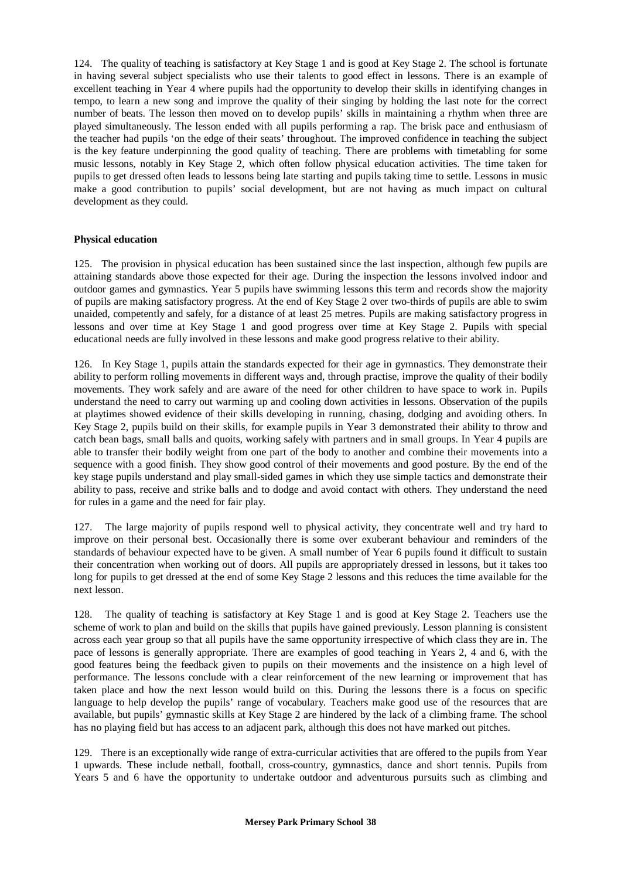124. The quality of teaching is satisfactory at Key Stage 1 and is good at Key Stage 2. The school is fortunate in having several subject specialists who use their talents to good effect in lessons. There is an example of excellent teaching in Year 4 where pupils had the opportunity to develop their skills in identifying changes in tempo, to learn a new song and improve the quality of their singing by holding the last note for the correct number of beats. The lesson then moved on to develop pupils' skills in maintaining a rhythm when three are played simultaneously. The lesson ended with all pupils performing a rap. The brisk pace and enthusiasm of the teacher had pupils 'on the edge of their seats' throughout. The improved confidence in teaching the subject is the key feature underpinning the good quality of teaching. There are problems with timetabling for some music lessons, notably in Key Stage 2, which often follow physical education activities. The time taken for pupils to get dressed often leads to lessons being late starting and pupils taking time to settle. Lessons in music make a good contribution to pupils' social development, but are not having as much impact on cultural development as they could.

**Physical education**

125. The provision in physical education has been sustained since the last inspection, although few pupils are attaining standards above those expected for their age. During the inspection the lessons involved indoor and outdoor games and gymnastics. Year 5 pupils have swimming lessons this term and records show the majority of pupils are making satisfactory progress. At the end of Key Stage 2 over two-thirds of pupils are able to swim unaided, competently and safely, for a distance of at least 25 metres. Pupils are making satisfactory progress in lessons and over time at Key Stage 1 and good progress over time at Key Stage 2. Pupils with special educational needs are fully involved in these lessons and make good progress relative to their ability.

126. In Key Stage 1, pupils attain the standards expected for their age in gymnastics. They demonstrate their ability to perform rolling movements in different ways and, through practise, improve the quality of their bodily movements. They work safely and are aware of the need for other children to have space to work in. Pupils understand the need to carry out warming up and cooling down activities in lessons. Observation of the pupils at playtimes showed evidence of their skills developing in running, chasing, dodging and avoiding others. In Key Stage 2, pupils build on their skills, for example pupils in Year 3 demonstrated their ability to throw and catch bean bags, small balls and quoits, working safely with partners and in small groups. In Year 4 pupils are able to transfer their bodily weight from one part of the body to another and combine their movements into a sequence with a good finish. They show good control of their movements and good posture. By the end of the key stage pupils understand and play small-sided games in which they use simple tactics and demonstrate their ability to pass, receive and strike balls and to dodge and avoid contact with others. They understand the need for rules in a game and the need for fair play.

127. The large majority of pupils respond well to physical activity, they concentrate well and try hard to improve on their personal best. Occasionally there is some over exuberant behaviour and reminders of the standards of behaviour expected have to be given. A small number of Year 6 pupils found it difficult to sustain their concentration when working out of doors. All pupils are appropriately dressed in lessons, but it takes too long for pupils to get dressed at the end of some Key Stage 2 lessons and this reduces the time available for the next lesson.

128. The quality of teaching is satisfactory at Key Stage 1 and is good at Key Stage 2. Teachers use the scheme of work to plan and build on the skills that pupils have gained previously. Lesson planning is consistent across each year group so that all pupils have the same opportunity irrespective of which class they are in. The pace of lessons is generally appropriate. There are examples of good teaching in Years 2, 4 and 6, with the good features being the feedback given to pupils on their movements and the insistence on a high level of performance. The lessons conclude with a clear reinforcement of the new learning or improvement that has taken place and how the next lesson would build on this. During the lessons there is a focus on specific language to help develop the pupils' range of vocabulary. Teachers make good use of the resources that are available, but pupils' gymnastic skills at Key Stage 2 are hindered by the lack of a climbing frame. The school has no playing field but has access to an adjacent park, although this does not have marked out pitches.

129. There is an exceptionally wide range of extra-curricular activities that are offered to the pupils from Year 1 upwards. These include netball, football, cross-country, gymnastics, dance and short tennis. Pupils from Years 5 and 6 have the opportunity to undertake outdoor and adventurous pursuits such as climbing and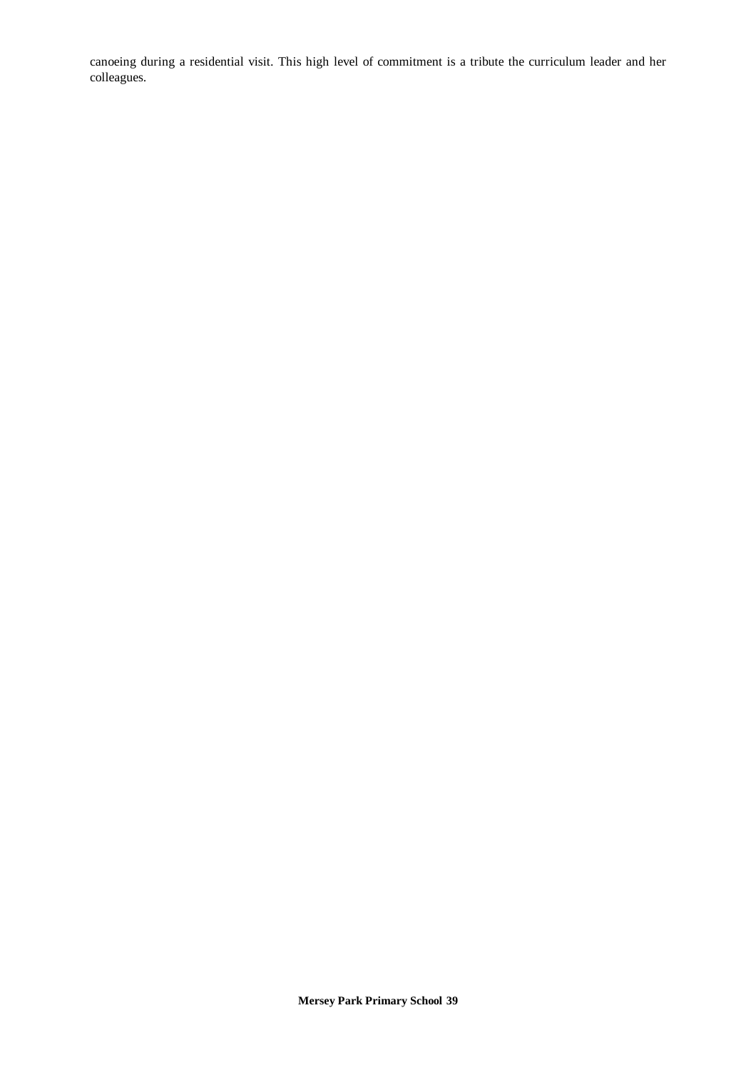canoeing during a residential visit. This high level of commitment is a tribute the curriculum leader and her colleagues.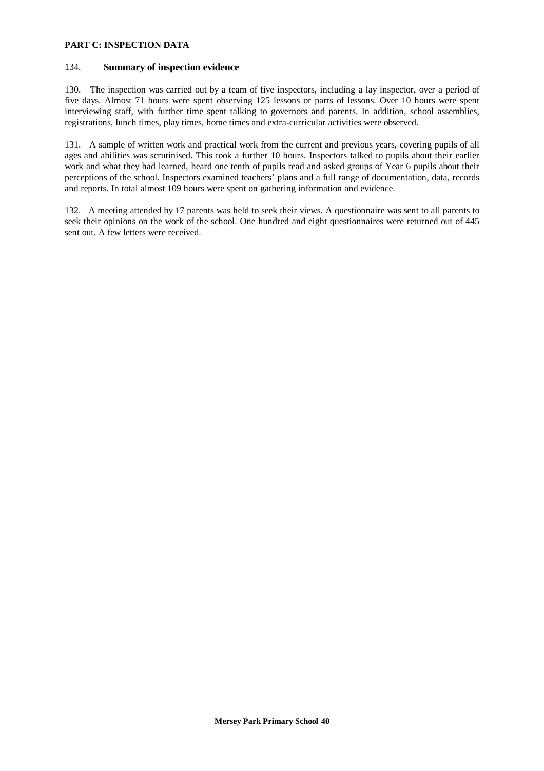**PART C: INSPECTION DATA**

134. **Summary of inspection evidence**

130. The inspection was carried out by a team of five inspectors, including a lay inspector, over a period of five days. Almost 71 hours were spent observing 125 lessons or parts of lessons. Over 10 hours were spent interviewing staff, with further time spent talking to governors and parents. In addition, school assemblies, registrations, lunch times, play times, home times and extra-curricular activities were observed.

131. A sample of written work and practical work from the current and previous years, covering pupils of all ages and abilities was scrutinised. This took a further 10 hours. Inspectors talked to pupils about their earlier work and what they had learned, heard one tenth of pupils read and asked groups of Year 6 pupils about their perceptions of the school. Inspectors examined teachers' plans and a full range of documentation, data, records and reports. In total almost 109 hours were spent on gathering information and evidence.

132. A meeting attended by 17 parents was held to seek their views. A questionnaire was sent to all parents to seek their opinions on the work of the school. One hundred and eight questionnaires were returned out of 445 sent out. A few letters were received.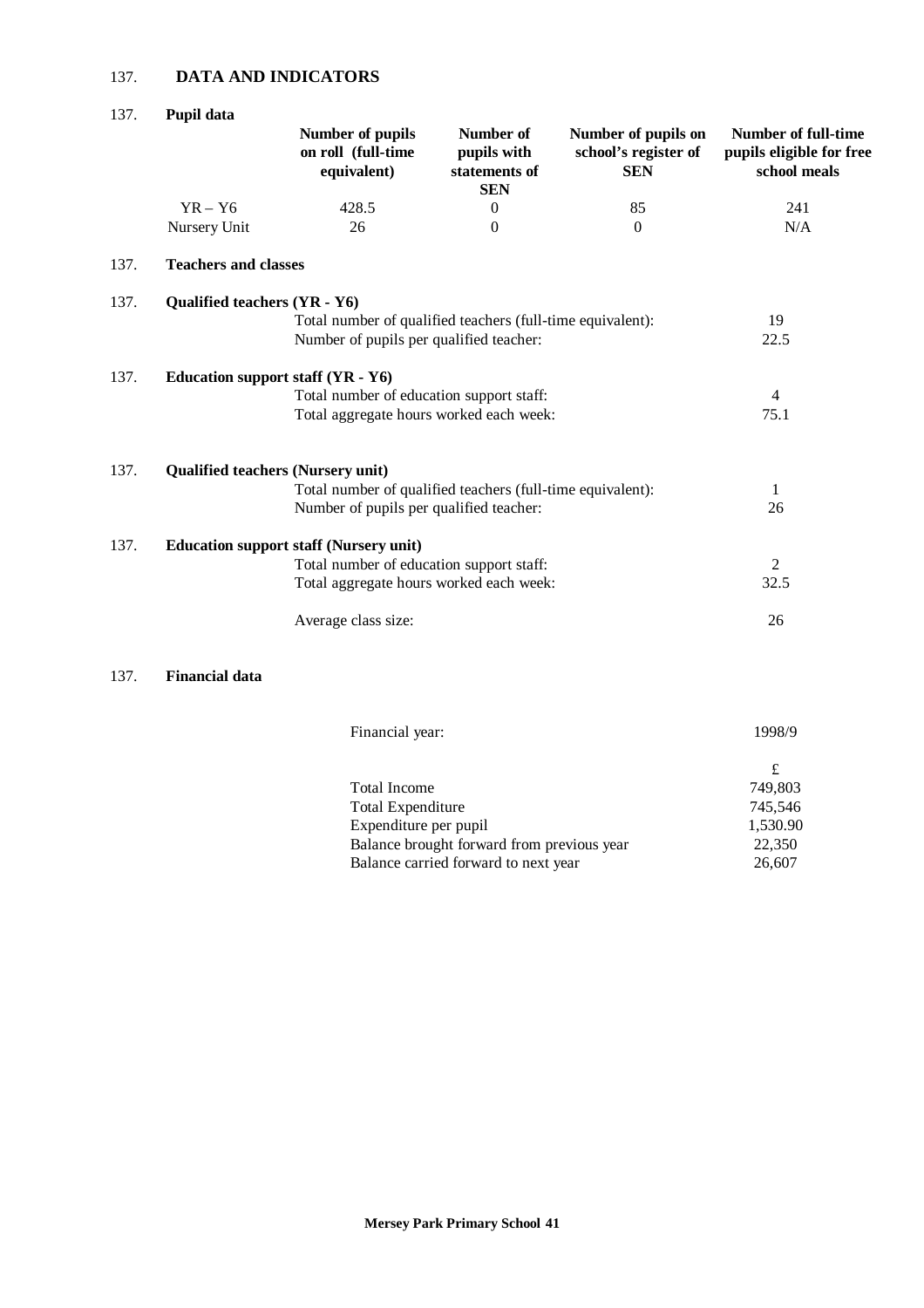137. **DATA AND INDICATORS**

137. **Pupil data**

| | Number of pupils on roll (full-time equivalent) | Number of pupils with statements of SEN | Number of pupils on school's register of SEN | Number of full-time pupils eligible for free school meals |
|---|---|---|---|---|
| YR – Y6 | 428.5 | 0 | 85 | 241 |
| Nursery Unit | 26 | 0 | 0 | N/A |

137. **Teachers and classes**

137. **Qualified teachers (YR - Y6)**

| | |
|---|---|
| Total number of qualified teachers (full-time equivalent): | 19 |
| Number of pupils per qualified teacher: | 22.5 |

137. **Education support staff (YR - Y6)**

| | |
|---|---|
| Total number of education support staff: | 4 |
| Total aggregate hours worked each week: | 75.1 |

137. **Qualified teachers (Nursery unit)**

| | |
|---|---|
| Total number of qualified teachers (full-time equivalent): | 1 |
| Number of pupils per qualified teacher: | 26 |

137. **Education support staff (Nursery unit)**

| | |
|---|---|
| Total number of education support staff: | 2 |
| Total aggregate hours worked each week: | 32.5 |
| Average class size: | 26 |

137. **Financial data**

| | |
|---|---|
| Financial year: | 1998/9 |
| | £ |
| Total Income | 749,803 |
| Total Expenditure | 745,546 |
| Expenditure per pupil | 1,530.90 |
| Balance brought forward from previous year | 22,350 |
| Balance carried forward to next year | 26,607 |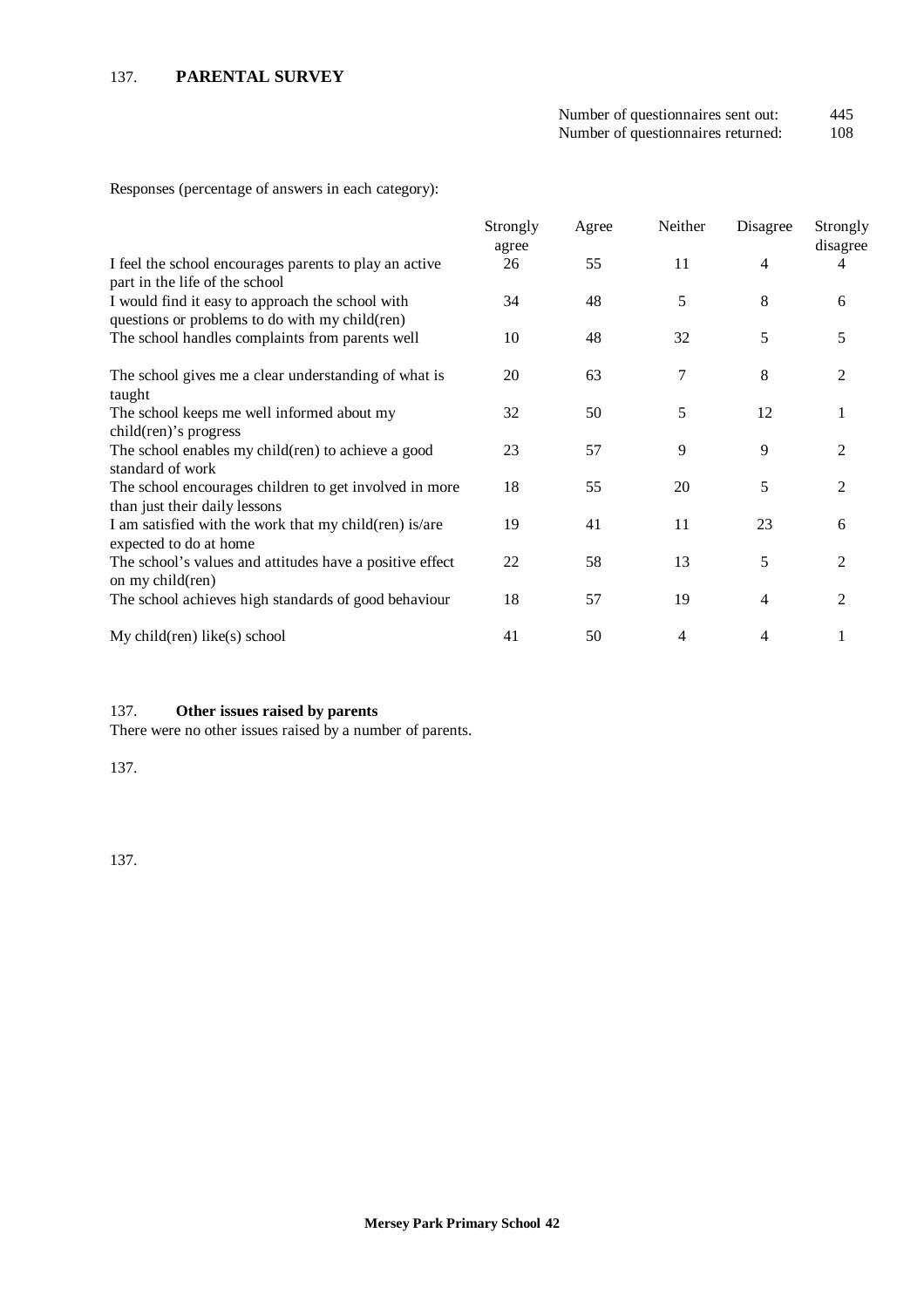137. **PARENTAL SURVEY**

Number of questionnaires sent out: 445
Number of questionnaires returned: 108

Responses (percentage of answers in each category):

| | Strongly agree | Agree | Neither | Disagree | Strongly disagree |
|---|---|---|---|---|---|
| I feel the school encourages parents to play an active part in the life of the school | 26 | 55 | 11 | 4 | 4 |
| I would find it easy to approach the school with questions or problems to do with my child(ren) | 34 | 48 | 5 | 8 | 6 |
| The school handles complaints from parents well | 10 | 48 | 32 | 5 | 5 |
| The school gives me a clear understanding of what is taught | 20 | 63 | 7 | 8 | 2 |
| The school keeps me well informed about my child(ren)'s progress | 32 | 50 | 5 | 12 | 1 |
| The school enables my child(ren) to achieve a good standard of work | 23 | 57 | 9 | 9 | 2 |
| The school encourages children to get involved in more than just their daily lessons | 18 | 55 | 20 | 5 | 2 |
| I am satisfied with the work that my child(ren) is/are expected to do at home | 19 | 41 | 11 | 23 | 6 |
| The school's values and attitudes have a positive effect on my child(ren) | 22 | 58 | 13 | 5 | 2 |
| The school achieves high standards of good behaviour | 18 | 57 | 19 | 4 | 2 |
| My child(ren) like(s) school | 41 | 50 | 4 | 4 | 1 |

137. **Other issues raised by parents**

There were no other issues raised by a number of parents.

137.

137.